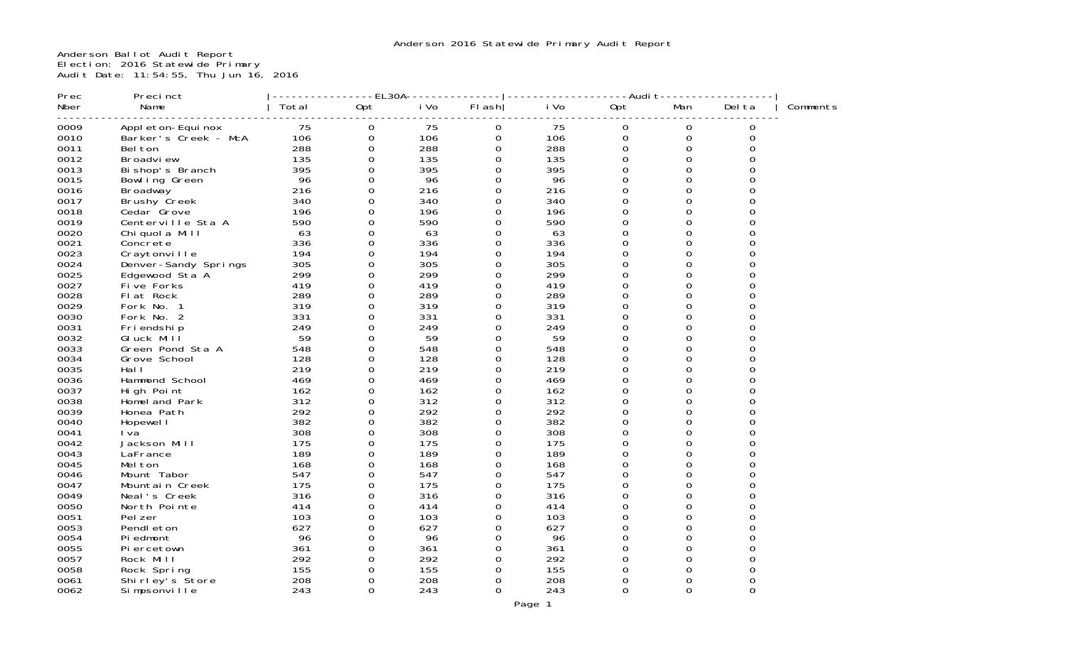# Anderson 2016 Statewide Primary Audit Report

Anderson Ballot Audit Report
Election: 2016 Statewide Primary
Audit Date: 11:54:55, Thu Jun 16, 2016

| Prec Nber | Precinct Name | EL30A Total | EL30A Opt | EL30A iVo | EL30A Flash | Audit iVo | Audit Opt | Audit Man | Audit Delta | Comments |
|---|---|---|---|---|---|---|---|---|---|---|
| 0009 | Appleton-Equinox | 75 | 0 | 75 | 0 | 75 | 0 | 0 | 0 | |
| 0010 | Barker's Creek - McA | 106 | 0 | 106 | 0 | 106 | 0 | 0 | 0 | |
| 0011 | Belton | 288 | 0 | 288 | 0 | 288 | 0 | 0 | 0 | |
| 0012 | Broadview | 135 | 0 | 135 | 0 | 135 | 0 | 0 | 0 | |
| 0013 | Bishop's Branch | 395 | 0 | 395 | 0 | 395 | 0 | 0 | 0 | |
| 0015 | Bowling Green | 96 | 0 | 96 | 0 | 96 | 0 | 0 | 0 | |
| 0016 | Broadway | 216 | 0 | 216 | 0 | 216 | 0 | 0 | 0 | |
| 0017 | Brushy Creek | 340 | 0 | 340 | 0 | 340 | 0 | 0 | 0 | |
| 0018 | Cedar Grove | 196 | 0 | 196 | 0 | 196 | 0 | 0 | 0 | |
| 0019 | Centerville Sta A | 590 | 0 | 590 | 0 | 590 | 0 | 0 | 0 | |
| 0020 | Chiquola Mill | 63 | 0 | 63 | 0 | 63 | 0 | 0 | 0 | |
| 0021 | Concrete | 336 | 0 | 336 | 0 | 336 | 0 | 0 | 0 | |
| 0023 | Craytonville | 194 | 0 | 194 | 0 | 194 | 0 | 0 | 0 | |
| 0024 | Denver-Sandy Springs | 305 | 0 | 305 | 0 | 305 | 0 | 0 | 0 | |
| 0025 | Edgewood Sta A | 299 | 0 | 299 | 0 | 299 | 0 | 0 | 0 | |
| 0027 | Five Forks | 419 | 0 | 419 | 0 | 419 | 0 | 0 | 0 | |
| 0028 | Flat Rock | 289 | 0 | 289 | 0 | 289 | 0 | 0 | 0 | |
| 0029 | Fork No. 1 | 319 | 0 | 319 | 0 | 319 | 0 | 0 | 0 | |
| 0030 | Fork No. 2 | 331 | 0 | 331 | 0 | 331 | 0 | 0 | 0 | |
| 0031 | Friendship | 249 | 0 | 249 | 0 | 249 | 0 | 0 | 0 | |
| 0032 | Gluck Mill | 59 | 0 | 59 | 0 | 59 | 0 | 0 | 0 | |
| 0033 | Green Pond Sta A | 548 | 0 | 548 | 0 | 548 | 0 | 0 | 0 | |
| 0034 | Grove School | 128 | 0 | 128 | 0 | 128 | 0 | 0 | 0 | |
| 0035 | Hall | 219 | 0 | 219 | 0 | 219 | 0 | 0 | 0 | |
| 0036 | Hammond School | 469 | 0 | 469 | 0 | 469 | 0 | 0 | 0 | |
| 0037 | High Point | 162 | 0 | 162 | 0 | 162 | 0 | 0 | 0 | |
| 0038 | Homeland Park | 312 | 0 | 312 | 0 | 312 | 0 | 0 | 0 | |
| 0039 | Honea Path | 292 | 0 | 292 | 0 | 292 | 0 | 0 | 0 | |
| 0040 | Hopewell | 382 | 0 | 382 | 0 | 382 | 0 | 0 | 0 | |
| 0041 | Iva | 308 | 0 | 308 | 0 | 308 | 0 | 0 | 0 | |
| 0042 | Jackson Mill | 175 | 0 | 175 | 0 | 175 | 0 | 0 | 0 | |
| 0043 | LaFrance | 189 | 0 | 189 | 0 | 189 | 0 | 0 | 0 | |
| 0045 | Melton | 168 | 0 | 168 | 0 | 168 | 0 | 0 | 0 | |
| 0046 | Mount Tabor | 547 | 0 | 547 | 0 | 547 | 0 | 0 | 0 | |
| 0047 | Mountain Creek | 175 | 0 | 175 | 0 | 175 | 0 | 0 | 0 | |
| 0049 | Neal's Creek | 316 | 0 | 316 | 0 | 316 | 0 | 0 | 0 | |
| 0050 | North Pointe | 414 | 0 | 414 | 0 | 414 | 0 | 0 | 0 | |
| 0051 | Pelzer | 103 | 0 | 103 | 0 | 103 | 0 | 0 | 0 | |
| 0053 | Pendleton | 627 | 0 | 627 | 0 | 627 | 0 | 0 | 0 | |
| 0054 | Piedmont | 96 | 0 | 96 | 0 | 96 | 0 | 0 | 0 | |
| 0055 | Piercetown | 361 | 0 | 361 | 0 | 361 | 0 | 0 | 0 | |
| 0057 | Rock Mill | 292 | 0 | 292 | 0 | 292 | 0 | 0 | 0 | |
| 0058 | Rock Spring | 155 | 0 | 155 | 0 | 155 | 0 | 0 | 0 | |
| 0061 | Shirley's Store | 208 | 0 | 208 | 0 | 208 | 0 | 0 | 0 | |
| 0062 | Simpsonville | 243 | 0 | 243 | 0 | 243 | 0 | 0 | 0 | |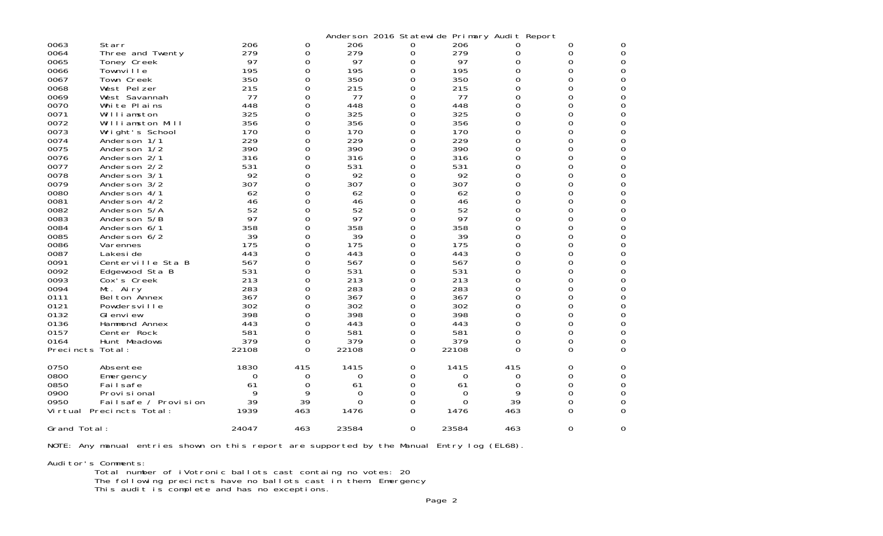Anderson 2016 Statewide Primary Audit Report

| | | | | | | | | | |
|---|---|---|---|---|---|---|---|---|---|
| 0063 | Starr | 206 | 0 | 206 | 0 | 206 | 0 | 0 | 0 |
| 0064 | Three and Twenty | 279 | 0 | 279 | 0 | 279 | 0 | 0 | 0 |
| 0065 | Toney Creek | 97 | 0 | 97 | 0 | 97 | 0 | 0 | 0 |
| 0066 | Townville | 195 | 0 | 195 | 0 | 195 | 0 | 0 | 0 |
| 0067 | Town Creek | 350 | 0 | 350 | 0 | 350 | 0 | 0 | 0 |
| 0068 | West Pelzer | 215 | 0 | 215 | 0 | 215 | 0 | 0 | 0 |
| 0069 | West Savannah | 77 | 0 | 77 | 0 | 77 | 0 | 0 | 0 |
| 0070 | White Plains | 448 | 0 | 448 | 0 | 448 | 0 | 0 | 0 |
| 0071 | Williamston | 325 | 0 | 325 | 0 | 325 | 0 | 0 | 0 |
| 0072 | Williamston Mill | 356 | 0 | 356 | 0 | 356 | 0 | 0 | 0 |
| 0073 | Wright's School | 170 | 0 | 170 | 0 | 170 | 0 | 0 | 0 |
| 0074 | Anderson 1/1 | 229 | 0 | 229 | 0 | 229 | 0 | 0 | 0 |
| 0075 | Anderson 1/2 | 390 | 0 | 390 | 0 | 390 | 0 | 0 | 0 |
| 0076 | Anderson 2/1 | 316 | 0 | 316 | 0 | 316 | 0 | 0 | 0 |
| 0077 | Anderson 2/2 | 531 | 0 | 531 | 0 | 531 | 0 | 0 | 0 |
| 0078 | Anderson 3/1 | 92 | 0 | 92 | 0 | 92 | 0 | 0 | 0 |
| 0079 | Anderson 3/2 | 307 | 0 | 307 | 0 | 307 | 0 | 0 | 0 |
| 0080 | Anderson 4/1 | 62 | 0 | 62 | 0 | 62 | 0 | 0 | 0 |
| 0081 | Anderson 4/2 | 46 | 0 | 46 | 0 | 46 | 0 | 0 | 0 |
| 0082 | Anderson 5/A | 52 | 0 | 52 | 0 | 52 | 0 | 0 | 0 |
| 0083 | Anderson 5/B | 97 | 0 | 97 | 0 | 97 | 0 | 0 | 0 |
| 0084 | Anderson 6/1 | 358 | 0 | 358 | 0 | 358 | 0 | 0 | 0 |
| 0085 | Anderson 6/2 | 39 | 0 | 39 | 0 | 39 | 0 | 0 | 0 |
| 0086 | Varennes | 175 | 0 | 175 | 0 | 175 | 0 | 0 | 0 |
| 0087 | Lakeside | 443 | 0 | 443 | 0 | 443 | 0 | 0 | 0 |
| 0091 | Centerville Sta B | 567 | 0 | 567 | 0 | 567 | 0 | 0 | 0 |
| 0092 | Edgewood Sta B | 531 | 0 | 531 | 0 | 531 | 0 | 0 | 0 |
| 0093 | Cox's Creek | 213 | 0 | 213 | 0 | 213 | 0 | 0 | 0 |
| 0094 | Mt. Airy | 283 | 0 | 283 | 0 | 283 | 0 | 0 | 0 |
| 0111 | Belton Annex | 367 | 0 | 367 | 0 | 367 | 0 | 0 | 0 |
| 0121 | Powdersville | 302 | 0 | 302 | 0 | 302 | 0 | 0 | 0 |
| 0132 | Glenview | 398 | 0 | 398 | 0 | 398 | 0 | 0 | 0 |
| 0136 | Hammond Annex | 443 | 0 | 443 | 0 | 443 | 0 | 0 | 0 |
| 0157 | Center Rock | 581 | 0 | 581 | 0 | 581 | 0 | 0 | 0 |
| 0164 | Hunt Meadows | 379 | 0 | 379 | 0 | 379 | 0 | 0 | 0 |
| Precincts Total: | | 22108 | 0 | 22108 | 0 | 22108 | 0 | 0 | 0 |
| 0750 | Absentee | 1830 | 415 | 1415 | 0 | 1415 | 415 | 0 | 0 |
| 0800 | Emergency | 0 | 0 | 0 | 0 | 0 | 0 | 0 | 0 |
| 0850 | Failsafe | 61 | 0 | 61 | 0 | 61 | 0 | 0 | 0 |
| 0900 | Provisional | 9 | 9 | 0 | 0 | 0 | 9 | 0 | 0 |
| 0950 | Failsafe / Provision | 39 | 39 | 0 | 0 | 0 | 39 | 0 | 0 |
| Virtual Precincts Total: | | 1939 | 463 | 1476 | 0 | 1476 | 463 | 0 | 0 |
| Grand Total: | | 24047 | 463 | 23584 | 0 | 23584 | 463 | 0 | 0 |

NOTE: Any manual entries shown on this report are supported by the Manual Entry log (EL68).

Auditor's Comments:

Total number of iVotronic ballots cast containg no votes: 20

The following precincts have no ballots cast in them: Emergency

This audit is complete and has no exceptions.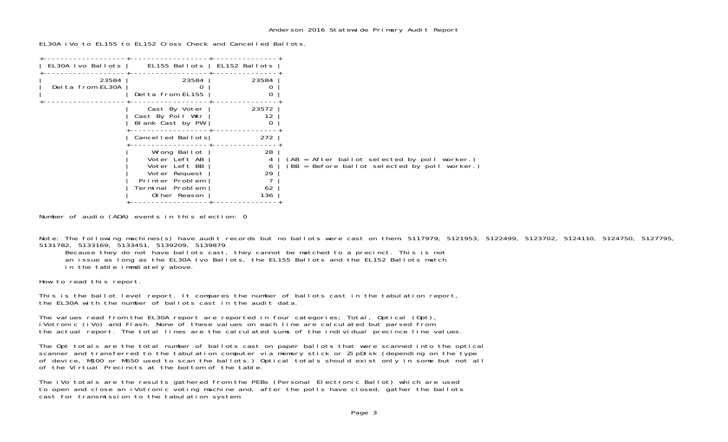EL30A iVo to EL155 to EL152 Cross Check and Cancelled Ballots.

| EL30A Ivo Ballots | EL155 Ballots | EL152 Ballots |
|---|---|---|
| 23584 | 23584 | 23584 |
| Delta from EL30A | 0 | 0 |
| | Delta from EL155 | 0 |
| | Cast By Voter | 23572 |
| | Cast By Poll Wkr | 12 |
| | Blank Cast by PW | 0 |
| | Cancelled Ballots | 272 |
| | Wrong Ballot | 28 |
| | Voter Left AB | 4 |
| | Voter Left BB | 6 |
| | Voter Request | 29 |
| | Printer Problem | 7 |
| | Terminal Problem | 62 |
| | Other Reason | 136 |

(AB = After ballot selected by poll worker.)
(BB = Before ballot selected by poll worker.)

Number of audio (ADA) events in this election: 0

Note: The following machines(s) have audit records but no ballots were cast on them: 5117979, 5121953, 5122499, 5123702, 5124110, 5124750, 5127795, 5131782, 5133169, 5133451, 5139209, 5139879
Because they do not have ballots cast, they cannot be matched to a precinct. This is not an issue as long as the EL30A Ivo Ballots, the EL155 Ballots and the EL152 Ballots match in the table immdiately above.

How to read this report.

This is the ballot level report. It compares the number of ballots cast in the tabulation report, the EL30A with the number of ballots cast in the audit data.

The values read from the EL30A report are reported in four categories; Total, Optical (Opt), iVotronic (iVo) and Flash. None of these values on each line are calculated but parsed from the actual report. The total lines are the calculated sums of the individual precince line values.

The Opt totals are the total number of ballots cast on paper ballots that were scanned into the optical scanner and transferred to the tabulation computer via memory stick or ZipDisk (depending on the type of device, M100 or M650 used to scan the ballots.) Optical totals should exist only in some but not all of the Virtual Precincts at the bottom of the table.

The iVo totals are the results gathered from the PEBs (Personal Electronic Ballot) which are used to open and close an iVotronic voting machine and, after the polls have closed, gather the ballots cast for transmission to the tabulation system.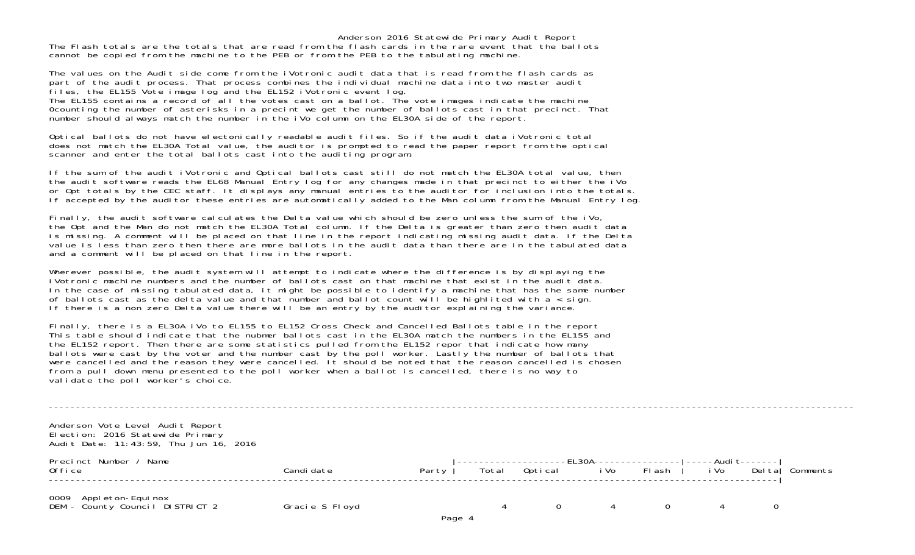Anderson 2016 Statewide Primary Audit Report

The Flash totals are the totals that are read from the flash cards in the rare event that the ballots cannot be copied from the machine to the PEB or from the PEB to the tabulating machine.

The values on the Audit side come from the iVotronic audit data that is read from the flash cards as part of the audit process. That process combines the individual machine data into two master audit files, the EL155 Vote image log and the EL152 iVotronic event log.
The EL155 contains a record of all the votes cast on a ballot. The vote images indicate the machine 0counting the number of asterisks in a precint we get the number of ballots cast in that precinct. That number should always match the number in the iVo column on the EL30A side of the report.

Optical ballots do not have electonically readable audit files. So if the audit data iVotronic total does not match the EL30A Total value, the auditor is prompted to read the paper report from the optical scanner and enter the total ballots cast into the auditing program.

If the sum of the audit iVotronic and Optical ballots cast still do not match the EL30A total value, then the audit software reads the EL68 Manual Entry log for any changes made in that precinct to either the iVo or Opt totals by the CEC staff. It displays any manual entries to the auditor for inclusion into the totals. If accepted by the auditor these entries are automatically added to the Man column from the Manual Entry log.

Finally, the audit software calculates the Delta value which should be zero unless the sum of the iVo, the Opt and the Man do not match the EL30A Total column. If the Delta is greater than zero then audit data is missing. A comment will be placed on that line in the report indicating missing audit data. If the Delta value is less than zero then there are more ballots in the audit data than there are in the tabulated data and a comment will be placed on that line in the report.

Wherever possible, the audit system will attempt to indicate where the difference is by displaying the iVotronic machine numbers and the number of ballots cast on that machine that exist in the audit data. In the case of missing tabulated data, it might be possible to identify a machine that has the same number of ballots cast as the delta value and that number and ballot count will be highlited with a < sign. If there is a non zero Delta value there will be an entry by the auditor explaining the variance.

Finally, there is a EL30A iVo to EL155 to EL152 Cross Check and Cancelled Ballots table in the report This table should indicate that the nubmer ballots cast in the EL30A match the numbers in the EL155 and the EL152 report. Then there are some statistics pulled from the EL152 repor that indicate how many ballots were cast by the voter and the number cast by the poll worker. Lastly the number of ballots that were cancelled and the reason they were cancelled. It should be noted that the reason cancelled is chosen from a pull down menu presented to the poll worker when a ballot is cancelled, there is no way to validate the poll worker's choice.

---

Anderson Vote Level Audit Report
Election: 2016 Statewide Primary
Audit Date: 11:43:59, Thu Jun 16, 2016

| Precinct Number / Name<br>Office | Candidate | Party | EL30A<br>Total | <br>Optical | <br>iVo | <br>Flash | Audit<br>iVo | <br>Delta | Comments |
|---|---|---|---|---|---|---|---|---|---|
| 0009 Appleton-Equinox | | | | | | | | | |
| DEM - County Council DISTRICT 2 | Gracie S Floyd | | 4 | 0 | 4 | 0 | 4 | 0 | |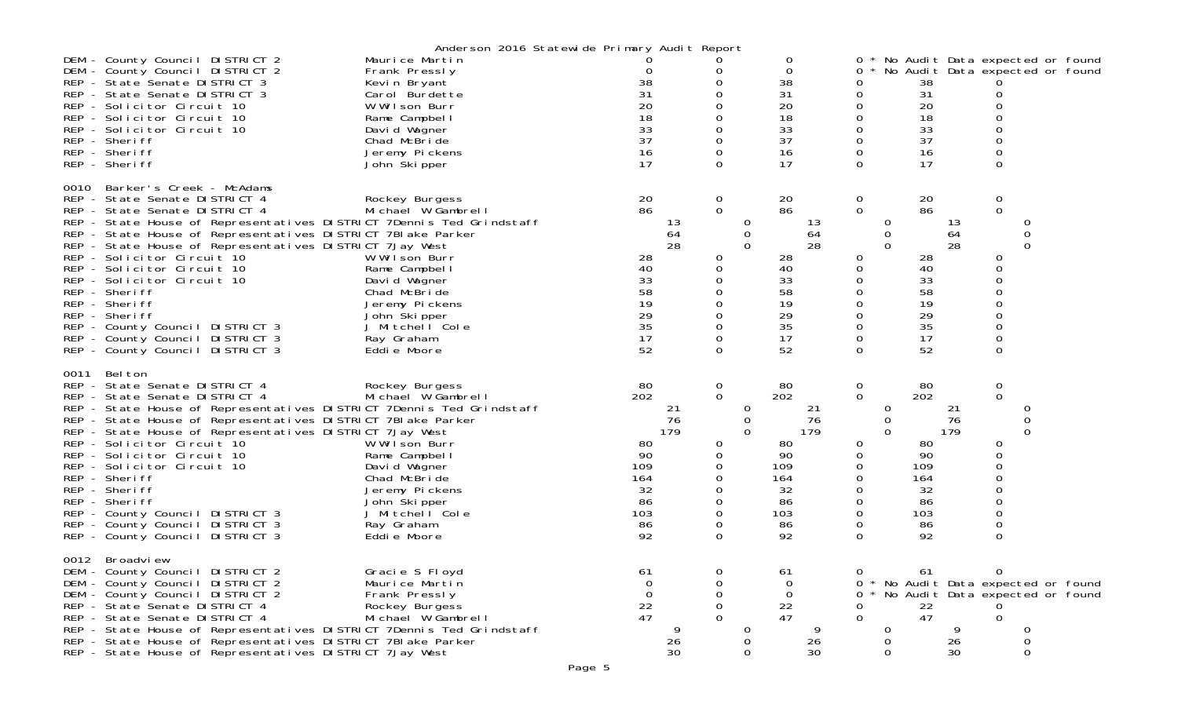# Anderson 2016 Statewide Primary Audit Report

| Contest | Candidate | | | | | | |
|---|---|---|---|---|---|---|---|
| DEM - County Council DISTRICT 2 | Maurice Martin | 0 | 0 | 0 | 0 * No Audit Data expected or found | | |
| DEM - County Council DISTRICT 2 | Frank Pressly | 0 | 0 | 0 | 0 * No Audit Data expected or found | | |
| REP - State Senate DISTRICT 3 | Kevin Bryant | 38 | 0 | 38 | 0 | 38 | 0 |
| REP - State Senate DISTRICT 3 | Carol Burdette | 31 | 0 | 31 | 0 | 31 | 0 |
| REP - Solicitor Circuit 10 | W Wilson Burr | 20 | 0 | 20 | 0 | 20 | 0 |
| REP - Solicitor Circuit 10 | Rame Campbell | 18 | 0 | 18 | 0 | 18 | 0 |
| REP - Solicitor Circuit 10 | David Wagner | 33 | 0 | 33 | 0 | 33 | 0 |
| REP - Sheriff | Chad McBride | 37 | 0 | 37 | 0 | 37 | 0 |
| REP - Sheriff | Jeremy Pickens | 16 | 0 | 16 | 0 | 16 | 0 |
| REP - Sheriff | John Skipper | 17 | 0 | 17 | 0 | 17 | 0 |
| **0010 Barker's Creek - McAdams** | | | | | | | |
| REP - State Senate DISTRICT 4 | Rockey Burgess | 20 | 0 | 20 | 0 | 20 | 0 |
| REP - State Senate DISTRICT 4 | Michael W Gambrell | 86 | 0 | 86 | 0 | 86 | 0 |
| REP - State House of Representatives DISTRICT 7 | Dennis Ted Grindstaff | 13 | 0 | 13 | 0 | 13 | 0 |
| REP - State House of Representatives DISTRICT 7 | Blake Parker | 64 | 0 | 64 | 0 | 64 | 0 |
| REP - State House of Representatives DISTRICT 7 | Jay West | 28 | 0 | 28 | 0 | 28 | 0 |
| REP - Solicitor Circuit 10 | W Wilson Burr | 28 | 0 | 28 | 0 | 28 | 0 |
| REP - Solicitor Circuit 10 | Rame Campbell | 40 | 0 | 40 | 0 | 40 | 0 |
| REP - Solicitor Circuit 10 | David Wagner | 33 | 0 | 33 | 0 | 33 | 0 |
| REP - Sheriff | Chad McBride | 58 | 0 | 58 | 0 | 58 | 0 |
| REP - Sheriff | Jeremy Pickens | 19 | 0 | 19 | 0 | 19 | 0 |
| REP - Sheriff | John Skipper | 29 | 0 | 29 | 0 | 29 | 0 |
| REP - County Council DISTRICT 3 | J Mitchell Cole | 35 | 0 | 35 | 0 | 35 | 0 |
| REP - County Council DISTRICT 3 | Ray Graham | 17 | 0 | 17 | 0 | 17 | 0 |
| REP - County Council DISTRICT 3 | Eddie Moore | 52 | 0 | 52 | 0 | 52 | 0 |
| **0011 Belton** | | | | | | | |
| REP - State Senate DISTRICT 4 | Rockey Burgess | 80 | 0 | 80 | 0 | 80 | 0 |
| REP - State Senate DISTRICT 4 | Michael W Gambrell | 202 | 0 | 202 | 0 | 202 | 0 |
| REP - State House of Representatives DISTRICT 7 | Dennis Ted Grindstaff | 21 | 0 | 21 | 0 | 21 | 0 |
| REP - State House of Representatives DISTRICT 7 | Blake Parker | 76 | 0 | 76 | 0 | 76 | 0 |
| REP - State House of Representatives DISTRICT 7 | Jay West | 179 | 0 | 179 | 0 | 179 | 0 |
| REP - Solicitor Circuit 10 | W Wilson Burr | 80 | 0 | 80 | 0 | 80 | 0 |
| REP - Solicitor Circuit 10 | Rame Campbell | 90 | 0 | 90 | 0 | 90 | 0 |
| REP - Solicitor Circuit 10 | David Wagner | 109 | 0 | 109 | 0 | 109 | 0 |
| REP - Sheriff | Chad McBride | 164 | 0 | 164 | 0 | 164 | 0 |
| REP - Sheriff | Jeremy Pickens | 32 | 0 | 32 | 0 | 32 | 0 |
| REP - Sheriff | John Skipper | 86 | 0 | 86 | 0 | 86 | 0 |
| REP - County Council DISTRICT 3 | J Mitchell Cole | 103 | 0 | 103 | 0 | 103 | 0 |
| REP - County Council DISTRICT 3 | Ray Graham | 86 | 0 | 86 | 0 | 86 | 0 |
| REP - County Council DISTRICT 3 | Eddie Moore | 92 | 0 | 92 | 0 | 92 | 0 |
| **0012 Broadview** | | | | | | | |
| DEM - County Council DISTRICT 2 | Gracie S Floyd | 61 | 0 | 61 | 0 | 61 | 0 |
| DEM - County Council DISTRICT 2 | Maurice Martin | 0 | 0 | 0 | 0 * No Audit Data expected or found | | |
| DEM - County Council DISTRICT 2 | Frank Pressly | 0 | 0 | 0 | 0 * No Audit Data expected or found | | |
| REP - State Senate DISTRICT 4 | Rockey Burgess | 22 | 0 | 22 | 0 | 22 | 0 |
| REP - State Senate DISTRICT 4 | Michael W Gambrell | 47 | 0 | 47 | 0 | 47 | 0 |
| REP - State House of Representatives DISTRICT 7 | Dennis Ted Grindstaff | 9 | 0 | 9 | 0 | 9 | 0 |
| REP - State House of Representatives DISTRICT 7 | Blake Parker | 26 | 0 | 26 | 0 | 26 | 0 |
| REP - State House of Representatives DISTRICT 7 | Jay West | 30 | 0 | 30 | 0 | 30 | 0 |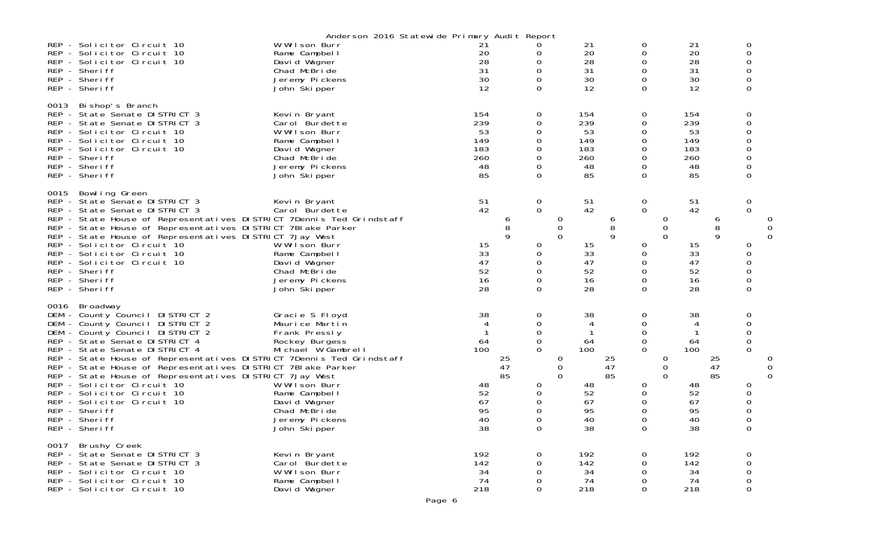Anderson 2016 Statewide Primary Audit Report

| Race | Candidate | | | | | | |
|---|---|---|---|---|---|---|---|
| REP - Solicitor Circuit 10 | W Wilson Burr | 21 | 0 | 21 | 0 | 21 | 0 |
| REP - Solicitor Circuit 10 | Rame Campbell | 20 | 0 | 20 | 0 | 20 | 0 |
| REP - Solicitor Circuit 10 | David Wagner | 28 | 0 | 28 | 0 | 28 | 0 |
| REP - Sheriff | Chad McBride | 31 | 0 | 31 | 0 | 31 | 0 |
| REP - Sheriff | Jeremy Pickens | 30 | 0 | 30 | 0 | 30 | 0 |
| REP - Sheriff | John Skipper | 12 | 0 | 12 | 0 | 12 | 0 |
| **0013 Bishop's Branch** | | | | | | | |
| REP - State Senate DISTRICT 3 | Kevin Bryant | 154 | 0 | 154 | 0 | 154 | 0 |
| REP - State Senate DISTRICT 3 | Carol Burdette | 239 | 0 | 239 | 0 | 239 | 0 |
| REP - Solicitor Circuit 10 | W Wilson Burr | 53 | 0 | 53 | 0 | 53 | 0 |
| REP - Solicitor Circuit 10 | Rame Campbell | 149 | 0 | 149 | 0 | 149 | 0 |
| REP - Solicitor Circuit 10 | David Wagner | 183 | 0 | 183 | 0 | 183 | 0 |
| REP - Sheriff | Chad McBride | 260 | 0 | 260 | 0 | 260 | 0 |
| REP - Sheriff | Jeremy Pickens | 48 | 0 | 48 | 0 | 48 | 0 |
| REP - Sheriff | John Skipper | 85 | 0 | 85 | 0 | 85 | 0 |
| **0015 Bowling Green** | | | | | | | |
| REP - State Senate DISTRICT 3 | Kevin Bryant | 51 | 0 | 51 | 0 | 51 | 0 |
| REP - State Senate DISTRICT 3 | Carol Burdette | 42 | 0 | 42 | 0 | 42 | 0 |
| REP - State House of Representatives DISTRICT 7 | Dennis Ted Grindstaff | 6 | 0 | 6 | 0 | 6 | 0 |
| REP - State House of Representatives DISTRICT 7 | Blake Parker | 8 | 0 | 8 | 0 | 8 | 0 |
| REP - State House of Representatives DISTRICT 7 | Jay West | 9 | 0 | 9 | 0 | 9 | 0 |
| REP - Solicitor Circuit 10 | W Wilson Burr | 15 | 0 | 15 | 0 | 15 | 0 |
| REP - Solicitor Circuit 10 | Rame Campbell | 33 | 0 | 33 | 0 | 33 | 0 |
| REP - Solicitor Circuit 10 | David Wagner | 47 | 0 | 47 | 0 | 47 | 0 |
| REP - Sheriff | Chad McBride | 52 | 0 | 52 | 0 | 52 | 0 |
| REP - Sheriff | Jeremy Pickens | 16 | 0 | 16 | 0 | 16 | 0 |
| REP - Sheriff | John Skipper | 28 | 0 | 28 | 0 | 28 | 0 |
| **0016 Broadway** | | | | | | | |
| DEM - County Council DISTRICT 2 | Gracie S Floyd | 38 | 0 | 38 | 0 | 38 | 0 |
| DEM - County Council DISTRICT 2 | Maurice Martin | 4 | 0 | 4 | 0 | 4 | 0 |
| DEM - County Council DISTRICT 2 | Frank Pressly | 1 | 0 | 1 | 0 | 1 | 0 |
| REP - State Senate DISTRICT 4 | Rockey Burgess | 64 | 0 | 64 | 0 | 64 | 0 |
| REP - State Senate DISTRICT 4 | Michael W Gambrell | 100 | 0 | 100 | 0 | 100 | 0 |
| REP - State House of Representatives DISTRICT 7 | Dennis Ted Grindstaff | 25 | 0 | 25 | 0 | 25 | 0 |
| REP - State House of Representatives DISTRICT 7 | Blake Parker | 47 | 0 | 47 | 0 | 47 | 0 |
| REP - State House of Representatives DISTRICT 7 | Jay West | 85 | 0 | 85 | 0 | 85 | 0 |
| REP - Solicitor Circuit 10 | W Wilson Burr | 48 | 0 | 48 | 0 | 48 | 0 |
| REP - Solicitor Circuit 10 | Rame Campbell | 52 | 0 | 52 | 0 | 52 | 0 |
| REP - Solicitor Circuit 10 | David Wagner | 67 | 0 | 67 | 0 | 67 | 0 |
| REP - Sheriff | Chad McBride | 95 | 0 | 95 | 0 | 95 | 0 |
| REP - Sheriff | Jeremy Pickens | 40 | 0 | 40 | 0 | 40 | 0 |
| REP - Sheriff | John Skipper | 38 | 0 | 38 | 0 | 38 | 0 |
| **0017 Brushy Creek** | | | | | | | |
| REP - State Senate DISTRICT 3 | Kevin Bryant | 192 | 0 | 192 | 0 | 192 | 0 |
| REP - State Senate DISTRICT 3 | Carol Burdette | 142 | 0 | 142 | 0 | 142 | 0 |
| REP - Solicitor Circuit 10 | W Wilson Burr | 34 | 0 | 34 | 0 | 34 | 0 |
| REP - Solicitor Circuit 10 | Rame Campbell | 74 | 0 | 74 | 0 | 74 | 0 |
| REP - Solicitor Circuit 10 | David Wagner | 218 | 0 | 218 | 0 | 218 | 0 |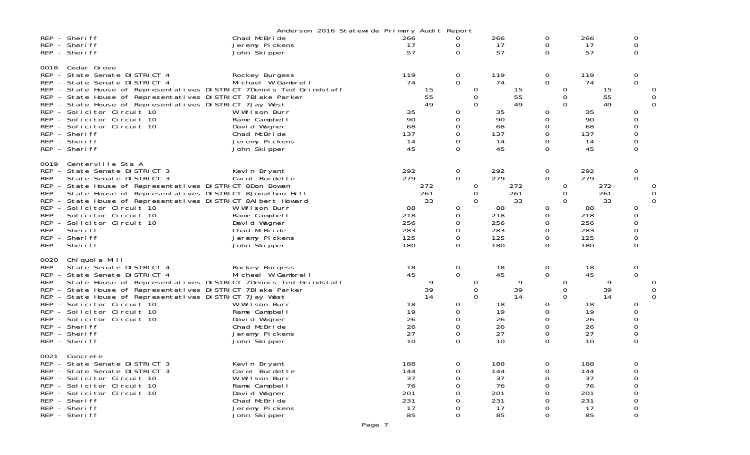Anderson 2016 Statewide Primary Audit Report

| Contest | Candidate | | | | | | |
|---|---|---|---|---|---|---|---|
| REP - Sheriff | Chad McBride | 266 | 0 | 266 | 0 | 266 | 0 |
| REP - Sheriff | Jeremy Pickens | 17 | 0 | 17 | 0 | 17 | 0 |
| REP - Sheriff | John Skipper | 57 | 0 | 57 | 0 | 57 | 0 |
| **0018 Cedar Grove** | | | | | | | |
| REP - State Senate DISTRICT 4 | Rockey Burgess | 119 | 0 | 119 | 0 | 119 | 0 |
| REP - State Senate DISTRICT 4 | Michael W Gambrell | 74 | 0 | 74 | 0 | 74 | 0 |
| REP - State House of Representatives DISTRICT 7 | Dennis Ted Grindstaff | 15 | 0 | 15 | 0 | 15 | 0 |
| REP - State House of Representatives DISTRICT 7 | Blake Parker | 55 | 0 | 55 | 0 | 55 | 0 |
| REP - State House of Representatives DISTRICT 7 | Jay West | 49 | 0 | 49 | 0 | 49 | 0 |
| REP - Solicitor Circuit 10 | W Wilson Burr | 35 | 0 | 35 | 0 | 35 | 0 |
| REP - Solicitor Circuit 10 | Rame Campbell | 90 | 0 | 90 | 0 | 90 | 0 |
| REP - Solicitor Circuit 10 | David Wagner | 68 | 0 | 68 | 0 | 68 | 0 |
| REP - Sheriff | Chad McBride | 137 | 0 | 137 | 0 | 137 | 0 |
| REP - Sheriff | Jeremy Pickens | 14 | 0 | 14 | 0 | 14 | 0 |
| REP - Sheriff | John Skipper | 45 | 0 | 45 | 0 | 45 | 0 |
| **0019 Centerville Sta A** | | | | | | | |
| REP - State Senate DISTRICT 3 | Kevin Bryant | 292 | 0 | 292 | 0 | 292 | 0 |
| REP - State Senate DISTRICT 3 | Carol Burdette | 279 | 0 | 279 | 0 | 279 | 0 |
| REP - State House of Representatives DISTRICT 8 | Don Bowen | 272 | 0 | 272 | 0 | 272 | 0 |
| REP - State House of Representatives DISTRICT 8 | Jonathon Hill | 261 | 0 | 261 | 0 | 261 | 0 |
| REP - State House of Representatives DISTRICT 8 | Albert Howard | 33 | 0 | 33 | 0 | 33 | 0 |
| REP - Solicitor Circuit 10 | W Wilson Burr | 88 | 0 | 88 | 0 | 88 | 0 |
| REP - Solicitor Circuit 10 | Rame Campbell | 218 | 0 | 218 | 0 | 218 | 0 |
| REP - Solicitor Circuit 10 | David Wagner | 256 | 0 | 256 | 0 | 256 | 0 |
| REP - Sheriff | Chad McBride | 283 | 0 | 283 | 0 | 283 | 0 |
| REP - Sheriff | Jeremy Pickens | 125 | 0 | 125 | 0 | 125 | 0 |
| REP - Sheriff | John Skipper | 180 | 0 | 180 | 0 | 180 | 0 |
| **0020 Chiquola Mill** | | | | | | | |
| REP - State Senate DISTRICT 4 | Rockey Burgess | 18 | 0 | 18 | 0 | 18 | 0 |
| REP - State Senate DISTRICT 4 | Michael W Gambrell | 45 | 0 | 45 | 0 | 45 | 0 |
| REP - State House of Representatives DISTRICT 7 | Dennis Ted Grindstaff | 9 | 0 | 9 | 0 | 9 | 0 |
| REP - State House of Representatives DISTRICT 7 | Blake Parker | 39 | 0 | 39 | 0 | 39 | 0 |
| REP - State House of Representatives DISTRICT 7 | Jay West | 14 | 0 | 14 | 0 | 14 | 0 |
| REP - Solicitor Circuit 10 | W Wilson Burr | 18 | 0 | 18 | 0 | 18 | 0 |
| REP - Solicitor Circuit 10 | Rame Campbell | 19 | 0 | 19 | 0 | 19 | 0 |
| REP - Solicitor Circuit 10 | David Wagner | 26 | 0 | 26 | 0 | 26 | 0 |
| REP - Sheriff | Chad McBride | 26 | 0 | 26 | 0 | 26 | 0 |
| REP - Sheriff | Jeremy Pickens | 27 | 0 | 27 | 0 | 27 | 0 |
| REP - Sheriff | John Skipper | 10 | 0 | 10 | 0 | 10 | 0 |
| **0021 Concrete** | | | | | | | |
| REP - State Senate DISTRICT 3 | Kevin Bryant | 188 | 0 | 188 | 0 | 188 | 0 |
| REP - State Senate DISTRICT 3 | Carol Burdette | 144 | 0 | 144 | 0 | 144 | 0 |
| REP - Solicitor Circuit 10 | W Wilson Burr | 37 | 0 | 37 | 0 | 37 | 0 |
| REP - Solicitor Circuit 10 | Rame Campbell | 76 | 0 | 76 | 0 | 76 | 0 |
| REP - Solicitor Circuit 10 | David Wagner | 201 | 0 | 201 | 0 | 201 | 0 |
| REP - Sheriff | Chad McBride | 231 | 0 | 231 | 0 | 231 | 0 |
| REP - Sheriff | Jeremy Pickens | 17 | 0 | 17 | 0 | 17 | 0 |
| REP - Sheriff | John Skipper | 85 | 0 | 85 | 0 | 85 | 0 |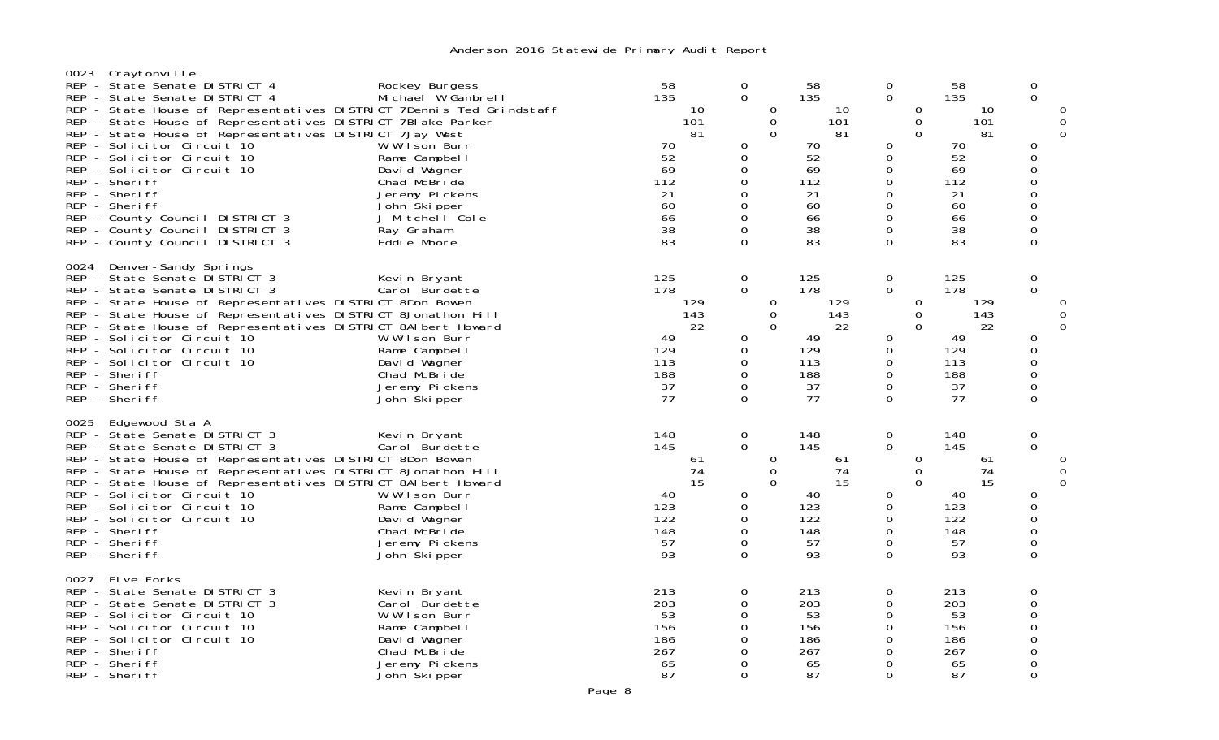Anderson 2016 Statewide Primary Audit Report

## 0023 Craytonville

| Contest | Candidate | | | | | | |
|---|---|---|---|---|---|---|---|
| REP - State Senate DISTRICT 4 | Rockey Burgess | 58 | 0 | 58 | 0 | 58 | 0 |
| REP - State Senate DISTRICT 4 | Michael W Gambrell | 135 | 0 | 135 | 0 | 135 | 0 |
| REP - State House of Representatives DISTRICT 7 | Dennis Ted Grindstaff | 10 | 0 | 10 | 0 | 10 | 0 |
| REP - State House of Representatives DISTRICT 7 | Blake Parker | 101 | 0 | 101 | 0 | 101 | 0 |
| REP - State House of Representatives DISTRICT 7 | Jay West | 81 | 0 | 81 | 0 | 81 | 0 |
| REP - Solicitor Circuit 10 | W Wilson Burr | 70 | 0 | 70 | 0 | 70 | 0 |
| REP - Solicitor Circuit 10 | Rame Campbell | 52 | 0 | 52 | 0 | 52 | 0 |
| REP - Solicitor Circuit 10 | David Wagner | 69 | 0 | 69 | 0 | 69 | 0 |
| REP - Sheriff | Chad McBride | 112 | 0 | 112 | 0 | 112 | 0 |
| REP - Sheriff | Jeremy Pickens | 21 | 0 | 21 | 0 | 21 | 0 |
| REP - Sheriff | John Skipper | 60 | 0 | 60 | 0 | 60 | 0 |
| REP - County Council DISTRICT 3 | J Mitchell Cole | 66 | 0 | 66 | 0 | 66 | 0 |
| REP - County Council DISTRICT 3 | Ray Graham | 38 | 0 | 38 | 0 | 38 | 0 |
| REP - County Council DISTRICT 3 | Eddie Moore | 83 | 0 | 83 | 0 | 83 | 0 |

## 0024 Denver-Sandy Springs

| Contest | Candidate | | | | | | |
|---|---|---|---|---|---|---|---|
| REP - State Senate DISTRICT 3 | Kevin Bryant | 125 | 0 | 125 | 0 | 125 | 0 |
| REP - State Senate DISTRICT 3 | Carol Burdette | 178 | 0 | 178 | 0 | 178 | 0 |
| REP - State House of Representatives DISTRICT 8 | Don Bowen | 129 | 0 | 129 | 0 | 129 | 0 |
| REP - State House of Representatives DISTRICT 8 | Jonathon Hill | 143 | 0 | 143 | 0 | 143 | 0 |
| REP - State House of Representatives DISTRICT 8 | Albert Howard | 22 | 0 | 22 | 0 | 22 | 0 |
| REP - Solicitor Circuit 10 | W Wilson Burr | 49 | 0 | 49 | 0 | 49 | 0 |
| REP - Solicitor Circuit 10 | Rame Campbell | 129 | 0 | 129 | 0 | 129 | 0 |
| REP - Solicitor Circuit 10 | David Wagner | 113 | 0 | 113 | 0 | 113 | 0 |
| REP - Sheriff | Chad McBride | 188 | 0 | 188 | 0 | 188 | 0 |
| REP - Sheriff | Jeremy Pickens | 37 | 0 | 37 | 0 | 37 | 0 |
| REP - Sheriff | John Skipper | 77 | 0 | 77 | 0 | 77 | 0 |

## 0025 Edgewood Sta A

| Contest | Candidate | | | | | | |
|---|---|---|---|---|---|---|---|
| REP - State Senate DISTRICT 3 | Kevin Bryant | 148 | 0 | 148 | 0 | 148 | 0 |
| REP - State Senate DISTRICT 3 | Carol Burdette | 145 | 0 | 145 | 0 | 145 | 0 |
| REP - State House of Representatives DISTRICT 8 | Don Bowen | 61 | 0 | 61 | 0 | 61 | 0 |
| REP - State House of Representatives DISTRICT 8 | Jonathon Hill | 74 | 0 | 74 | 0 | 74 | 0 |
| REP - State House of Representatives DISTRICT 8 | Albert Howard | 15 | 0 | 15 | 0 | 15 | 0 |
| REP - Solicitor Circuit 10 | W Wilson Burr | 40 | 0 | 40 | 0 | 40 | 0 |
| REP - Solicitor Circuit 10 | Rame Campbell | 123 | 0 | 123 | 0 | 123 | 0 |
| REP - Solicitor Circuit 10 | David Wagner | 122 | 0 | 122 | 0 | 122 | 0 |
| REP - Sheriff | Chad McBride | 148 | 0 | 148 | 0 | 148 | 0 |
| REP - Sheriff | Jeremy Pickens | 57 | 0 | 57 | 0 | 57 | 0 |
| REP - Sheriff | John Skipper | 93 | 0 | 93 | 0 | 93 | 0 |

## 0027 Five Forks

| Contest | Candidate | | | | | | |
|---|---|---|---|---|---|---|---|
| REP - State Senate DISTRICT 3 | Kevin Bryant | 213 | 0 | 213 | 0 | 213 | 0 |
| REP - State Senate DISTRICT 3 | Carol Burdette | 203 | 0 | 203 | 0 | 203 | 0 |
| REP - Solicitor Circuit 10 | W Wilson Burr | 53 | 0 | 53 | 0 | 53 | 0 |
| REP - Solicitor Circuit 10 | Rame Campbell | 156 | 0 | 156 | 0 | 156 | 0 |
| REP - Solicitor Circuit 10 | David Wagner | 186 | 0 | 186 | 0 | 186 | 0 |
| REP - Sheriff | Chad McBride | 267 | 0 | 267 | 0 | 267 | 0 |
| REP - Sheriff | Jeremy Pickens | 65 | 0 | 65 | 0 | 65 | 0 |
| REP - Sheriff | John Skipper | 87 | 0 | 87 | 0 | 87 | 0 |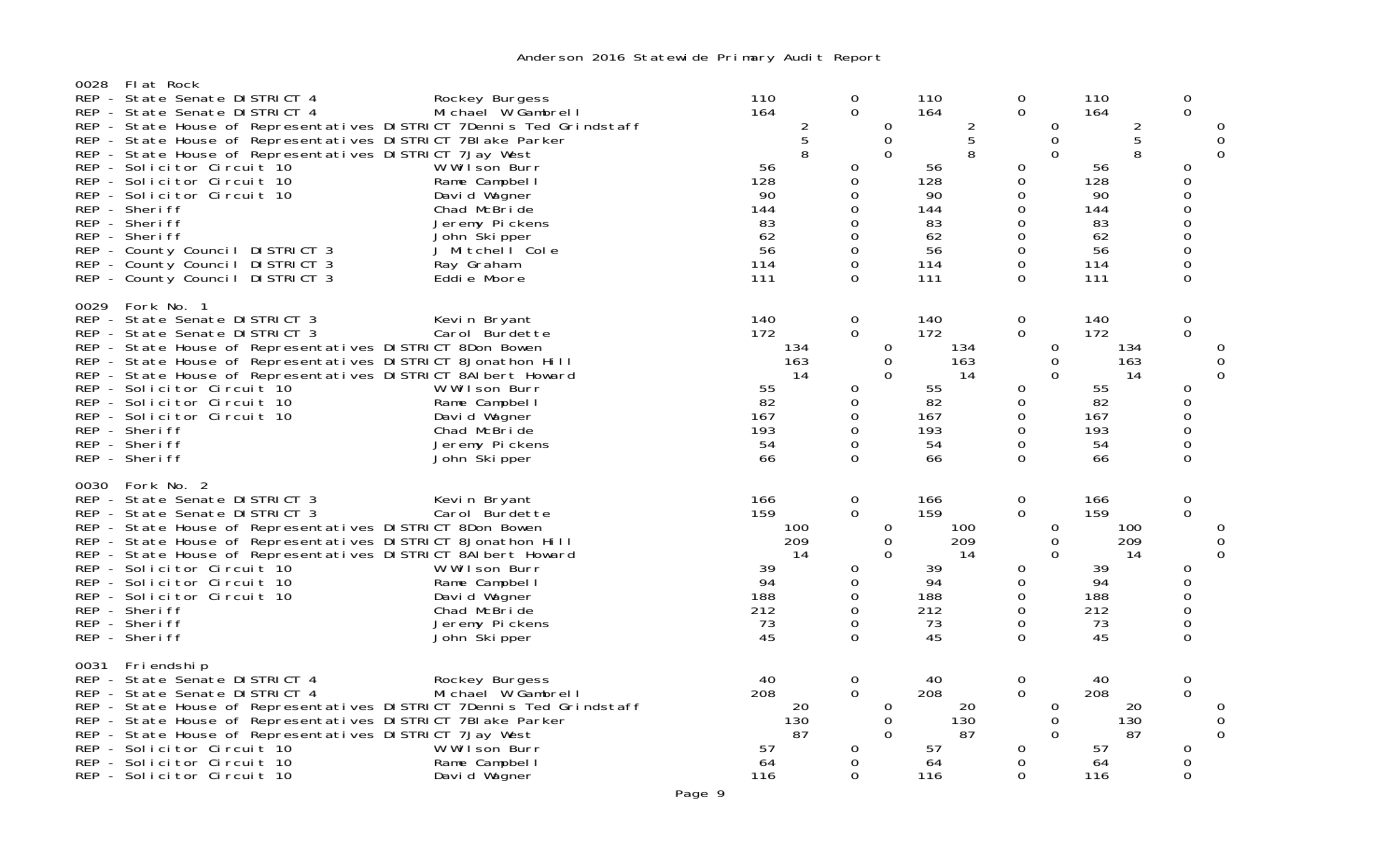Anderson 2016 Statewide Primary Audit Report

## 0028 Flat Rock

| Contest | Candidate | | | | | | |
|---|---|---|---|---|---|---|---|
| REP - State Senate DISTRICT 4 | Rockey Burgess | 110 | 0 | 110 | 0 | 110 | 0 |
| REP - State Senate DISTRICT 4 | Michael W Gambrell | 164 | 0 | 164 | 0 | 164 | 0 |
| REP - State House of Representatives DISTRICT 7 | Dennis Ted Grindstaff | 2 | 0 | 2 | 0 | 2 | 0 |
| REP - State House of Representatives DISTRICT 7 | Blake Parker | 5 | 0 | 5 | 0 | 5 | 0 |
| REP - State House of Representatives DISTRICT 7 | Jay West | 8 | 0 | 8 | 0 | 8 | 0 |
| REP - Solicitor Circuit 10 | W Wilson Burr | 56 | 0 | 56 | 0 | 56 | 0 |
| REP - Solicitor Circuit 10 | Rame Campbell | 128 | 0 | 128 | 0 | 128 | 0 |
| REP - Solicitor Circuit 10 | David Wagner | 90 | 0 | 90 | 0 | 90 | 0 |
| REP - Sheriff | Chad McBride | 144 | 0 | 144 | 0 | 144 | 0 |
| REP - Sheriff | Jeremy Pickens | 83 | 0 | 83 | 0 | 83 | 0 |
| REP - Sheriff | John Skipper | 62 | 0 | 62 | 0 | 62 | 0 |
| REP - County Council DISTRICT 3 | J Mitchell Cole | 56 | 0 | 56 | 0 | 56 | 0 |
| REP - County Council DISTRICT 3 | Ray Graham | 114 | 0 | 114 | 0 | 114 | 0 |
| REP - County Council DISTRICT 3 | Eddie Moore | 111 | 0 | 111 | 0 | 111 | 0 |

## 0029 Fork No. 1

| Contest | Candidate | | | | | | |
|---|---|---|---|---|---|---|---|
| REP - State Senate DISTRICT 3 | Kevin Bryant | 140 | 0 | 140 | 0 | 140 | 0 |
| REP - State Senate DISTRICT 3 | Carol Burdette | 172 | 0 | 172 | 0 | 172 | 0 |
| REP - State House of Representatives DISTRICT 8 | Don Bowen | 134 | 0 | 134 | 0 | 134 | 0 |
| REP - State House of Representatives DISTRICT 8 | Jonathon Hill | 163 | 0 | 163 | 0 | 163 | 0 |
| REP - State House of Representatives DISTRICT 8 | Albert Howard | 14 | 0 | 14 | 0 | 14 | 0 |
| REP - Solicitor Circuit 10 | W Wilson Burr | 55 | 0 | 55 | 0 | 55 | 0 |
| REP - Solicitor Circuit 10 | Rame Campbell | 82 | 0 | 82 | 0 | 82 | 0 |
| REP - Solicitor Circuit 10 | David Wagner | 167 | 0 | 167 | 0 | 167 | 0 |
| REP - Sheriff | Chad McBride | 193 | 0 | 193 | 0 | 193 | 0 |
| REP - Sheriff | Jeremy Pickens | 54 | 0 | 54 | 0 | 54 | 0 |
| REP - Sheriff | John Skipper | 66 | 0 | 66 | 0 | 66 | 0 |

## 0030 Fork No. 2

| Contest | Candidate | | | | | | |
|---|---|---|---|---|---|---|---|
| REP - State Senate DISTRICT 3 | Kevin Bryant | 166 | 0 | 166 | 0 | 166 | 0 |
| REP - State Senate DISTRICT 3 | Carol Burdette | 159 | 0 | 159 | 0 | 159 | 0 |
| REP - State House of Representatives DISTRICT 8 | Don Bowen | 100 | 0 | 100 | 0 | 100 | 0 |
| REP - State House of Representatives DISTRICT 8 | Jonathon Hill | 209 | 0 | 209 | 0 | 209 | 0 |
| REP - State House of Representatives DISTRICT 8 | Albert Howard | 14 | 0 | 14 | 0 | 14 | 0 |
| REP - Solicitor Circuit 10 | W Wilson Burr | 39 | 0 | 39 | 0 | 39 | 0 |
| REP - Solicitor Circuit 10 | Rame Campbell | 94 | 0 | 94 | 0 | 94 | 0 |
| REP - Solicitor Circuit 10 | David Wagner | 188 | 0 | 188 | 0 | 188 | 0 |
| REP - Sheriff | Chad McBride | 212 | 0 | 212 | 0 | 212 | 0 |
| REP - Sheriff | Jeremy Pickens | 73 | 0 | 73 | 0 | 73 | 0 |
| REP - Sheriff | John Skipper | 45 | 0 | 45 | 0 | 45 | 0 |

## 0031 Friendship

| Contest | Candidate | | | | | | |
|---|---|---|---|---|---|---|---|
| REP - State Senate DISTRICT 4 | Rockey Burgess | 40 | 0 | 40 | 0 | 40 | 0 |
| REP - State Senate DISTRICT 4 | Michael W Gambrell | 208 | 0 | 208 | 0 | 208 | 0 |
| REP - State House of Representatives DISTRICT 7 | Dennis Ted Grindstaff | 20 | 0 | 20 | 0 | 20 | 0 |
| REP - State House of Representatives DISTRICT 7 | Blake Parker | 130 | 0 | 130 | 0 | 130 | 0 |
| REP - State House of Representatives DISTRICT 7 | Jay West | 87 | 0 | 87 | 0 | 87 | 0 |
| REP - Solicitor Circuit 10 | W Wilson Burr | 57 | 0 | 57 | 0 | 57 | 0 |
| REP - Solicitor Circuit 10 | Rame Campbell | 64 | 0 | 64 | 0 | 64 | 0 |
| REP - Solicitor Circuit 10 | David Wagner | 116 | 0 | 116 | 0 | 116 | 0 |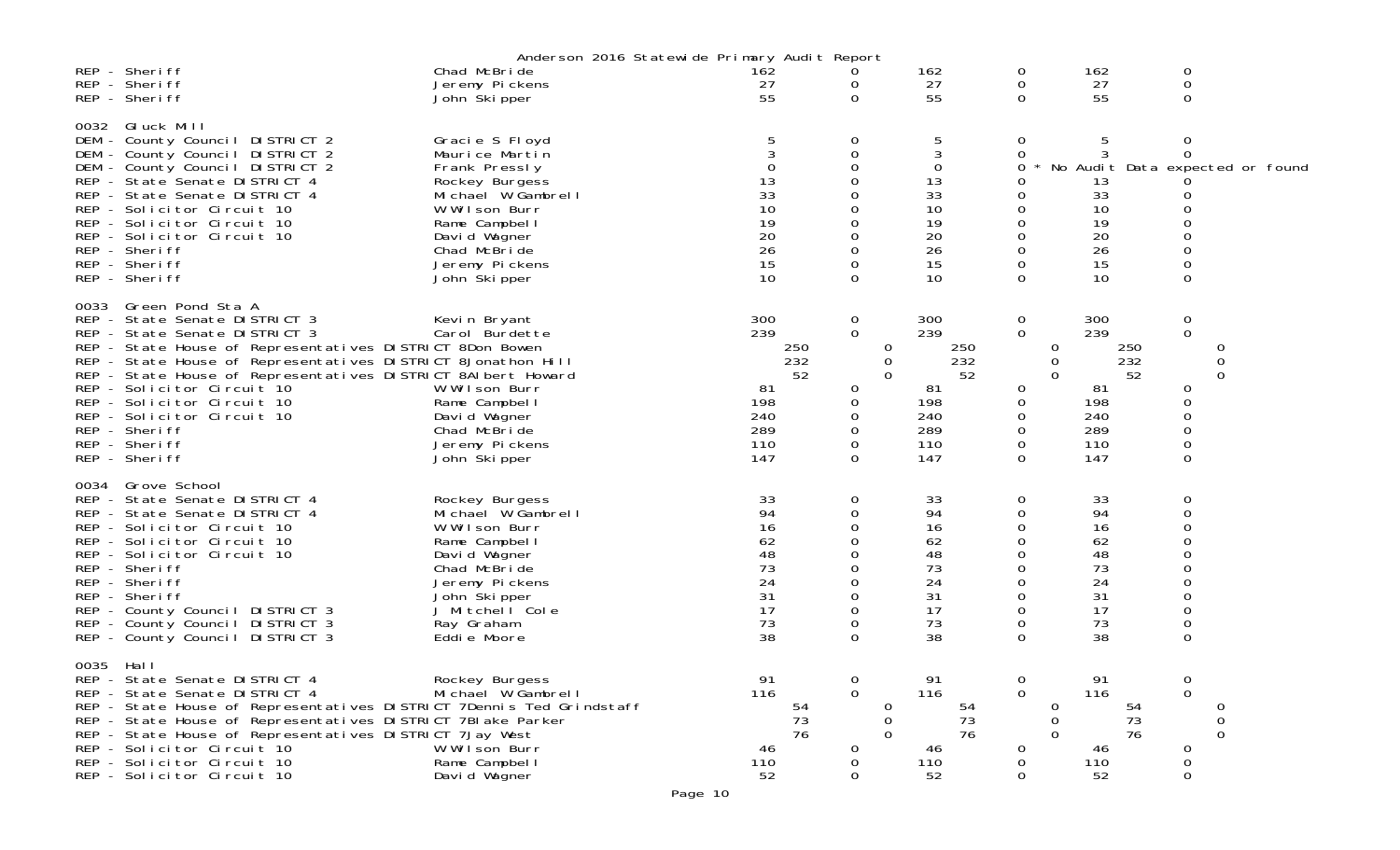Anderson 2016 Statewide Primary Audit Report

| Contest | Candidate | | | | | | |
|---|---|---|---|---|---|---|---|
| REP - Sheriff | Chad McBride | 162 | 0 | 162 | 0 | 162 | 0 |
| REP - Sheriff | Jeremy Pickens | 27 | 0 | 27 | 0 | 27 | 0 |
| REP - Sheriff | John Skipper | 55 | 0 | 55 | 0 | 55 | 0 |
| **0032 Gluck Mill** | | | | | | | |
| DEM - County Council DISTRICT 2 | Gracie S Floyd | 5 | 0 | 5 | 0 | 5 | 0 |
| DEM - County Council DISTRICT 2 | Maurice Martin | 3 | 0 | 3 | 0 | 3 | 0 |
| DEM - County Council DISTRICT 2 | Frank Pressly | 0 | 0 | 0 | 0 * No Audit Data expected or found | | |
| REP - State Senate DISTRICT 4 | Rockey Burgess | 13 | 0 | 13 | 0 | 13 | 0 |
| REP - State Senate DISTRICT 4 | Michael W Gambrell | 33 | 0 | 33 | 0 | 33 | 0 |
| REP - Solicitor Circuit 10 | W Wilson Burr | 10 | 0 | 10 | 0 | 10 | 0 |
| REP - Solicitor Circuit 10 | Rame Campbell | 19 | 0 | 19 | 0 | 19 | 0 |
| REP - Solicitor Circuit 10 | David Wagner | 20 | 0 | 20 | 0 | 20 | 0 |
| REP - Sheriff | Chad McBride | 26 | 0 | 26 | 0 | 26 | 0 |
| REP - Sheriff | Jeremy Pickens | 15 | 0 | 15 | 0 | 15 | 0 |
| REP - Sheriff | John Skipper | 10 | 0 | 10 | 0 | 10 | 0 |
| **0033 Green Pond Sta A** | | | | | | | |
| REP - State Senate DISTRICT 3 | Kevin Bryant | 300 | 0 | 300 | 0 | 300 | 0 |
| REP - State Senate DISTRICT 3 | Carol Burdette | 239 | 0 | 239 | 0 | 239 | 0 |
| REP - State House of Representatives DISTRICT 8 | Don Bowen | 250 | 0 | 250 | 0 | 250 | 0 |
| REP - State House of Representatives DISTRICT 8 | Jonathon Hill | 232 | 0 | 232 | 0 | 232 | 0 |
| REP - State House of Representatives DISTRICT 8 | Albert Howard | 52 | 0 | 52 | 0 | 52 | 0 |
| REP - Solicitor Circuit 10 | W Wilson Burr | 81 | 0 | 81 | 0 | 81 | 0 |
| REP - Solicitor Circuit 10 | Rame Campbell | 198 | 0 | 198 | 0 | 198 | 0 |
| REP - Solicitor Circuit 10 | David Wagner | 240 | 0 | 240 | 0 | 240 | 0 |
| REP - Sheriff | Chad McBride | 289 | 0 | 289 | 0 | 289 | 0 |
| REP - Sheriff | Jeremy Pickens | 110 | 0 | 110 | 0 | 110 | 0 |
| REP - Sheriff | John Skipper | 147 | 0 | 147 | 0 | 147 | 0 |
| **0034 Grove School** | | | | | | | |
| REP - State Senate DISTRICT 4 | Rockey Burgess | 33 | 0 | 33 | 0 | 33 | 0 |
| REP - State Senate DISTRICT 4 | Michael W Gambrell | 94 | 0 | 94 | 0 | 94 | 0 |
| REP - Solicitor Circuit 10 | W Wilson Burr | 16 | 0 | 16 | 0 | 16 | 0 |
| REP - Solicitor Circuit 10 | Rame Campbell | 62 | 0 | 62 | 0 | 62 | 0 |
| REP - Solicitor Circuit 10 | David Wagner | 48 | 0 | 48 | 0 | 48 | 0 |
| REP - Sheriff | Chad McBride | 73 | 0 | 73 | 0 | 73 | 0 |
| REP - Sheriff | Jeremy Pickens | 24 | 0 | 24 | 0 | 24 | 0 |
| REP - Sheriff | John Skipper | 31 | 0 | 31 | 0 | 31 | 0 |
| REP - County Council DISTRICT 3 | J Mitchell Cole | 17 | 0 | 17 | 0 | 17 | 0 |
| REP - County Council DISTRICT 3 | Ray Graham | 73 | 0 | 73 | 0 | 73 | 0 |
| REP - County Council DISTRICT 3 | Eddie Moore | 38 | 0 | 38 | 0 | 38 | 0 |
| **0035 Hall** | | | | | | | |
| REP - State Senate DISTRICT 4 | Rockey Burgess | 91 | 0 | 91 | 0 | 91 | 0 |
| REP - State Senate DISTRICT 4 | Michael W Gambrell | 116 | 0 | 116 | 0 | 116 | 0 |
| REP - State House of Representatives DISTRICT 7 | Dennis Ted Grindstaff | 54 | 0 | 54 | 0 | 54 | 0 |
| REP - State House of Representatives DISTRICT 7 | Blake Parker | 73 | 0 | 73 | 0 | 73 | 0 |
| REP - State House of Representatives DISTRICT 7 | Jay West | 76 | 0 | 76 | 0 | 76 | 0 |
| REP - Solicitor Circuit 10 | W Wilson Burr | 46 | 0 | 46 | 0 | 46 | 0 |
| REP - Solicitor Circuit 10 | Rame Campbell | 110 | 0 | 110 | 0 | 110 | 0 |
| REP - Solicitor Circuit 10 | David Wagner | 52 | 0 | 52 | 0 | 52 | 0 |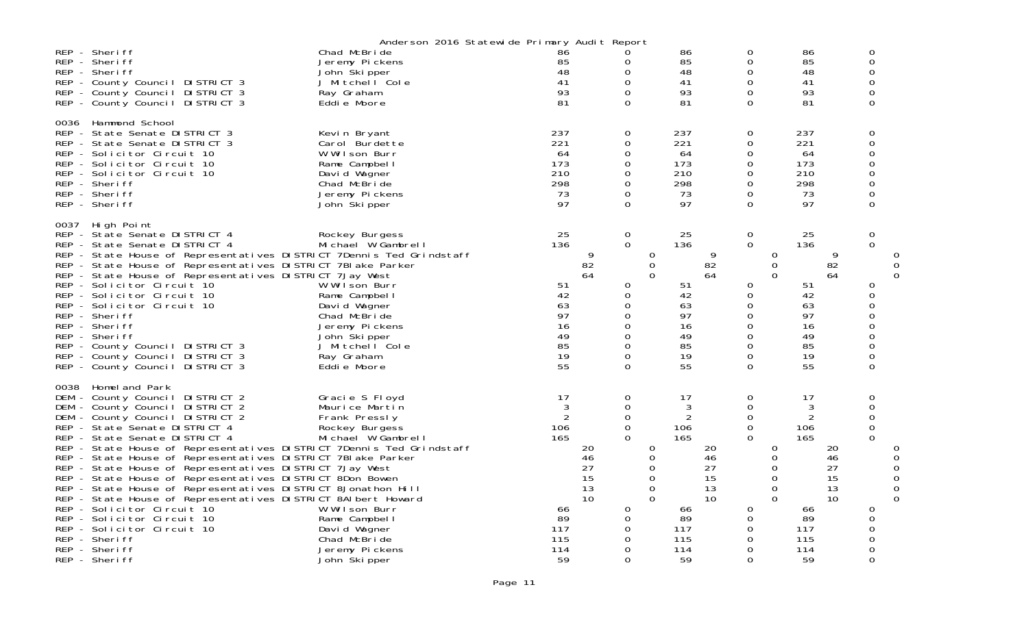Anderson 2016 Statewide Primary Audit Report

| Office | Candidate | | | | | | |
|---|---|---|---|---|---|---|---|
| REP - Sheriff | Chad McBride | 86 | 0 | 86 | 0 | 86 | 0 |
| REP - Sheriff | Jeremy Pickens | 85 | 0 | 85 | 0 | 85 | 0 |
| REP - Sheriff | John Skipper | 48 | 0 | 48 | 0 | 48 | 0 |
| REP - County Council DISTRICT 3 | J Mitchell Cole | 41 | 0 | 41 | 0 | 41 | 0 |
| REP - County Council DISTRICT 3 | Ray Graham | 93 | 0 | 93 | 0 | 93 | 0 |
| REP - County Council DISTRICT 3 | Eddie Moore | 81 | 0 | 81 | 0 | 81 | 0 |

0036 Hammond School

| Office | Candidate | | | | | | |
|---|---|---|---|---|---|---|---|
| REP - State Senate DISTRICT 3 | Kevin Bryant | 237 | 0 | 237 | 0 | 237 | 0 |
| REP - State Senate DISTRICT 3 | Carol Burdette | 221 | 0 | 221 | 0 | 221 | 0 |
| REP - Solicitor Circuit 10 | W Wilson Burr | 64 | 0 | 64 | 0 | 64 | 0 |
| REP - Solicitor Circuit 10 | Rame Campbell | 173 | 0 | 173 | 0 | 173 | 0 |
| REP - Solicitor Circuit 10 | David Wagner | 210 | 0 | 210 | 0 | 210 | 0 |
| REP - Sheriff | Chad McBride | 298 | 0 | 298 | 0 | 298 | 0 |
| REP - Sheriff | Jeremy Pickens | 73 | 0 | 73 | 0 | 73 | 0 |
| REP - Sheriff | John Skipper | 97 | 0 | 97 | 0 | 97 | 0 |

0037 High Point

| Office | Candidate | | | | | | |
|---|---|---|---|---|---|---|---|
| REP - State Senate DISTRICT 4 | Rockey Burgess | 25 | 0 | 25 | 0 | 25 | 0 |
| REP - State Senate DISTRICT 4 | Michael W Gambrell | 136 | 0 | 136 | 0 | 136 | 0 |
| REP - State House of Representatives DISTRICT 7 | Dennis Ted Grindstaff | 9 | 0 | 9 | 0 | 9 | 0 |
| REP - State House of Representatives DISTRICT 7 | Blake Parker | 82 | 0 | 82 | 0 | 82 | 0 |
| REP - State House of Representatives DISTRICT 7 | Jay West | 64 | 0 | 64 | 0 | 64 | 0 |
| REP - Solicitor Circuit 10 | W Wilson Burr | 51 | 0 | 51 | 0 | 51 | 0 |
| REP - Solicitor Circuit 10 | Rame Campbell | 42 | 0 | 42 | 0 | 42 | 0 |
| REP - Solicitor Circuit 10 | David Wagner | 63 | 0 | 63 | 0 | 63 | 0 |
| REP - Sheriff | Chad McBride | 97 | 0 | 97 | 0 | 97 | 0 |
| REP - Sheriff | Jeremy Pickens | 16 | 0 | 16 | 0 | 16 | 0 |
| REP - Sheriff | John Skipper | 49 | 0 | 49 | 0 | 49 | 0 |
| REP - County Council DISTRICT 3 | J Mitchell Cole | 85 | 0 | 85 | 0 | 85 | 0 |
| REP - County Council DISTRICT 3 | Ray Graham | 19 | 0 | 19 | 0 | 19 | 0 |
| REP - County Council DISTRICT 3 | Eddie Moore | 55 | 0 | 55 | 0 | 55 | 0 |

0038 Homeland Park

| Office | Candidate | | | | | | |
|---|---|---|---|---|---|---|---|
| DEM - County Council DISTRICT 2 | Gracie S Floyd | 17 | 0 | 17 | 0 | 17 | 0 |
| DEM - County Council DISTRICT 2 | Maurice Martin | 3 | 0 | 3 | 0 | 3 | 0 |
| DEM - County Council DISTRICT 2 | Frank Pressly | 2 | 0 | 2 | 0 | 2 | 0 |
| REP - State Senate DISTRICT 4 | Rockey Burgess | 106 | 0 | 106 | 0 | 106 | 0 |
| REP - State Senate DISTRICT 4 | Michael W Gambrell | 165 | 0 | 165 | 0 | 165 | 0 |
| REP - State House of Representatives DISTRICT 7 | Dennis Ted Grindstaff | 20 | 0 | 20 | 0 | 20 | 0 |
| REP - State House of Representatives DISTRICT 7 | Blake Parker | 46 | 0 | 46 | 0 | 46 | 0 |
| REP - State House of Representatives DISTRICT 7 | Jay West | 27 | 0 | 27 | 0 | 27 | 0 |
| REP - State House of Representatives DISTRICT 8 | Don Bowen | 15 | 0 | 15 | 0 | 15 | 0 |
| REP - State House of Representatives DISTRICT 8 | Jonathon Hill | 13 | 0 | 13 | 0 | 13 | 0 |
| REP - State House of Representatives DISTRICT 8 | Albert Howard | 10 | 0 | 10 | 0 | 10 | 0 |
| REP - Solicitor Circuit 10 | W Wilson Burr | 66 | 0 | 66 | 0 | 66 | 0 |
| REP - Solicitor Circuit 10 | Rame Campbell | 89 | 0 | 89 | 0 | 89 | 0 |
| REP - Solicitor Circuit 10 | David Wagner | 117 | 0 | 117 | 0 | 117 | 0 |
| REP - Sheriff | Chad McBride | 115 | 0 | 115 | 0 | 115 | 0 |
| REP - Sheriff | Jeremy Pickens | 114 | 0 | 114 | 0 | 114 | 0 |
| REP - Sheriff | John Skipper | 59 | 0 | 59 | 0 | 59 | 0 |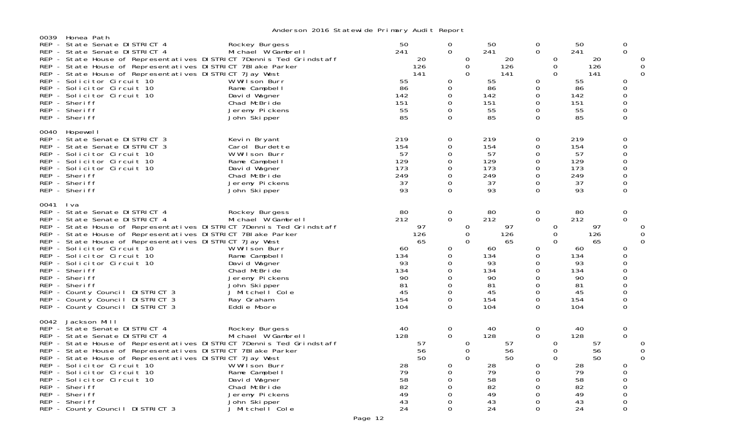Anderson 2016 Statewide Primary Audit Report

0039 Honea Path

| Contest | Candidate | | | | | | |
|---|---|---|---|---|---|---|---|
| REP - State Senate DISTRICT 4 | Rockey Burgess | 50 | 0 | 50 | 0 | 50 | 0 |
| REP - State Senate DISTRICT 4 | Michael W Gambrell | 241 | 0 | 241 | 0 | 241 | 0 |
| REP - State House of Representatives DISTRICT 7 | Dennis Ted Grindstaff | 20 | 0 | 20 | 0 | 20 | 0 |
| REP - State House of Representatives DISTRICT 7 | Blake Parker | 126 | 0 | 126 | 0 | 126 | 0 |
| REP - State House of Representatives DISTRICT 7 | Jay West | 141 | 0 | 141 | 0 | 141 | 0 |
| REP - Solicitor Circuit 10 | W Wilson Burr | 55 | 0 | 55 | 0 | 55 | 0 |
| REP - Solicitor Circuit 10 | Rame Campbell | 86 | 0 | 86 | 0 | 86 | 0 |
| REP - Solicitor Circuit 10 | David Wagner | 142 | 0 | 142 | 0 | 142 | 0 |
| REP - Sheriff | Chad McBride | 151 | 0 | 151 | 0 | 151 | 0 |
| REP - Sheriff | Jeremy Pickens | 55 | 0 | 55 | 0 | 55 | 0 |
| REP - Sheriff | John Skipper | 85 | 0 | 85 | 0 | 85 | 0 |

0040 Hopewell

| Contest | Candidate | | | | | | |
|---|---|---|---|---|---|---|---|
| REP - State Senate DISTRICT 3 | Kevin Bryant | 219 | 0 | 219 | 0 | 219 | 0 |
| REP - State Senate DISTRICT 3 | Carol Burdette | 154 | 0 | 154 | 0 | 154 | 0 |
| REP - Solicitor Circuit 10 | W Wilson Burr | 57 | 0 | 57 | 0 | 57 | 0 |
| REP - Solicitor Circuit 10 | Rame Campbell | 129 | 0 | 129 | 0 | 129 | 0 |
| REP - Solicitor Circuit 10 | David Wagner | 173 | 0 | 173 | 0 | 173 | 0 |
| REP - Sheriff | Chad McBride | 249 | 0 | 249 | 0 | 249 | 0 |
| REP - Sheriff | Jeremy Pickens | 37 | 0 | 37 | 0 | 37 | 0 |
| REP - Sheriff | John Skipper | 93 | 0 | 93 | 0 | 93 | 0 |

0041 Iva

| Contest | Candidate | | | | | | |
|---|---|---|---|---|---|---|---|
| REP - State Senate DISTRICT 4 | Rockey Burgess | 80 | 0 | 80 | 0 | 80 | 0 |
| REP - State Senate DISTRICT 4 | Michael W Gambrell | 212 | 0 | 212 | 0 | 212 | 0 |
| REP - State House of Representatives DISTRICT 7 | Dennis Ted Grindstaff | 97 | 0 | 97 | 0 | 97 | 0 |
| REP - State House of Representatives DISTRICT 7 | Blake Parker | 126 | 0 | 126 | 0 | 126 | 0 |
| REP - State House of Representatives DISTRICT 7 | Jay West | 65 | 0 | 65 | 0 | 65 | 0 |
| REP - Solicitor Circuit 10 | W Wilson Burr | 60 | 0 | 60 | 0 | 60 | 0 |
| REP - Solicitor Circuit 10 | Rame Campbell | 134 | 0 | 134 | 0 | 134 | 0 |
| REP - Solicitor Circuit 10 | David Wagner | 93 | 0 | 93 | 0 | 93 | 0 |
| REP - Sheriff | Chad McBride | 134 | 0 | 134 | 0 | 134 | 0 |
| REP - Sheriff | Jeremy Pickens | 90 | 0 | 90 | 0 | 90 | 0 |
| REP - Sheriff | John Skipper | 81 | 0 | 81 | 0 | 81 | 0 |
| REP - County Council DISTRICT 3 | J Mitchell Cole | 45 | 0 | 45 | 0 | 45 | 0 |
| REP - County Council DISTRICT 3 | Ray Graham | 154 | 0 | 154 | 0 | 154 | 0 |
| REP - County Council DISTRICT 3 | Eddie Moore | 104 | 0 | 104 | 0 | 104 | 0 |

0042 Jackson Mill

| Contest | Candidate | | | | | | |
|---|---|---|---|---|---|---|---|
| REP - State Senate DISTRICT 4 | Rockey Burgess | 40 | 0 | 40 | 0 | 40 | 0 |
| REP - State Senate DISTRICT 4 | Michael W Gambrell | 128 | 0 | 128 | 0 | 128 | 0 |
| REP - State House of Representatives DISTRICT 7 | Dennis Ted Grindstaff | 57 | 0 | 57 | 0 | 57 | 0 |
| REP - State House of Representatives DISTRICT 7 | Blake Parker | 56 | 0 | 56 | 0 | 56 | 0 |
| REP - State House of Representatives DISTRICT 7 | Jay West | 50 | 0 | 50 | 0 | 50 | 0 |
| REP - Solicitor Circuit 10 | W Wilson Burr | 28 | 0 | 28 | 0 | 28 | 0 |
| REP - Solicitor Circuit 10 | Rame Campbell | 79 | 0 | 79 | 0 | 79 | 0 |
| REP - Solicitor Circuit 10 | David Wagner | 58 | 0 | 58 | 0 | 58 | 0 |
| REP - Sheriff | Chad McBride | 82 | 0 | 82 | 0 | 82 | 0 |
| REP - Sheriff | Jeremy Pickens | 49 | 0 | 49 | 0 | 49 | 0 |
| REP - Sheriff | John Skipper | 43 | 0 | 43 | 0 | 43 | 0 |
| REP - County Council DISTRICT 3 | J Mitchell Cole | 24 | 0 | 24 | 0 | 24 | 0 |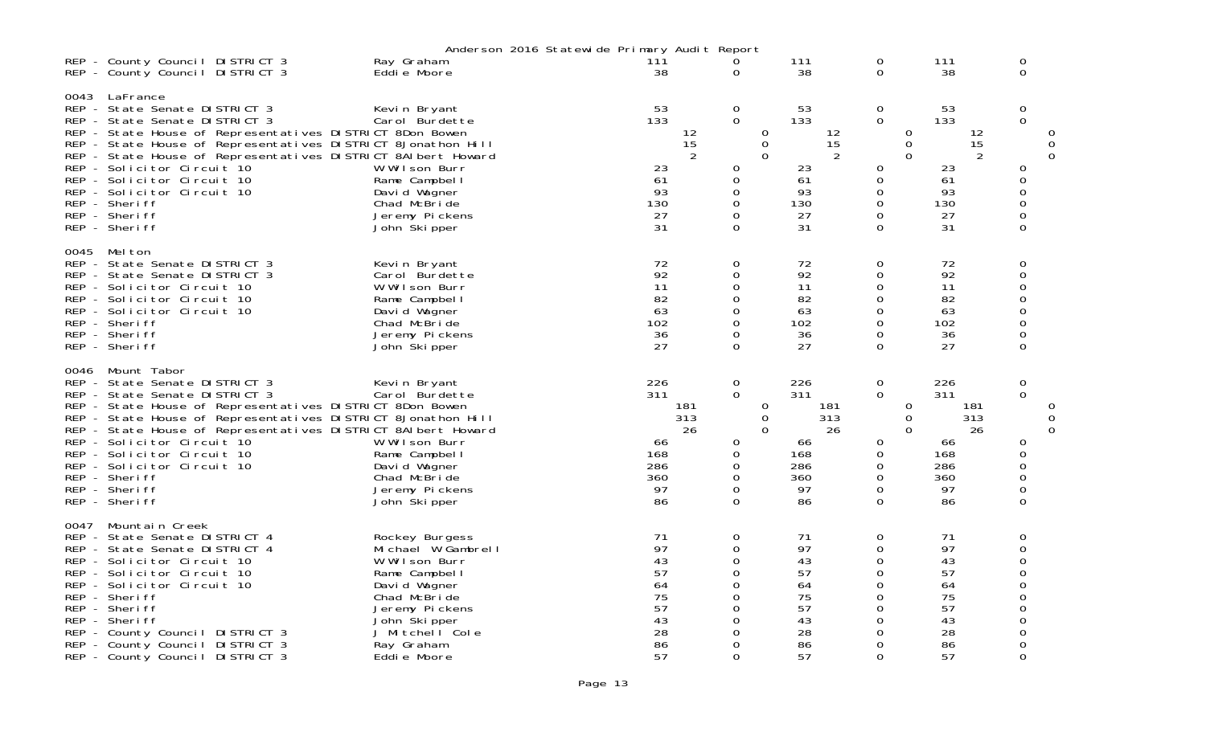Anderson 2016 Statewide Primary Audit Report

| Contest | Candidate | | | | | | |
|---|---|---|---|---|---|---|---|
| REP - County Council DISTRICT 3 | Ray Graham | 111 | 0 | 111 | 0 | 111 | 0 |
| REP - County Council DISTRICT 3 | Eddie Moore | 38 | 0 | 38 | 0 | 38 | 0 |
| **0043 LaFrance** | | | | | | | |
| REP - State Senate DISTRICT 3 | Kevin Bryant | 53 | 0 | 53 | 0 | 53 | 0 |
| REP - State Senate DISTRICT 3 | Carol Burdette | 133 | 0 | 133 | 0 | 133 | 0 |
| REP - State House of Representatives DISTRICT 8 | Don Bowen | 12 | 0 | 12 | 0 | 12 | 0 |
| REP - State House of Representatives DISTRICT 8 | Jonathon Hill | 15 | 0 | 15 | 0 | 15 | 0 |
| REP - State House of Representatives DISTRICT 8 | Albert Howard | 2 | 0 | 2 | 0 | 2 | 0 |
| REP - Solicitor Circuit 10 | W Wilson Burr | 23 | 0 | 23 | 0 | 23 | 0 |
| REP - Solicitor Circuit 10 | Rame Campbell | 61 | 0 | 61 | 0 | 61 | 0 |
| REP - Solicitor Circuit 10 | David Wagner | 93 | 0 | 93 | 0 | 93 | 0 |
| REP - Sheriff | Chad McBride | 130 | 0 | 130 | 0 | 130 | 0 |
| REP - Sheriff | Jeremy Pickens | 27 | 0 | 27 | 0 | 27 | 0 |
| REP - Sheriff | John Skipper | 31 | 0 | 31 | 0 | 31 | 0 |
| **0045 Melton** | | | | | | | |
| REP - State Senate DISTRICT 3 | Kevin Bryant | 72 | 0 | 72 | 0 | 72 | 0 |
| REP - State Senate DISTRICT 3 | Carol Burdette | 92 | 0 | 92 | 0 | 92 | 0 |
| REP - Solicitor Circuit 10 | W Wilson Burr | 11 | 0 | 11 | 0 | 11 | 0 |
| REP - Solicitor Circuit 10 | Rame Campbell | 82 | 0 | 82 | 0 | 82 | 0 |
| REP - Solicitor Circuit 10 | David Wagner | 63 | 0 | 63 | 0 | 63 | 0 |
| REP - Sheriff | Chad McBride | 102 | 0 | 102 | 0 | 102 | 0 |
| REP - Sheriff | Jeremy Pickens | 36 | 0 | 36 | 0 | 36 | 0 |
| REP - Sheriff | John Skipper | 27 | 0 | 27 | 0 | 27 | 0 |
| **0046 Mount Tabor** | | | | | | | |
| REP - State Senate DISTRICT 3 | Kevin Bryant | 226 | 0 | 226 | 0 | 226 | 0 |
| REP - State Senate DISTRICT 3 | Carol Burdette | 311 | 0 | 311 | 0 | 311 | 0 |
| REP - State House of Representatives DISTRICT 8 | Don Bowen | 181 | 0 | 181 | 0 | 181 | 0 |
| REP - State House of Representatives DISTRICT 8 | Jonathon Hill | 313 | 0 | 313 | 0 | 313 | 0 |
| REP - State House of Representatives DISTRICT 8 | Albert Howard | 26 | 0 | 26 | 0 | 26 | 0 |
| REP - Solicitor Circuit 10 | W Wilson Burr | 66 | 0 | 66 | 0 | 66 | 0 |
| REP - Solicitor Circuit 10 | Rame Campbell | 168 | 0 | 168 | 0 | 168 | 0 |
| REP - Solicitor Circuit 10 | David Wagner | 286 | 0 | 286 | 0 | 286 | 0 |
| REP - Sheriff | Chad McBride | 360 | 0 | 360 | 0 | 360 | 0 |
| REP - Sheriff | Jeremy Pickens | 97 | 0 | 97 | 0 | 97 | 0 |
| REP - Sheriff | John Skipper | 86 | 0 | 86 | 0 | 86 | 0 |
| **0047 Mountain Creek** | | | | | | | |
| REP - State Senate DISTRICT 4 | Rockey Burgess | 71 | 0 | 71 | 0 | 71 | 0 |
| REP - State Senate DISTRICT 4 | Michael W Gambrell | 97 | 0 | 97 | 0 | 97 | 0 |
| REP - Solicitor Circuit 10 | W Wilson Burr | 43 | 0 | 43 | 0 | 43 | 0 |
| REP - Solicitor Circuit 10 | Rame Campbell | 57 | 0 | 57 | 0 | 57 | 0 |
| REP - Solicitor Circuit 10 | David Wagner | 64 | 0 | 64 | 0 | 64 | 0 |
| REP - Sheriff | Chad McBride | 75 | 0 | 75 | 0 | 75 | 0 |
| REP - Sheriff | Jeremy Pickens | 57 | 0 | 57 | 0 | 57 | 0 |
| REP - Sheriff | John Skipper | 43 | 0 | 43 | 0 | 43 | 0 |
| REP - County Council DISTRICT 3 | J Mitchell Cole | 28 | 0 | 28 | 0 | 28 | 0 |
| REP - County Council DISTRICT 3 | Ray Graham | 86 | 0 | 86 | 0 | 86 | 0 |
| REP - County Council DISTRICT 3 | Eddie Moore | 57 | 0 | 57 | 0 | 57 | 0 |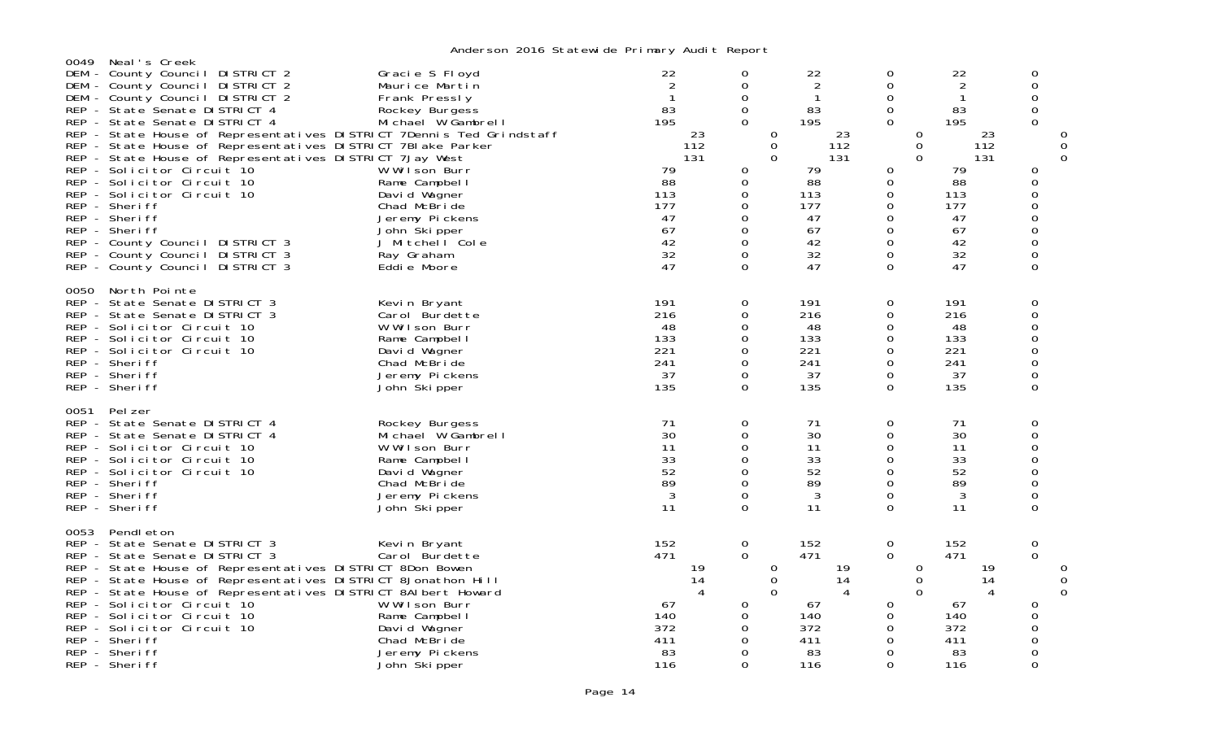# Anderson 2016 Statewide Primary Audit Report

## 0049 Neal's Creek

| Race | Candidate | | | | | | |
|---|---|---|---|---|---|---|---|
| DEM - County Council DISTRICT 2 | Gracie S Floyd | 22 | 0 | 22 | 0 | 22 | 0 |
| DEM - County Council DISTRICT 2 | Maurice Martin | 2 | 0 | 2 | 0 | 2 | 0 |
| DEM - County Council DISTRICT 2 | Frank Pressly | 1 | 0 | 1 | 0 | 1 | 0 |
| REP - State Senate DISTRICT 4 | Rockey Burgess | 83 | 0 | 83 | 0 | 83 | 0 |
| REP - State Senate DISTRICT 4 | Michael W Gambrell | 195 | 0 | 195 | 0 | 195 | 0 |
| REP - State House of Representatives DISTRICT 7 | Dennis Ted Grindstaff | 23 | 0 | 23 | 0 | 23 | 0 |
| REP - State House of Representatives DISTRICT 7 | Blake Parker | 112 | 0 | 112 | 0 | 112 | 0 |
| REP - State House of Representatives DISTRICT 7 | Jay West | 131 | 0 | 131 | 0 | 131 | 0 |
| REP - Solicitor Circuit 10 | W Wilson Burr | 79 | 0 | 79 | 0 | 79 | 0 |
| REP - Solicitor Circuit 10 | Rame Campbell | 88 | 0 | 88 | 0 | 88 | 0 |
| REP - Solicitor Circuit 10 | David Wagner | 113 | 0 | 113 | 0 | 113 | 0 |
| REP - Sheriff | Chad McBride | 177 | 0 | 177 | 0 | 177 | 0 |
| REP - Sheriff | Jeremy Pickens | 47 | 0 | 47 | 0 | 47 | 0 |
| REP - Sheriff | John Skipper | 67 | 0 | 67 | 0 | 67 | 0 |
| REP - County Council DISTRICT 3 | J Mitchell Cole | 42 | 0 | 42 | 0 | 42 | 0 |
| REP - County Council DISTRICT 3 | Ray Graham | 32 | 0 | 32 | 0 | 32 | 0 |
| REP - County Council DISTRICT 3 | Eddie Moore | 47 | 0 | 47 | 0 | 47 | 0 |

## 0050 North Pointe

| Race | Candidate | | | | | | |
|---|---|---|---|---|---|---|---|
| REP - State Senate DISTRICT 3 | Kevin Bryant | 191 | 0 | 191 | 0 | 191 | 0 |
| REP - State Senate DISTRICT 3 | Carol Burdette | 216 | 0 | 216 | 0 | 216 | 0 |
| REP - Solicitor Circuit 10 | W Wilson Burr | 48 | 0 | 48 | 0 | 48 | 0 |
| REP - Solicitor Circuit 10 | Rame Campbell | 133 | 0 | 133 | 0 | 133 | 0 |
| REP - Solicitor Circuit 10 | David Wagner | 221 | 0 | 221 | 0 | 221 | 0 |
| REP - Sheriff | Chad McBride | 241 | 0 | 241 | 0 | 241 | 0 |
| REP - Sheriff | Jeremy Pickens | 37 | 0 | 37 | 0 | 37 | 0 |
| REP - Sheriff | John Skipper | 135 | 0 | 135 | 0 | 135 | 0 |

## 0051 Pelzer

| Race | Candidate | | | | | | |
|---|---|---|---|---|---|---|---|
| REP - State Senate DISTRICT 4 | Rockey Burgess | 71 | 0 | 71 | 0 | 71 | 0 |
| REP - State Senate DISTRICT 4 | Michael W Gambrell | 30 | 0 | 30 | 0 | 30 | 0 |
| REP - Solicitor Circuit 10 | W Wilson Burr | 11 | 0 | 11 | 0 | 11 | 0 |
| REP - Solicitor Circuit 10 | Rame Campbell | 33 | 0 | 33 | 0 | 33 | 0 |
| REP - Solicitor Circuit 10 | David Wagner | 52 | 0 | 52 | 0 | 52 | 0 |
| REP - Sheriff | Chad McBride | 89 | 0 | 89 | 0 | 89 | 0 |
| REP - Sheriff | Jeremy Pickens | 3 | 0 | 3 | 0 | 3 | 0 |
| REP - Sheriff | John Skipper | 11 | 0 | 11 | 0 | 11 | 0 |

## 0053 Pendleton

| Race | Candidate | | | | | | |
|---|---|---|---|---|---|---|---|
| REP - State Senate DISTRICT 3 | Kevin Bryant | 152 | 0 | 152 | 0 | 152 | 0 |
| REP - State Senate DISTRICT 3 | Carol Burdette | 471 | 0 | 471 | 0 | 471 | 0 |
| REP - State House of Representatives DISTRICT 8 | Don Bowen | 19 | 0 | 19 | 0 | 19 | 0 |
| REP - State House of Representatives DISTRICT 8 | Jonathon Hill | 14 | 0 | 14 | 0 | 14 | 0 |
| REP - State House of Representatives DISTRICT 8 | Albert Howard | 4 | 0 | 4 | 0 | 4 | 0 |
| REP - Solicitor Circuit 10 | W Wilson Burr | 67 | 0 | 67 | 0 | 67 | 0 |
| REP - Solicitor Circuit 10 | Rame Campbell | 140 | 0 | 140 | 0 | 140 | 0 |
| REP - Solicitor Circuit 10 | David Wagner | 372 | 0 | 372 | 0 | 372 | 0 |
| REP - Sheriff | Chad McBride | 411 | 0 | 411 | 0 | 411 | 0 |
| REP - Sheriff | Jeremy Pickens | 83 | 0 | 83 | 0 | 83 | 0 |
| REP - Sheriff | John Skipper | 116 | 0 | 116 | 0 | 116 | 0 |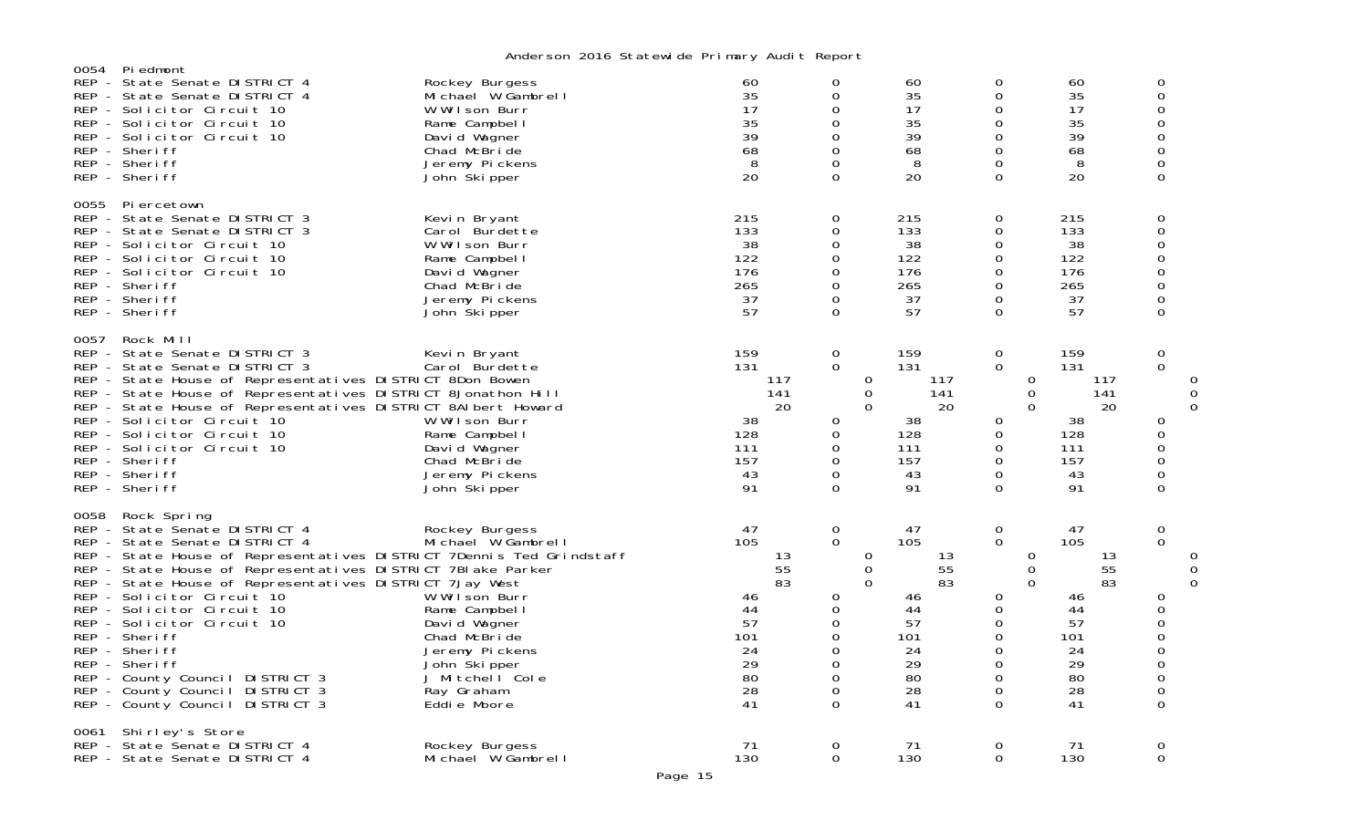Anderson 2016 Statewide Primary Audit Report

## 0054 Piedmont

| Contest | Candidate | | | | | | |
|---|---|---|---|---|---|---|---|
| REP - State Senate DISTRICT 4 | Rockey Burgess | 60 | 0 | 60 | 0 | 60 | 0 |
| REP - State Senate DISTRICT 4 | Michael W Gambrell | 35 | 0 | 35 | 0 | 35 | 0 |
| REP - Solicitor Circuit 10 | W Wilson Burr | 17 | 0 | 17 | 0 | 17 | 0 |
| REP - Solicitor Circuit 10 | Rame Campbell | 35 | 0 | 35 | 0 | 35 | 0 |
| REP - Solicitor Circuit 10 | David Wagner | 39 | 0 | 39 | 0 | 39 | 0 |
| REP - Sheriff | Chad McBride | 68 | 0 | 68 | 0 | 68 | 0 |
| REP - Sheriff | Jeremy Pickens | 8 | 0 | 8 | 0 | 8 | 0 |
| REP - Sheriff | John Skipper | 20 | 0 | 20 | 0 | 20 | 0 |

## 0055 Piercetown

| Contest | Candidate | | | | | | |
|---|---|---|---|---|---|---|---|
| REP - State Senate DISTRICT 3 | Kevin Bryant | 215 | 0 | 215 | 0 | 215 | 0 |
| REP - State Senate DISTRICT 3 | Carol Burdette | 133 | 0 | 133 | 0 | 133 | 0 |
| REP - Solicitor Circuit 10 | W Wilson Burr | 38 | 0 | 38 | 0 | 38 | 0 |
| REP - Solicitor Circuit 10 | Rame Campbell | 122 | 0 | 122 | 0 | 122 | 0 |
| REP - Solicitor Circuit 10 | David Wagner | 176 | 0 | 176 | 0 | 176 | 0 |
| REP - Sheriff | Chad McBride | 265 | 0 | 265 | 0 | 265 | 0 |
| REP - Sheriff | Jeremy Pickens | 37 | 0 | 37 | 0 | 37 | 0 |
| REP - Sheriff | John Skipper | 57 | 0 | 57 | 0 | 57 | 0 |

## 0057 Rock Mill

| Contest | Candidate | | | | | | |
|---|---|---|---|---|---|---|---|
| REP - State Senate DISTRICT 3 | Kevin Bryant | 159 | 0 | 159 | 0 | 159 | 0 |
| REP - State Senate DISTRICT 3 | Carol Burdette | 131 | 0 | 131 | 0 | 131 | 0 |
| REP - State House of Representatives DISTRICT 8 | Don Bowen | 117 | 0 | 117 | 0 | 117 | 0 |
| REP - State House of Representatives DISTRICT 8 | Jonathon Hill | 141 | 0 | 141 | 0 | 141 | 0 |
| REP - State House of Representatives DISTRICT 8 | Albert Howard | 20 | 0 | 20 | 0 | 20 | 0 |
| REP - Solicitor Circuit 10 | W Wilson Burr | 38 | 0 | 38 | 0 | 38 | 0 |
| REP - Solicitor Circuit 10 | Rame Campbell | 128 | 0 | 128 | 0 | 128 | 0 |
| REP - Solicitor Circuit 10 | David Wagner | 111 | 0 | 111 | 0 | 111 | 0 |
| REP - Sheriff | Chad McBride | 157 | 0 | 157 | 0 | 157 | 0 |
| REP - Sheriff | Jeremy Pickens | 43 | 0 | 43 | 0 | 43 | 0 |
| REP - Sheriff | John Skipper | 91 | 0 | 91 | 0 | 91 | 0 |

## 0058 Rock Spring

| Contest | Candidate | | | | | | |
|---|---|---|---|---|---|---|---|
| REP - State Senate DISTRICT 4 | Rockey Burgess | 47 | 0 | 47 | 0 | 47 | 0 |
| REP - State Senate DISTRICT 4 | Michael W Gambrell | 105 | 0 | 105 | 0 | 105 | 0 |
| REP - State House of Representatives DISTRICT 7 | Dennis Ted Grindstaff | 13 | 0 | 13 | 0 | 13 | 0 |
| REP - State House of Representatives DISTRICT 7 | Blake Parker | 55 | 0 | 55 | 0 | 55 | 0 |
| REP - State House of Representatives DISTRICT 7 | Jay West | 83 | 0 | 83 | 0 | 83 | 0 |
| REP - Solicitor Circuit 10 | W Wilson Burr | 46 | 0 | 46 | 0 | 46 | 0 |
| REP - Solicitor Circuit 10 | Rame Campbell | 44 | 0 | 44 | 0 | 44 | 0 |
| REP - Solicitor Circuit 10 | David Wagner | 57 | 0 | 57 | 0 | 57 | 0 |
| REP - Sheriff | Chad McBride | 101 | 0 | 101 | 0 | 101 | 0 |
| REP - Sheriff | Jeremy Pickens | 24 | 0 | 24 | 0 | 24 | 0 |
| REP - Sheriff | John Skipper | 29 | 0 | 29 | 0 | 29 | 0 |
| REP - County Council DISTRICT 3 | J Mitchell Cole | 80 | 0 | 80 | 0 | 80 | 0 |
| REP - County Council DISTRICT 3 | Ray Graham | 28 | 0 | 28 | 0 | 28 | 0 |
| REP - County Council DISTRICT 3 | Eddie Moore | 41 | 0 | 41 | 0 | 41 | 0 |

## 0061 Shirley's Store

| Contest | Candidate | | | | | | |
|---|---|---|---|---|---|---|---|
| REP - State Senate DISTRICT 4 | Rockey Burgess | 71 | 0 | 71 | 0 | 71 | 0 |
| REP - State Senate DISTRICT 4 | Michael W Gambrell | 130 | 0 | 130 | 0 | 130 | 0 |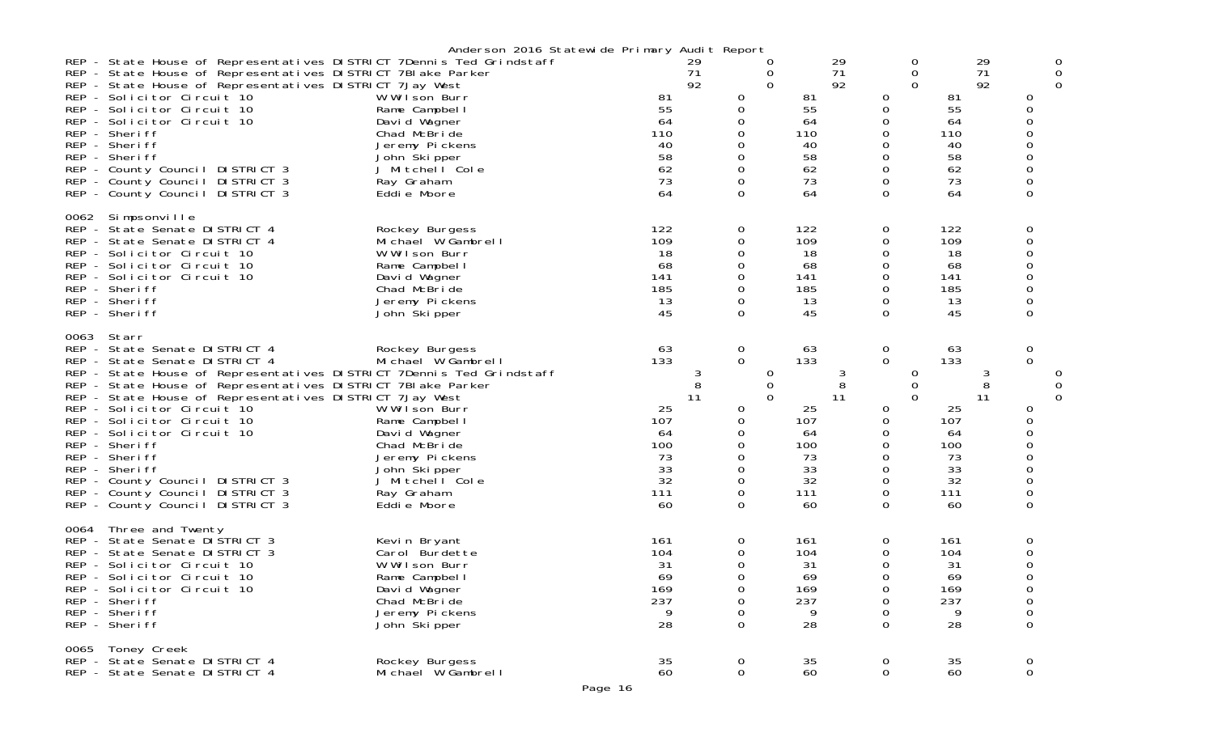Anderson 2016 Statewide Primary Audit Report

| Contest | Candidate | | | | | | |
|---|---|---|---|---|---|---|---|
| REP - State House of Representatives DISTRICT 7 | Dennis Ted Grindstaff | 29 | 0 | 29 | 0 | 29 | 0 |
| REP - State House of Representatives DISTRICT 7 | Blake Parker | 71 | 0 | 71 | 0 | 71 | 0 |
| REP - State House of Representatives DISTRICT 7 | Jay West | 92 | 0 | 92 | 0 | 92 | 0 |
| REP - Solicitor Circuit 10 | W Wilson Burr | 81 | 0 | 81 | 0 | 81 | 0 |
| REP - Solicitor Circuit 10 | Rame Campbell | 55 | 0 | 55 | 0 | 55 | 0 |
| REP - Solicitor Circuit 10 | David Wagner | 64 | 0 | 64 | 0 | 64 | 0 |
| REP - Sheriff | Chad McBride | 110 | 0 | 110 | 0 | 110 | 0 |
| REP - Sheriff | Jeremy Pickens | 40 | 0 | 40 | 0 | 40 | 0 |
| REP - Sheriff | John Skipper | 58 | 0 | 58 | 0 | 58 | 0 |
| REP - County Council DISTRICT 3 | J Mitchell Cole | 62 | 0 | 62 | 0 | 62 | 0 |
| REP - County Council DISTRICT 3 | Ray Graham | 73 | 0 | 73 | 0 | 73 | 0 |
| REP - County Council DISTRICT 3 | Eddie Moore | 64 | 0 | 64 | 0 | 64 | 0 |

0062 Simpsonville

| Contest | Candidate | | | | | | |
|---|---|---|---|---|---|---|---|
| REP - State Senate DISTRICT 4 | Rockey Burgess | 122 | 0 | 122 | 0 | 122 | 0 |
| REP - State Senate DISTRICT 4 | Michael W Gambrell | 109 | 0 | 109 | 0 | 109 | 0 |
| REP - Solicitor Circuit 10 | W Wilson Burr | 18 | 0 | 18 | 0 | 18 | 0 |
| REP - Solicitor Circuit 10 | Rame Campbell | 68 | 0 | 68 | 0 | 68 | 0 |
| REP - Solicitor Circuit 10 | David Wagner | 141 | 0 | 141 | 0 | 141 | 0 |
| REP - Sheriff | Chad McBride | 185 | 0 | 185 | 0 | 185 | 0 |
| REP - Sheriff | Jeremy Pickens | 13 | 0 | 13 | 0 | 13 | 0 |
| REP - Sheriff | John Skipper | 45 | 0 | 45 | 0 | 45 | 0 |

0063 Starr

| Contest | Candidate | | | | | | |
|---|---|---|---|---|---|---|---|
| REP - State Senate DISTRICT 4 | Rockey Burgess | 63 | 0 | 63 | 0 | 63 | 0 |
| REP - State Senate DISTRICT 4 | Michael W Gambrell | 133 | 0 | 133 | 0 | 133 | 0 |
| REP - State House of Representatives DISTRICT 7 | Dennis Ted Grindstaff | 3 | 0 | 3 | 0 | 3 | 0 |
| REP - State House of Representatives DISTRICT 7 | Blake Parker | 8 | 0 | 8 | 0 | 8 | 0 |
| REP - State House of Representatives DISTRICT 7 | Jay West | 11 | 0 | 11 | 0 | 11 | 0 |
| REP - Solicitor Circuit 10 | W Wilson Burr | 25 | 0 | 25 | 0 | 25 | 0 |
| REP - Solicitor Circuit 10 | Rame Campbell | 107 | 0 | 107 | 0 | 107 | 0 |
| REP - Solicitor Circuit 10 | David Wagner | 64 | 0 | 64 | 0 | 64 | 0 |
| REP - Sheriff | Chad McBride | 100 | 0 | 100 | 0 | 100 | 0 |
| REP - Sheriff | Jeremy Pickens | 73 | 0 | 73 | 0 | 73 | 0 |
| REP - Sheriff | John Skipper | 33 | 0 | 33 | 0 | 33 | 0 |
| REP - County Council DISTRICT 3 | J Mitchell Cole | 32 | 0 | 32 | 0 | 32 | 0 |
| REP - County Council DISTRICT 3 | Ray Graham | 111 | 0 | 111 | 0 | 111 | 0 |
| REP - County Council DISTRICT 3 | Eddie Moore | 60 | 0 | 60 | 0 | 60 | 0 |

0064 Three and Twenty

| Contest | Candidate | | | | | | |
|---|---|---|---|---|---|---|---|
| REP - State Senate DISTRICT 3 | Kevin Bryant | 161 | 0 | 161 | 0 | 161 | 0 |
| REP - State Senate DISTRICT 3 | Carol Burdette | 104 | 0 | 104 | 0 | 104 | 0 |
| REP - Solicitor Circuit 10 | W Wilson Burr | 31 | 0 | 31 | 0 | 31 | 0 |
| REP - Solicitor Circuit 10 | Rame Campbell | 69 | 0 | 69 | 0 | 69 | 0 |
| REP - Solicitor Circuit 10 | David Wagner | 169 | 0 | 169 | 0 | 169 | 0 |
| REP - Sheriff | Chad McBride | 237 | 0 | 237 | 0 | 237 | 0 |
| REP - Sheriff | Jeremy Pickens | 9 | 0 | 9 | 0 | 9 | 0 |
| REP - Sheriff | John Skipper | 28 | 0 | 28 | 0 | 28 | 0 |

0065 Toney Creek

| Contest | Candidate | | | | | | |
|---|---|---|---|---|---|---|---|
| REP - State Senate DISTRICT 4 | Rockey Burgess | 35 | 0 | 35 | 0 | 35 | 0 |
| REP - State Senate DISTRICT 4 | Michael W Gambrell | 60 | 0 | 60 | 0 | 60 | 0 |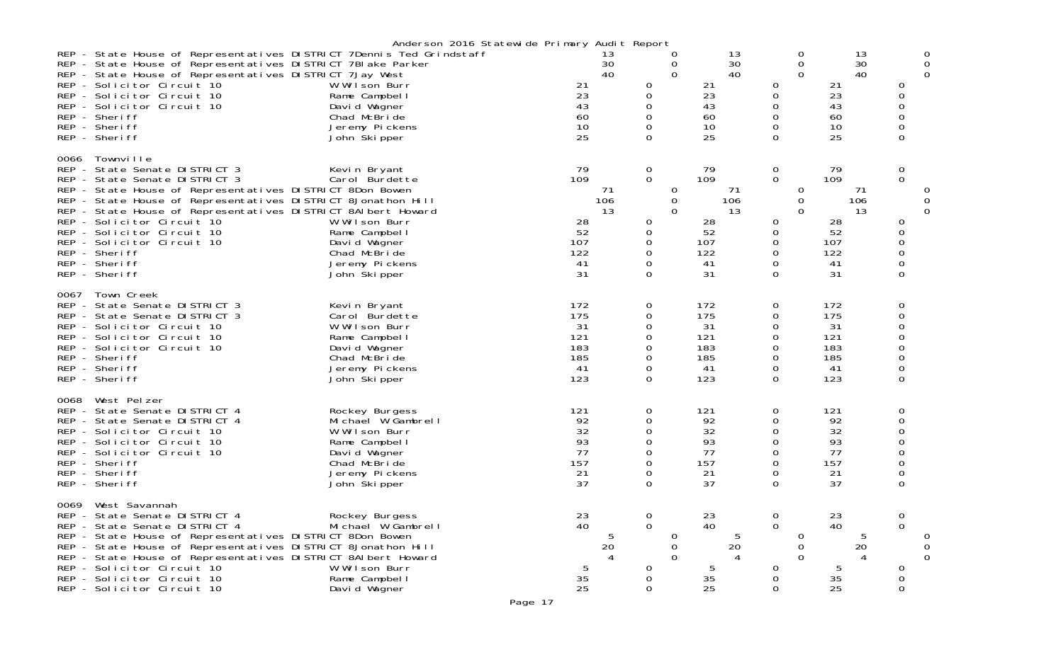Anderson 2016 Statewide Primary Audit Report

| Contest | Candidate | | | | | | |
|---|---|---|---|---|---|---|---|
| REP - State House of Representatives DISTRICT 7 | Dennis Ted Grindstaff | 13 | 0 | 13 | 0 | 13 | 0 |
| REP - State House of Representatives DISTRICT 7 | Blake Parker | 30 | 0 | 30 | 0 | 30 | 0 |
| REP - State House of Representatives DISTRICT 7 | Jay West | 40 | 0 | 40 | 0 | 40 | 0 |
| REP - Solicitor Circuit 10 | W Wilson Burr | 21 | 0 | 21 | 0 | 21 | 0 |
| REP - Solicitor Circuit 10 | Rame Campbell | 23 | 0 | 23 | 0 | 23 | 0 |
| REP - Solicitor Circuit 10 | David Wagner | 43 | 0 | 43 | 0 | 43 | 0 |
| REP - Sheriff | Chad McBride | 60 | 0 | 60 | 0 | 60 | 0 |
| REP - Sheriff | Jeremy Pickens | 10 | 0 | 10 | 0 | 10 | 0 |
| REP - Sheriff | John Skipper | 25 | 0 | 25 | 0 | 25 | 0 |
| **0066 Townville** | | | | | | | |
| REP - State Senate DISTRICT 3 | Kevin Bryant | 79 | 0 | 79 | 0 | 79 | 0 |
| REP - State Senate DISTRICT 3 | Carol Burdette | 109 | 0 | 109 | 0 | 109 | 0 |
| REP - State House of Representatives DISTRICT 8 | Don Bowen | 71 | 0 | 71 | 0 | 71 | 0 |
| REP - State House of Representatives DISTRICT 8 | Jonathon Hill | 106 | 0 | 106 | 0 | 106 | 0 |
| REP - State House of Representatives DISTRICT 8 | Albert Howard | 13 | 0 | 13 | 0 | 13 | 0 |
| REP - Solicitor Circuit 10 | W Wilson Burr | 28 | 0 | 28 | 0 | 28 | 0 |
| REP - Solicitor Circuit 10 | Rame Campbell | 52 | 0 | 52 | 0 | 52 | 0 |
| REP - Solicitor Circuit 10 | David Wagner | 107 | 0 | 107 | 0 | 107 | 0 |
| REP - Sheriff | Chad McBride | 122 | 0 | 122 | 0 | 122 | 0 |
| REP - Sheriff | Jeremy Pickens | 41 | 0 | 41 | 0 | 41 | 0 |
| REP - Sheriff | John Skipper | 31 | 0 | 31 | 0 | 31 | 0 |
| **0067 Town Creek** | | | | | | | |
| REP - State Senate DISTRICT 3 | Kevin Bryant | 172 | 0 | 172 | 0 | 172 | 0 |
| REP - State Senate DISTRICT 3 | Carol Burdette | 175 | 0 | 175 | 0 | 175 | 0 |
| REP - Solicitor Circuit 10 | W Wilson Burr | 31 | 0 | 31 | 0 | 31 | 0 |
| REP - Solicitor Circuit 10 | Rame Campbell | 121 | 0 | 121 | 0 | 121 | 0 |
| REP - Solicitor Circuit 10 | David Wagner | 183 | 0 | 183 | 0 | 183 | 0 |
| REP - Sheriff | Chad McBride | 185 | 0 | 185 | 0 | 185 | 0 |
| REP - Sheriff | Jeremy Pickens | 41 | 0 | 41 | 0 | 41 | 0 |
| REP - Sheriff | John Skipper | 123 | 0 | 123 | 0 | 123 | 0 |
| **0068 West Pelzer** | | | | | | | |
| REP - State Senate DISTRICT 4 | Rockey Burgess | 121 | 0 | 121 | 0 | 121 | 0 |
| REP - State Senate DISTRICT 4 | Michael W Gambrell | 92 | 0 | 92 | 0 | 92 | 0 |
| REP - Solicitor Circuit 10 | W Wilson Burr | 32 | 0 | 32 | 0 | 32 | 0 |
| REP - Solicitor Circuit 10 | Rame Campbell | 93 | 0 | 93 | 0 | 93 | 0 |
| REP - Solicitor Circuit 10 | David Wagner | 77 | 0 | 77 | 0 | 77 | 0 |
| REP - Sheriff | Chad McBride | 157 | 0 | 157 | 0 | 157 | 0 |
| REP - Sheriff | Jeremy Pickens | 21 | 0 | 21 | 0 | 21 | 0 |
| REP - Sheriff | John Skipper | 37 | 0 | 37 | 0 | 37 | 0 |
| **0069 West Savannah** | | | | | | | |
| REP - State Senate DISTRICT 4 | Rockey Burgess | 23 | 0 | 23 | 0 | 23 | 0 |
| REP - State Senate DISTRICT 4 | Michael W Gambrell | 40 | 0 | 40 | 0 | 40 | 0 |
| REP - State House of Representatives DISTRICT 8 | Don Bowen | 5 | 0 | 5 | 0 | 5 | 0 |
| REP - State House of Representatives DISTRICT 8 | Jonathon Hill | 20 | 0 | 20 | 0 | 20 | 0 |
| REP - State House of Representatives DISTRICT 8 | Albert Howard | 4 | 0 | 4 | 0 | 4 | 0 |
| REP - Solicitor Circuit 10 | W Wilson Burr | 5 | 0 | 5 | 0 | 5 | 0 |
| REP - Solicitor Circuit 10 | Rame Campbell | 35 | 0 | 35 | 0 | 35 | 0 |
| REP - Solicitor Circuit 10 | David Wagner | 25 | 0 | 25 | 0 | 25 | 0 |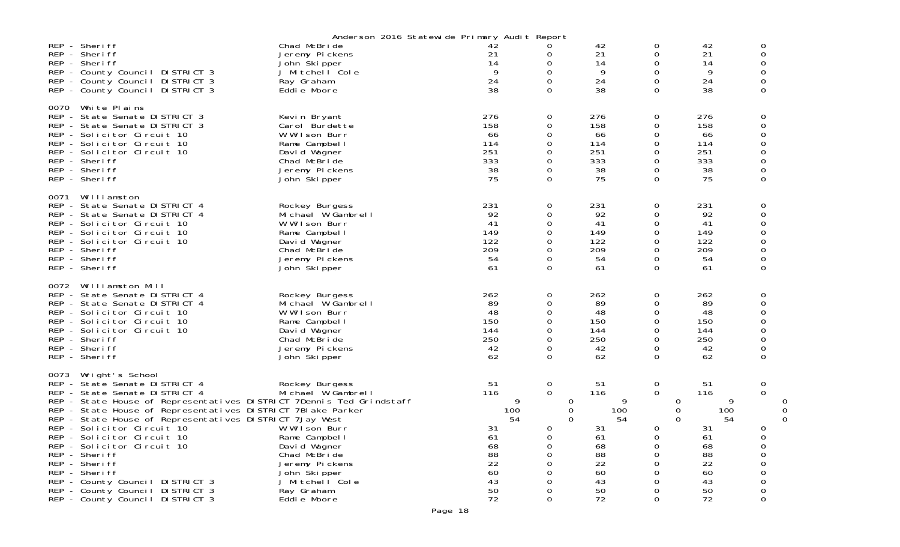Anderson 2016 Statewide Primary Audit Report

| | | | | | | | |
|---|---|---|---|---|---|---|---|
| REP - Sheriff | Chad McBride | 42 | 0 | 42 | 0 | 42 | 0 |
| REP - Sheriff | Jeremy Pickens | 21 | 0 | 21 | 0 | 21 | 0 |
| REP - Sheriff | John Skipper | 14 | 0 | 14 | 0 | 14 | 0 |
| REP - County Council DISTRICT 3 | J Mitchell Cole | 9 | 0 | 9 | 0 | 9 | 0 |
| REP - County Council DISTRICT 3 | Ray Graham | 24 | 0 | 24 | 0 | 24 | 0 |
| REP - County Council DISTRICT 3 | Eddie Moore | 38 | 0 | 38 | 0 | 38 | 0 |

0070 White Plains

| | | | | | | | |
|---|---|---|---|---|---|---|---|
| REP - State Senate DISTRICT 3 | Kevin Bryant | 276 | 0 | 276 | 0 | 276 | 0 |
| REP - State Senate DISTRICT 3 | Carol Burdette | 158 | 0 | 158 | 0 | 158 | 0 |
| REP - Solicitor Circuit 10 | W Wilson Burr | 66 | 0 | 66 | 0 | 66 | 0 |
| REP - Solicitor Circuit 10 | Rame Campbell | 114 | 0 | 114 | 0 | 114 | 0 |
| REP - Solicitor Circuit 10 | David Wagner | 251 | 0 | 251 | 0 | 251 | 0 |
| REP - Sheriff | Chad McBride | 333 | 0 | 333 | 0 | 333 | 0 |
| REP - Sheriff | Jeremy Pickens | 38 | 0 | 38 | 0 | 38 | 0 |
| REP - Sheriff | John Skipper | 75 | 0 | 75 | 0 | 75 | 0 |

0071 Williamston

| | | | | | | | |
|---|---|---|---|---|---|---|---|
| REP - State Senate DISTRICT 4 | Rockey Burgess | 231 | 0 | 231 | 0 | 231 | 0 |
| REP - State Senate DISTRICT 4 | Michael W Gambrell | 92 | 0 | 92 | 0 | 92 | 0 |
| REP - Solicitor Circuit 10 | W Wilson Burr | 41 | 0 | 41 | 0 | 41 | 0 |
| REP - Solicitor Circuit 10 | Rame Campbell | 149 | 0 | 149 | 0 | 149 | 0 |
| REP - Solicitor Circuit 10 | David Wagner | 122 | 0 | 122 | 0 | 122 | 0 |
| REP - Sheriff | Chad McBride | 209 | 0 | 209 | 0 | 209 | 0 |
| REP - Sheriff | Jeremy Pickens | 54 | 0 | 54 | 0 | 54 | 0 |
| REP - Sheriff | John Skipper | 61 | 0 | 61 | 0 | 61 | 0 |

0072 Williamston Mill

| | | | | | | | |
|---|---|---|---|---|---|---|---|
| REP - State Senate DISTRICT 4 | Rockey Burgess | 262 | 0 | 262 | 0 | 262 | 0 |
| REP - State Senate DISTRICT 4 | Michael W Gambrell | 89 | 0 | 89 | 0 | 89 | 0 |
| REP - Solicitor Circuit 10 | W Wilson Burr | 48 | 0 | 48 | 0 | 48 | 0 |
| REP - Solicitor Circuit 10 | Rame Campbell | 150 | 0 | 150 | 0 | 150 | 0 |
| REP - Solicitor Circuit 10 | David Wagner | 144 | 0 | 144 | 0 | 144 | 0 |
| REP - Sheriff | Chad McBride | 250 | 0 | 250 | 0 | 250 | 0 |
| REP - Sheriff | Jeremy Pickens | 42 | 0 | 42 | 0 | 42 | 0 |
| REP - Sheriff | John Skipper | 62 | 0 | 62 | 0 | 62 | 0 |

0073 Wright's School

| | | | | | | | |
|---|---|---|---|---|---|---|---|
| REP - State Senate DISTRICT 4 | Rockey Burgess | 51 | 0 | 51 | 0 | 51 | 0 |
| REP - State Senate DISTRICT 4 | Michael W Gambrell | 116 | 0 | 116 | 0 | 116 | 0 |
| REP - State House of Representatives DISTRICT 7 | Dennis Ted Grindstaff | 9 | 0 | 9 | 0 | 9 | 0 |
| REP - State House of Representatives DISTRICT 7 | Blake Parker | 100 | 0 | 100 | 0 | 100 | 0 |
| REP - State House of Representatives DISTRICT 7 | Jay West | 54 | 0 | 54 | 0 | 54 | 0 |
| REP - Solicitor Circuit 10 | W Wilson Burr | 31 | 0 | 31 | 0 | 31 | 0 |
| REP - Solicitor Circuit 10 | Rame Campbell | 61 | 0 | 61 | 0 | 61 | 0 |
| REP - Solicitor Circuit 10 | David Wagner | 68 | 0 | 68 | 0 | 68 | 0 |
| REP - Sheriff | Chad McBride | 88 | 0 | 88 | 0 | 88 | 0 |
| REP - Sheriff | Jeremy Pickens | 22 | 0 | 22 | 0 | 22 | 0 |
| REP - Sheriff | John Skipper | 60 | 0 | 60 | 0 | 60 | 0 |
| REP - County Council DISTRICT 3 | J Mitchell Cole | 43 | 0 | 43 | 0 | 43 | 0 |
| REP - County Council DISTRICT 3 | Ray Graham | 50 | 0 | 50 | 0 | 50 | 0 |
| REP - County Council DISTRICT 3 | Eddie Moore | 72 | 0 | 72 | 0 | 72 | 0 |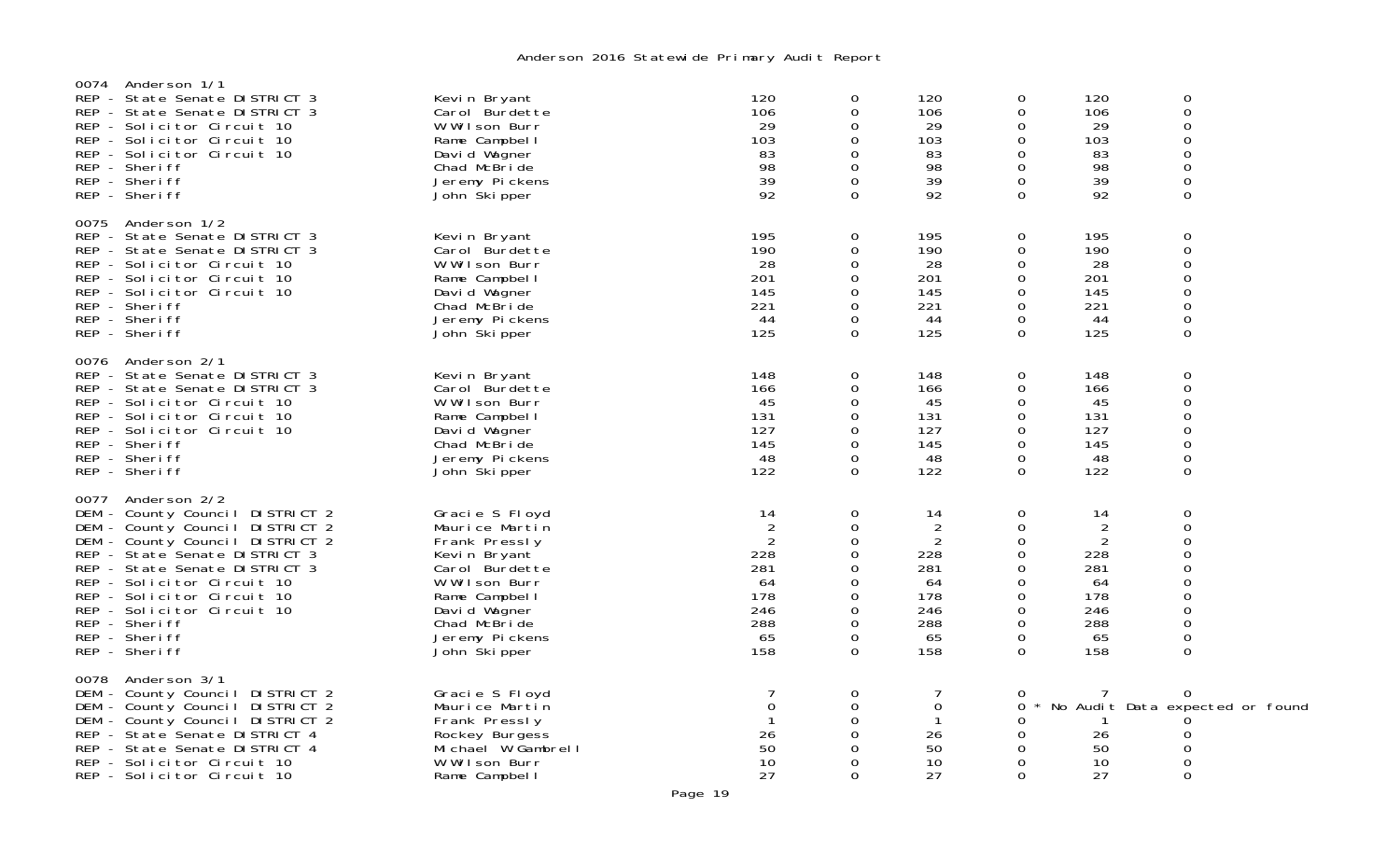# Anderson 2016 Statewide Primary Audit Report

| | | | | | | | |
|---|---|---|---|---|---|---|---|
| **0074 Anderson 1/1** | | | | | | | |
| REP - State Senate DISTRICT 3 | Kevin Bryant | 120 | 0 | 120 | 0 | 120 | 0 |
| REP - State Senate DISTRICT 3 | Carol Burdette | 106 | 0 | 106 | 0 | 106 | 0 |
| REP - Solicitor Circuit 10 | W Wilson Burr | 29 | 0 | 29 | 0 | 29 | 0 |
| REP - Solicitor Circuit 10 | Rame Campbell | 103 | 0 | 103 | 0 | 103 | 0 |
| REP - Solicitor Circuit 10 | David Wagner | 83 | 0 | 83 | 0 | 83 | 0 |
| REP - Sheriff | Chad McBride | 98 | 0 | 98 | 0 | 98 | 0 |
| REP - Sheriff | Jeremy Pickens | 39 | 0 | 39 | 0 | 39 | 0 |
| REP - Sheriff | John Skipper | 92 | 0 | 92 | 0 | 92 | 0 |
| **0075 Anderson 1/2** | | | | | | | |
| REP - State Senate DISTRICT 3 | Kevin Bryant | 195 | 0 | 195 | 0 | 195 | 0 |
| REP - State Senate DISTRICT 3 | Carol Burdette | 190 | 0 | 190 | 0 | 190 | 0 |
| REP - Solicitor Circuit 10 | W Wilson Burr | 28 | 0 | 28 | 0 | 28 | 0 |
| REP - Solicitor Circuit 10 | Rame Campbell | 201 | 0 | 201 | 0 | 201 | 0 |
| REP - Solicitor Circuit 10 | David Wagner | 145 | 0 | 145 | 0 | 145 | 0 |
| REP - Sheriff | Chad McBride | 221 | 0 | 221 | 0 | 221 | 0 |
| REP - Sheriff | Jeremy Pickens | 44 | 0 | 44 | 0 | 44 | 0 |
| REP - Sheriff | John Skipper | 125 | 0 | 125 | 0 | 125 | 0 |
| **0076 Anderson 2/1** | | | | | | | |
| REP - State Senate DISTRICT 3 | Kevin Bryant | 148 | 0 | 148 | 0 | 148 | 0 |
| REP - State Senate DISTRICT 3 | Carol Burdette | 166 | 0 | 166 | 0 | 166 | 0 |
| REP - Solicitor Circuit 10 | W Wilson Burr | 45 | 0 | 45 | 0 | 45 | 0 |
| REP - Solicitor Circuit 10 | Rame Campbell | 131 | 0 | 131 | 0 | 131 | 0 |
| REP - Solicitor Circuit 10 | David Wagner | 127 | 0 | 127 | 0 | 127 | 0 |
| REP - Sheriff | Chad McBride | 145 | 0 | 145 | 0 | 145 | 0 |
| REP - Sheriff | Jeremy Pickens | 48 | 0 | 48 | 0 | 48 | 0 |
| REP - Sheriff | John Skipper | 122 | 0 | 122 | 0 | 122 | 0 |
| **0077 Anderson 2/2** | | | | | | | |
| DEM - County Council DISTRICT 2 | Gracie S Floyd | 14 | 0 | 14 | 0 | 14 | 0 |
| DEM - County Council DISTRICT 2 | Maurice Martin | 2 | 0 | 2 | 0 | 2 | 0 |
| DEM - County Council DISTRICT 2 | Frank Pressly | 2 | 0 | 2 | 0 | 2 | 0 |
| REP - State Senate DISTRICT 3 | Kevin Bryant | 228 | 0 | 228 | 0 | 228 | 0 |
| REP - State Senate DISTRICT 3 | Carol Burdette | 281 | 0 | 281 | 0 | 281 | 0 |
| REP - Solicitor Circuit 10 | W Wilson Burr | 64 | 0 | 64 | 0 | 64 | 0 |
| REP - Solicitor Circuit 10 | Rame Campbell | 178 | 0 | 178 | 0 | 178 | 0 |
| REP - Solicitor Circuit 10 | David Wagner | 246 | 0 | 246 | 0 | 246 | 0 |
| REP - Sheriff | Chad McBride | 288 | 0 | 288 | 0 | 288 | 0 |
| REP - Sheriff | Jeremy Pickens | 65 | 0 | 65 | 0 | 65 | 0 |
| REP - Sheriff | John Skipper | 158 | 0 | 158 | 0 | 158 | 0 |
| **0078 Anderson 3/1** | | | | | | | |
| DEM - County Council DISTRICT 2 | Gracie S Floyd | 7 | 0 | 7 | 0 | 7 | 0 |
| DEM - County Council DISTRICT 2 | Maurice Martin | 0 | 0 | 0 | 0 * No Audit Data expected or found | | |
| DEM - County Council DISTRICT 2 | Frank Pressly | 1 | 0 | 1 | 0 | 1 | 0 |
| REP - State Senate DISTRICT 4 | Rockey Burgess | 26 | 0 | 26 | 0 | 26 | 0 |
| REP - State Senate DISTRICT 4 | Michael W Gambrell | 50 | 0 | 50 | 0 | 50 | 0 |
| REP - Solicitor Circuit 10 | W Wilson Burr | 10 | 0 | 10 | 0 | 10 | 0 |
| REP - Solicitor Circuit 10 | Rame Campbell | 27 | 0 | 27 | 0 | 27 | 0 |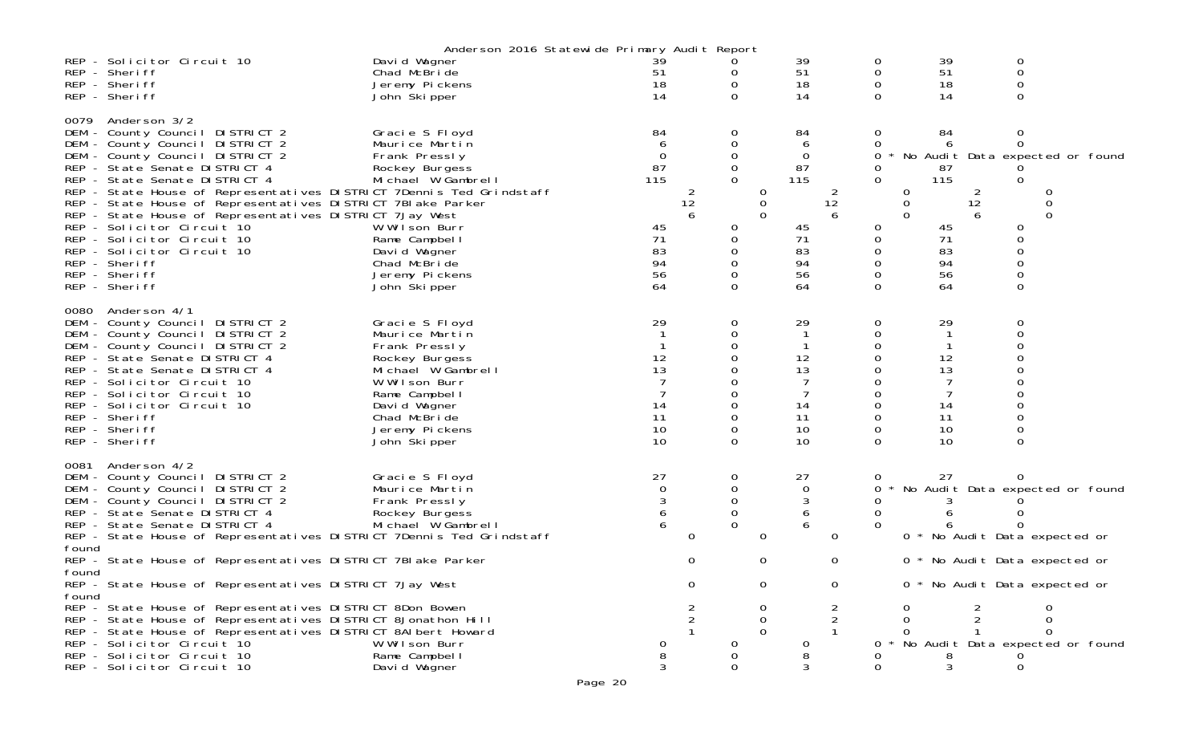Anderson 2016 Statewide Primary Audit Report

| Contest | Candidate | | | | | | |
|---|---|---|---|---|---|---|---|
| REP - Solicitor Circuit 10 | David Wagner | 39 | 0 | 39 | 0 | 39 | 0 |
| REP - Sheriff | Chad McBride | 51 | 0 | 51 | 0 | 51 | 0 |
| REP - Sheriff | Jeremy Pickens | 18 | 0 | 18 | 0 | 18 | 0 |
| REP - Sheriff | John Skipper | 14 | 0 | 14 | 0 | 14 | 0 |
| **0079 Anderson 3/2** | | | | | | | |
| DEM - County Council DISTRICT 2 | Gracie S Floyd | 84 | 0 | 84 | 0 | 84 | 0 |
| DEM - County Council DISTRICT 2 | Maurice Martin | 6 | 0 | 6 | 0 | 6 | 0 |
| DEM - County Council DISTRICT 2 | Frank Pressly | 0 | 0 | 0 | 0 * No Audit Data expected or found | | |
| REP - State Senate DISTRICT 4 | Rockey Burgess | 87 | 0 | 87 | 0 | 87 | 0 |
| REP - State Senate DISTRICT 4 | Michael W Gambrell | 115 | 0 | 115 | 0 | 115 | 0 |
| REP - State House of Representatives DISTRICT 7 | Dennis Ted Grindstaff | 2 | 0 | 2 | 0 | 2 | 0 |
| REP - State House of Representatives DISTRICT 7 | Blake Parker | 12 | 0 | 12 | 0 | 12 | 0 |
| REP - State House of Representatives DISTRICT 7 | Jay West | 6 | 0 | 6 | 0 | 6 | 0 |
| REP - Solicitor Circuit 10 | W Wilson Burr | 45 | 0 | 45 | 0 | 45 | 0 |
| REP - Solicitor Circuit 10 | Rame Campbell | 71 | 0 | 71 | 0 | 71 | 0 |
| REP - Solicitor Circuit 10 | David Wagner | 83 | 0 | 83 | 0 | 83 | 0 |
| REP - Sheriff | Chad McBride | 94 | 0 | 94 | 0 | 94 | 0 |
| REP - Sheriff | Jeremy Pickens | 56 | 0 | 56 | 0 | 56 | 0 |
| REP - Sheriff | John Skipper | 64 | 0 | 64 | 0 | 64 | 0 |
| **0080 Anderson 4/1** | | | | | | | |
| DEM - County Council DISTRICT 2 | Gracie S Floyd | 29 | 0 | 29 | 0 | 29 | 0 |
| DEM - County Council DISTRICT 2 | Maurice Martin | 1 | 0 | 1 | 0 | 1 | 0 |
| DEM - County Council DISTRICT 2 | Frank Pressly | 1 | 0 | 1 | 0 | 1 | 0 |
| REP - State Senate DISTRICT 4 | Rockey Burgess | 12 | 0 | 12 | 0 | 12 | 0 |
| REP - State Senate DISTRICT 4 | Michael W Gambrell | 13 | 0 | 13 | 0 | 13 | 0 |
| REP - Solicitor Circuit 10 | W Wilson Burr | 7 | 0 | 7 | 0 | 7 | 0 |
| REP - Solicitor Circuit 10 | Rame Campbell | 7 | 0 | 7 | 0 | 7 | 0 |
| REP - Solicitor Circuit 10 | David Wagner | 14 | 0 | 14 | 0 | 14 | 0 |
| REP - Sheriff | Chad McBride | 11 | 0 | 11 | 0 | 11 | 0 |
| REP - Sheriff | Jeremy Pickens | 10 | 0 | 10 | 0 | 10 | 0 |
| REP - Sheriff | John Skipper | 10 | 0 | 10 | 0 | 10 | 0 |
| **0081 Anderson 4/2** | | | | | | | |
| DEM - County Council DISTRICT 2 | Gracie S Floyd | 27 | 0 | 27 | 0 | 27 | 0 |
| DEM - County Council DISTRICT 2 | Maurice Martin | 0 | 0 | 0 | 0 * No Audit Data expected or found | | |
| DEM - County Council DISTRICT 2 | Frank Pressly | 3 | 0 | 3 | 0 | 3 | 0 |
| REP - State Senate DISTRICT 4 | Rockey Burgess | 6 | 0 | 6 | 0 | 6 | 0 |
| REP - State Senate DISTRICT 4 | Michael W Gambrell | 6 | 0 | 6 | 0 | 6 | 0 |
| REP - State House of Representatives DISTRICT 7 | Dennis Ted Grindstaff | 0 | 0 | 0 | 0 * No Audit Data expected or found | | |
| REP - State House of Representatives DISTRICT 7 | Blake Parker | 0 | 0 | 0 | 0 * No Audit Data expected or found | | |
| REP - State House of Representatives DISTRICT 7 | Jay West | 0 | 0 | 0 | 0 * No Audit Data expected or found | | |
| REP - State House of Representatives DISTRICT 8 | Don Bowen | 2 | 0 | 2 | 0 | 2 | 0 |
| REP - State House of Representatives DISTRICT 8 | Jonathon Hill | 2 | 0 | 2 | 0 | 2 | 0 |
| REP - State House of Representatives DISTRICT 8 | Albert Howard | 1 | 0 | 1 | 0 | 1 | 0 |
| REP - Solicitor Circuit 10 | W Wilson Burr | 0 | 0 | 0 | 0 * No Audit Data expected or found | | |
| REP - Solicitor Circuit 10 | Rame Campbell | 8 | 0 | 8 | 0 | 8 | 0 |
| REP - Solicitor Circuit 10 | David Wagner | 3 | 0 | 3 | 0 | 3 | 0 |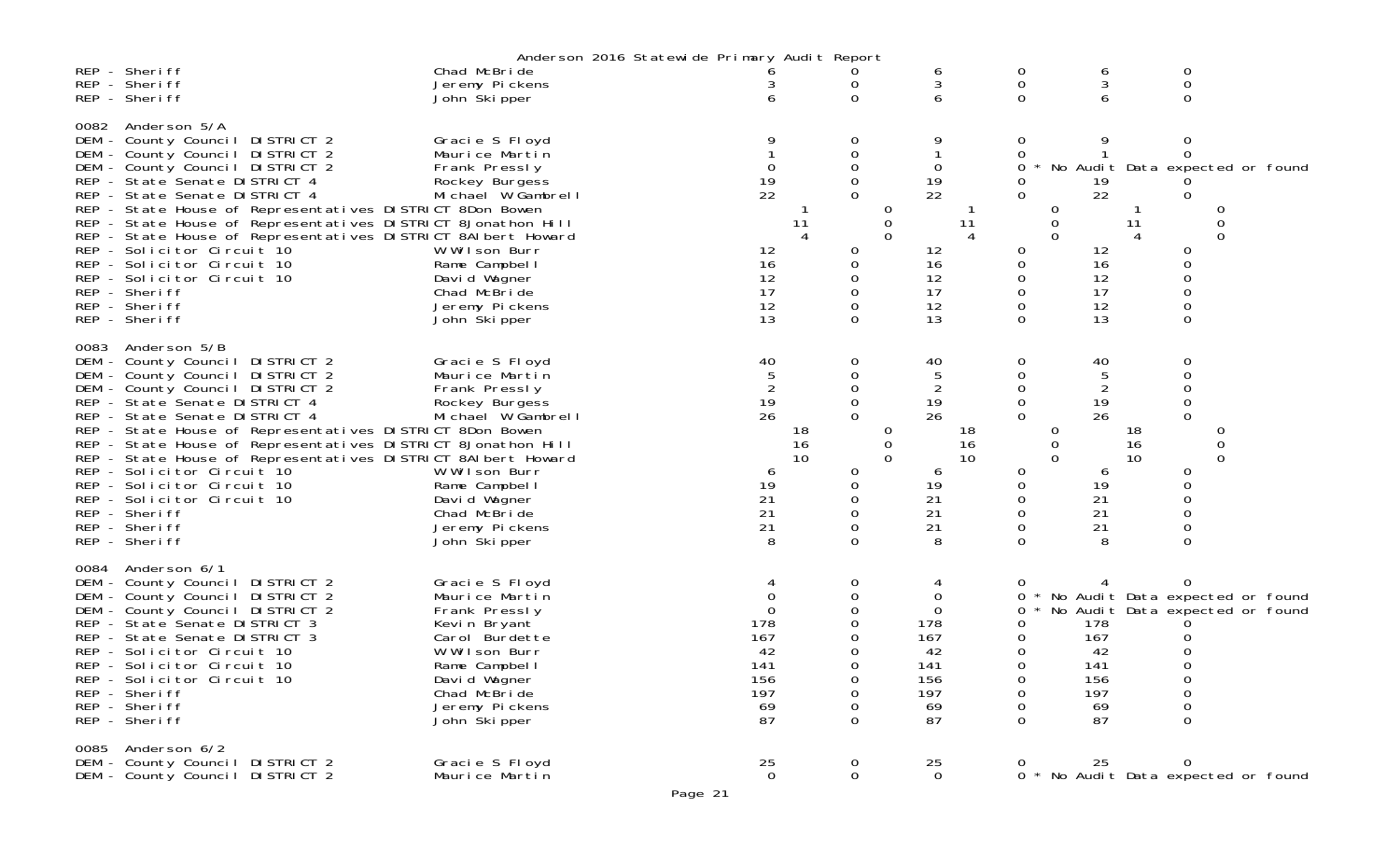Anderson 2016 Statewide Primary Audit Report

| Contest | Candidate | | | | | | |
|---|---|---|---|---|---|---|---|
| REP - Sheriff | Chad McBride | 6 | 0 | 6 | 0 | 6 | 0 |
| REP - Sheriff | Jeremy Pickens | 3 | 0 | 3 | 0 | 3 | 0 |
| REP - Sheriff | John Skipper | 6 | 0 | 6 | 0 | 6 | 0 |

0082 Anderson 5/A

| Contest | Candidate | | | | | | |
|---|---|---|---|---|---|---|---|
| DEM - County Council DISTRICT 2 | Gracie S Floyd | 9 | 0 | 9 | 0 | 9 | 0 |
| DEM - County Council DISTRICT 2 | Maurice Martin | 1 | 0 | 1 | 0 | 1 | 0 |
| DEM - County Council DISTRICT 2 | Frank Pressly | 0 | 0 | 0 | 0 * No Audit Data expected or found | | |
| REP - State Senate DISTRICT 4 | Rockey Burgess | 19 | 0 | 19 | 0 | 19 | 0 |
| REP - State Senate DISTRICT 4 | Michael W Gambrell | 22 | 0 | 22 | 0 | 22 | 0 |
| REP - State House of Representatives DISTRICT 8 | Don Bowen | 1 | 0 | 1 | 0 | 1 | 0 |
| REP - State House of Representatives DISTRICT 8 | Jonathon Hill | 11 | 0 | 11 | 0 | 11 | 0 |
| REP - State House of Representatives DISTRICT 8 | Albert Howard | 4 | 0 | 4 | 0 | 4 | 0 |
| REP - Solicitor Circuit 10 | W Wilson Burr | 12 | 0 | 12 | 0 | 12 | 0 |
| REP - Solicitor Circuit 10 | Rame Campbell | 16 | 0 | 16 | 0 | 16 | 0 |
| REP - Solicitor Circuit 10 | David Wagner | 12 | 0 | 12 | 0 | 12 | 0 |
| REP - Sheriff | Chad McBride | 17 | 0 | 17 | 0 | 17 | 0 |
| REP - Sheriff | Jeremy Pickens | 12 | 0 | 12 | 0 | 12 | 0 |
| REP - Sheriff | John Skipper | 13 | 0 | 13 | 0 | 13 | 0 |

0083 Anderson 5/B

| Contest | Candidate | | | | | | |
|---|---|---|---|---|---|---|---|
| DEM - County Council DISTRICT 2 | Gracie S Floyd | 40 | 0 | 40 | 0 | 40 | 0 |
| DEM - County Council DISTRICT 2 | Maurice Martin | 5 | 0 | 5 | 0 | 5 | 0 |
| DEM - County Council DISTRICT 2 | Frank Pressly | 2 | 0 | 2 | 0 | 2 | 0 |
| REP - State Senate DISTRICT 4 | Rockey Burgess | 19 | 0 | 19 | 0 | 19 | 0 |
| REP - State Senate DISTRICT 4 | Michael W Gambrell | 26 | 0 | 26 | 0 | 26 | 0 |
| REP - State House of Representatives DISTRICT 8 | Don Bowen | 18 | 0 | 18 | 0 | 18 | 0 |
| REP - State House of Representatives DISTRICT 8 | Jonathon Hill | 16 | 0 | 16 | 0 | 16 | 0 |
| REP - State House of Representatives DISTRICT 8 | Albert Howard | 10 | 0 | 10 | 0 | 10 | 0 |
| REP - Solicitor Circuit 10 | W Wilson Burr | 6 | 0 | 6 | 0 | 6 | 0 |
| REP - Solicitor Circuit 10 | Rame Campbell | 19 | 0 | 19 | 0 | 19 | 0 |
| REP - Solicitor Circuit 10 | David Wagner | 21 | 0 | 21 | 0 | 21 | 0 |
| REP - Sheriff | Chad McBride | 21 | 0 | 21 | 0 | 21 | 0 |
| REP - Sheriff | Jeremy Pickens | 21 | 0 | 21 | 0 | 21 | 0 |
| REP - Sheriff | John Skipper | 8 | 0 | 8 | 0 | 8 | 0 |

0084 Anderson 6/1

| Contest | Candidate | | | | | | |
|---|---|---|---|---|---|---|---|
| DEM - County Council DISTRICT 2 | Gracie S Floyd | 4 | 0 | 4 | 0 | 4 | 0 |
| DEM - County Council DISTRICT 2 | Maurice Martin | 0 | 0 | 0 | 0 * No Audit Data expected or found | | |
| DEM - County Council DISTRICT 2 | Frank Pressly | 0 | 0 | 0 | 0 * No Audit Data expected or found | | |
| REP - State Senate DISTRICT 3 | Kevin Bryant | 178 | 0 | 178 | 0 | 178 | 0 |
| REP - State Senate DISTRICT 3 | Carol Burdette | 167 | 0 | 167 | 0 | 167 | 0 |
| REP - Solicitor Circuit 10 | W Wilson Burr | 42 | 0 | 42 | 0 | 42 | 0 |
| REP - Solicitor Circuit 10 | Rame Campbell | 141 | 0 | 141 | 0 | 141 | 0 |
| REP - Solicitor Circuit 10 | David Wagner | 156 | 0 | 156 | 0 | 156 | 0 |
| REP - Sheriff | Chad McBride | 197 | 0 | 197 | 0 | 197 | 0 |
| REP - Sheriff | Jeremy Pickens | 69 | 0 | 69 | 0 | 69 | 0 |
| REP - Sheriff | John Skipper | 87 | 0 | 87 | 0 | 87 | 0 |

0085 Anderson 6/2

| Contest | Candidate | | | | | | |
|---|---|---|---|---|---|---|---|
| DEM - County Council DISTRICT 2 | Gracie S Floyd | 25 | 0 | 25 | 0 | 25 | 0 |
| DEM - County Council DISTRICT 2 | Maurice Martin | 0 | 0 | 0 | 0 * No Audit Data expected or found | | |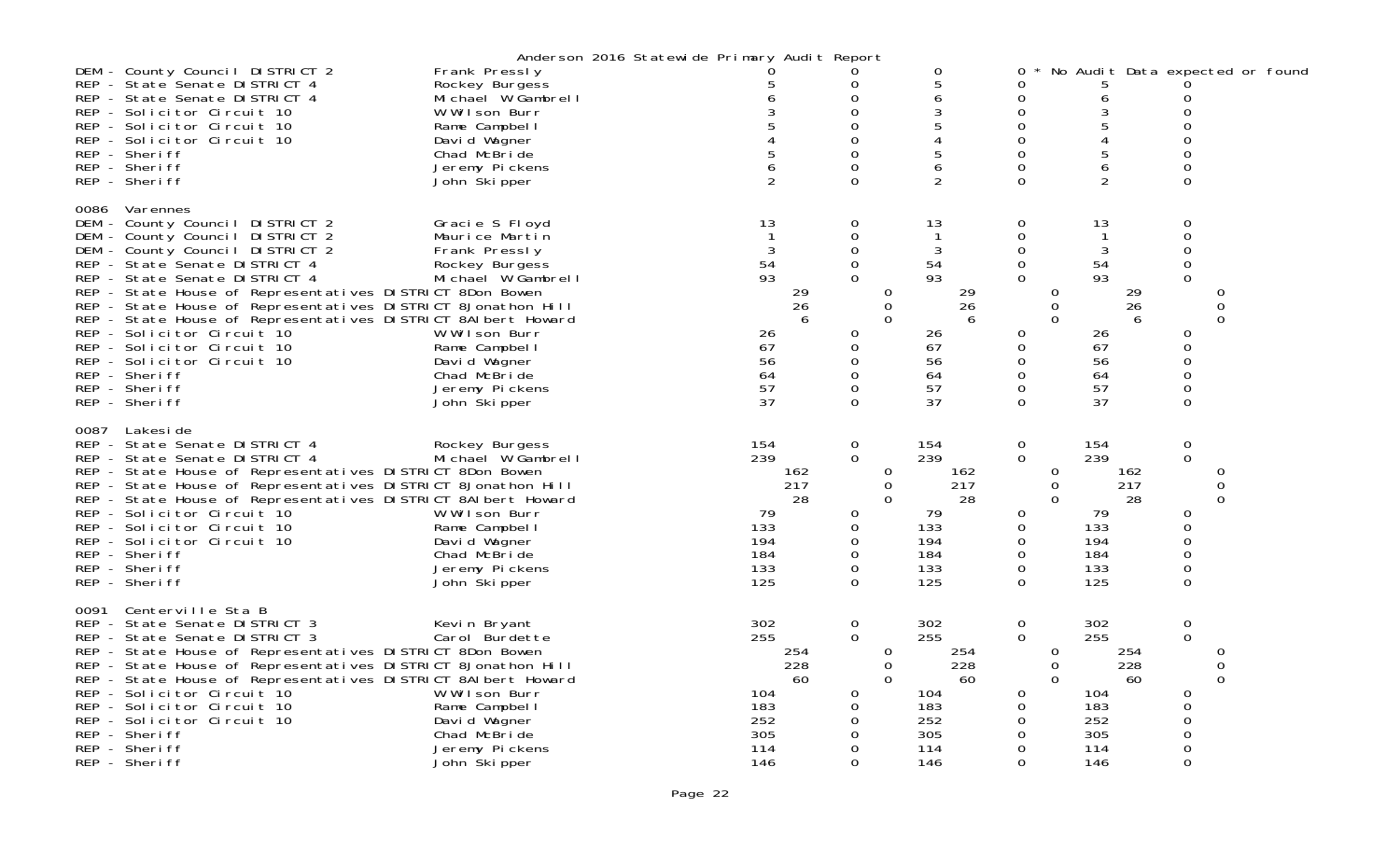Anderson 2016 Statewide Primary Audit Report

| Contest | Candidate | | | | | | |
|---|---|---|---|---|---|---|---|
| DEM - County Council DISTRICT 2 | Frank Pressly | 0 | 0 | 0 | 0 * No Audit Data expected or found | | |
| REP - State Senate DISTRICT 4 | Rockey Burgess | 5 | 0 | 5 | 0 | 5 | 0 |
| REP - State Senate DISTRICT 4 | Michael W Gambrell | 6 | 0 | 6 | 0 | 6 | 0 |
| REP - Solicitor Circuit 10 | W Wilson Burr | 3 | 0 | 3 | 0 | 3 | 0 |
| REP - Solicitor Circuit 10 | Rame Campbell | 5 | 0 | 5 | 0 | 5 | 0 |
| REP - Solicitor Circuit 10 | David Wagner | 4 | 0 | 4 | 0 | 4 | 0 |
| REP - Sheriff | Chad McBride | 5 | 0 | 5 | 0 | 5 | 0 |
| REP - Sheriff | Jeremy Pickens | 6 | 0 | 6 | 0 | 6 | 0 |
| REP - Sheriff | John Skipper | 2 | 0 | 2 | 0 | 2 | 0 |

0086 Varennes

| Contest | Candidate | | | | | | |
|---|---|---|---|---|---|---|---|
| DEM - County Council DISTRICT 2 | Gracie S Floyd | 13 | 0 | 13 | 0 | 13 | 0 |
| DEM - County Council DISTRICT 2 | Maurice Martin | 1 | 0 | 1 | 0 | 1 | 0 |
| DEM - County Council DISTRICT 2 | Frank Pressly | 3 | 0 | 3 | 0 | 3 | 0 |
| REP - State Senate DISTRICT 4 | Rockey Burgess | 54 | 0 | 54 | 0 | 54 | 0 |
| REP - State Senate DISTRICT 4 | Michael W Gambrell | 93 | 0 | 93 | 0 | 93 | 0 |
| REP - State House of Representatives DISTRICT 8 | Don Bowen | 29 | 0 | 29 | 0 | 29 | 0 |
| REP - State House of Representatives DISTRICT 8 | Jonathon Hill | 26 | 0 | 26 | 0 | 26 | 0 |
| REP - State House of Representatives DISTRICT 8 | Albert Howard | 6 | 0 | 6 | 0 | 6 | 0 |
| REP - Solicitor Circuit 10 | W Wilson Burr | 26 | 0 | 26 | 0 | 26 | 0 |
| REP - Solicitor Circuit 10 | Rame Campbell | 67 | 0 | 67 | 0 | 67 | 0 |
| REP - Solicitor Circuit 10 | David Wagner | 56 | 0 | 56 | 0 | 56 | 0 |
| REP - Sheriff | Chad McBride | 64 | 0 | 64 | 0 | 64 | 0 |
| REP - Sheriff | Jeremy Pickens | 57 | 0 | 57 | 0 | 57 | 0 |
| REP - Sheriff | John Skipper | 37 | 0 | 37 | 0 | 37 | 0 |

0087 Lakeside

| Contest | Candidate | | | | | | |
|---|---|---|---|---|---|---|---|
| REP - State Senate DISTRICT 4 | Rockey Burgess | 154 | 0 | 154 | 0 | 154 | 0 |
| REP - State Senate DISTRICT 4 | Michael W Gambrell | 239 | 0 | 239 | 0 | 239 | 0 |
| REP - State House of Representatives DISTRICT 8 | Don Bowen | 162 | 0 | 162 | 0 | 162 | 0 |
| REP - State House of Representatives DISTRICT 8 | Jonathon Hill | 217 | 0 | 217 | 0 | 217 | 0 |
| REP - State House of Representatives DISTRICT 8 | Albert Howard | 28 | 0 | 28 | 0 | 28 | 0 |
| REP - Solicitor Circuit 10 | W Wilson Burr | 79 | 0 | 79 | 0 | 79 | 0 |
| REP - Solicitor Circuit 10 | Rame Campbell | 133 | 0 | 133 | 0 | 133 | 0 |
| REP - Solicitor Circuit 10 | David Wagner | 194 | 0 | 194 | 0 | 194 | 0 |
| REP - Sheriff | Chad McBride | 184 | 0 | 184 | 0 | 184 | 0 |
| REP - Sheriff | Jeremy Pickens | 133 | 0 | 133 | 0 | 133 | 0 |
| REP - Sheriff | John Skipper | 125 | 0 | 125 | 0 | 125 | 0 |

0091 Centerville Sta B

| Contest | Candidate | | | | | | |
|---|---|---|---|---|---|---|---|
| REP - State Senate DISTRICT 3 | Kevin Bryant | 302 | 0 | 302 | 0 | 302 | 0 |
| REP - State Senate DISTRICT 3 | Carol Burdette | 255 | 0 | 255 | 0 | 255 | 0 |
| REP - State House of Representatives DISTRICT 8 | Don Bowen | 254 | 0 | 254 | 0 | 254 | 0 |
| REP - State House of Representatives DISTRICT 8 | Jonathon Hill | 228 | 0 | 228 | 0 | 228 | 0 |
| REP - State House of Representatives DISTRICT 8 | Albert Howard | 60 | 0 | 60 | 0 | 60 | 0 |
| REP - Solicitor Circuit 10 | W Wilson Burr | 104 | 0 | 104 | 0 | 104 | 0 |
| REP - Solicitor Circuit 10 | Rame Campbell | 183 | 0 | 183 | 0 | 183 | 0 |
| REP - Solicitor Circuit 10 | David Wagner | 252 | 0 | 252 | 0 | 252 | 0 |
| REP - Sheriff | Chad McBride | 305 | 0 | 305 | 0 | 305 | 0 |
| REP - Sheriff | Jeremy Pickens | 114 | 0 | 114 | 0 | 114 | 0 |
| REP - Sheriff | John Skipper | 146 | 0 | 146 | 0 | 146 | 0 |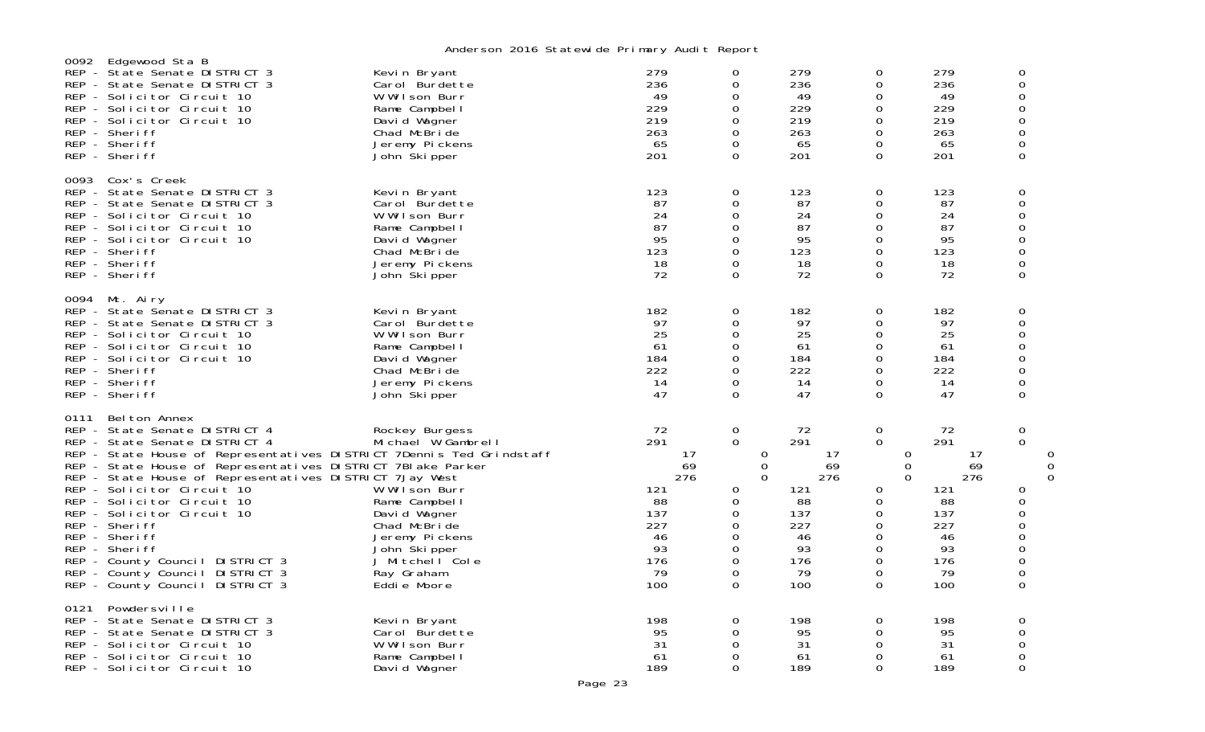# Anderson 2016 Statewide Primary Audit Report

## 0092 Edgewood Sta B

| Contest | Candidate | | | | | | |
|---|---|---|---|---|---|---|---|
| REP - State Senate DISTRICT 3 | Kevin Bryant | 279 | 0 | 279 | 0 | 279 | 0 |
| REP - State Senate DISTRICT 3 | Carol Burdette | 236 | 0 | 236 | 0 | 236 | 0 |
| REP - Solicitor Circuit 10 | W Wilson Burr | 49 | 0 | 49 | 0 | 49 | 0 |
| REP - Solicitor Circuit 10 | Rame Campbell | 229 | 0 | 229 | 0 | 229 | 0 |
| REP - Solicitor Circuit 10 | David Wagner | 219 | 0 | 219 | 0 | 219 | 0 |
| REP - Sheriff | Chad McBride | 263 | 0 | 263 | 0 | 263 | 0 |
| REP - Sheriff | Jeremy Pickens | 65 | 0 | 65 | 0 | 65 | 0 |
| REP - Sheriff | John Skipper | 201 | 0 | 201 | 0 | 201 | 0 |

## 0093 Cox's Creek

| Contest | Candidate | | | | | | |
|---|---|---|---|---|---|---|---|
| REP - State Senate DISTRICT 3 | Kevin Bryant | 123 | 0 | 123 | 0 | 123 | 0 |
| REP - State Senate DISTRICT 3 | Carol Burdette | 87 | 0 | 87 | 0 | 87 | 0 |
| REP - Solicitor Circuit 10 | W Wilson Burr | 24 | 0 | 24 | 0 | 24 | 0 |
| REP - Solicitor Circuit 10 | Rame Campbell | 87 | 0 | 87 | 0 | 87 | 0 |
| REP - Solicitor Circuit 10 | David Wagner | 95 | 0 | 95 | 0 | 95 | 0 |
| REP - Sheriff | Chad McBride | 123 | 0 | 123 | 0 | 123 | 0 |
| REP - Sheriff | Jeremy Pickens | 18 | 0 | 18 | 0 | 18 | 0 |
| REP - Sheriff | John Skipper | 72 | 0 | 72 | 0 | 72 | 0 |

## 0094 Mt. Airy

| Contest | Candidate | | | | | | |
|---|---|---|---|---|---|---|---|
| REP - State Senate DISTRICT 3 | Kevin Bryant | 182 | 0 | 182 | 0 | 182 | 0 |
| REP - State Senate DISTRICT 3 | Carol Burdette | 97 | 0 | 97 | 0 | 97 | 0 |
| REP - Solicitor Circuit 10 | W Wilson Burr | 25 | 0 | 25 | 0 | 25 | 0 |
| REP - Solicitor Circuit 10 | Rame Campbell | 61 | 0 | 61 | 0 | 61 | 0 |
| REP - Solicitor Circuit 10 | David Wagner | 184 | 0 | 184 | 0 | 184 | 0 |
| REP - Sheriff | Chad McBride | 222 | 0 | 222 | 0 | 222 | 0 |
| REP - Sheriff | Jeremy Pickens | 14 | 0 | 14 | 0 | 14 | 0 |
| REP - Sheriff | John Skipper | 47 | 0 | 47 | 0 | 47 | 0 |

## 0111 Belton Annex

| Contest | Candidate | | | | | | |
|---|---|---|---|---|---|---|---|
| REP - State Senate DISTRICT 4 | Rockey Burgess | 72 | 0 | 72 | 0 | 72 | 0 |
| REP - State Senate DISTRICT 4 | Michael W Gambrell | 291 | 0 | 291 | 0 | 291 | 0 |
| REP - State House of Representatives DISTRICT 7 | Dennis Ted Grindstaff | 17 | 0 | 17 | 0 | 17 | 0 |
| REP - State House of Representatives DISTRICT 7 | Blake Parker | 69 | 0 | 69 | 0 | 69 | 0 |
| REP - State House of Representatives DISTRICT 7 | Jay West | 276 | 0 | 276 | 0 | 276 | 0 |
| REP - Solicitor Circuit 10 | W Wilson Burr | 121 | 0 | 121 | 0 | 121 | 0 |
| REP - Solicitor Circuit 10 | Rame Campbell | 88 | 0 | 88 | 0 | 88 | 0 |
| REP - Solicitor Circuit 10 | David Wagner | 137 | 0 | 137 | 0 | 137 | 0 |
| REP - Sheriff | Chad McBride | 227 | 0 | 227 | 0 | 227 | 0 |
| REP - Sheriff | Jeremy Pickens | 46 | 0 | 46 | 0 | 46 | 0 |
| REP - Sheriff | John Skipper | 93 | 0 | 93 | 0 | 93 | 0 |
| REP - County Council DISTRICT 3 | J Mitchell Cole | 176 | 0 | 176 | 0 | 176 | 0 |
| REP - County Council DISTRICT 3 | Ray Graham | 79 | 0 | 79 | 0 | 79 | 0 |
| REP - County Council DISTRICT 3 | Eddie Moore | 100 | 0 | 100 | 0 | 100 | 0 |

## 0121 Powdersville

| Contest | Candidate | | | | | | |
|---|---|---|---|---|---|---|---|
| REP - State Senate DISTRICT 3 | Kevin Bryant | 198 | 0 | 198 | 0 | 198 | 0 |
| REP - State Senate DISTRICT 3 | Carol Burdette | 95 | 0 | 95 | 0 | 95 | 0 |
| REP - Solicitor Circuit 10 | W Wilson Burr | 31 | 0 | 31 | 0 | 31 | 0 |
| REP - Solicitor Circuit 10 | Rame Campbell | 61 | 0 | 61 | 0 | 61 | 0 |
| REP - Solicitor Circuit 10 | David Wagner | 189 | 0 | 189 | 0 | 189 | 0 |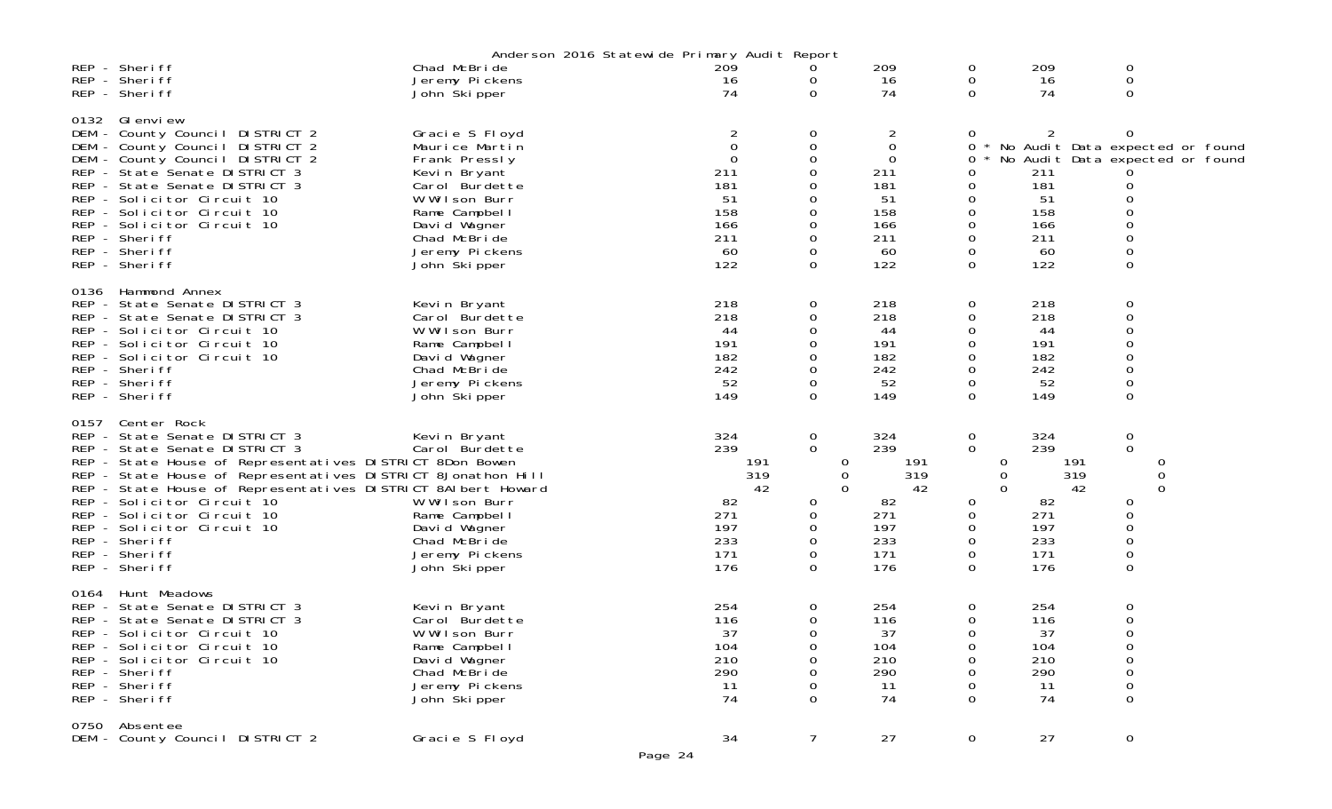Anderson 2016 Statewide Primary Audit Report

| | | | | | | | |
|---|---|---|---|---|---|---|---|
| REP - Sheriff | Chad McBride | 209 | 0 | 209 | 0 | 209 | 0 |
| REP - Sheriff | Jeremy Pickens | 16 | 0 | 16 | 0 | 16 | 0 |
| REP - Sheriff | John Skipper | 74 | 0 | 74 | 0 | 74 | 0 |
| **0132 Glenview** | | | | | | | |
| DEM - County Council DISTRICT 2 | Gracie S Floyd | 2 | 0 | 2 | 0 | 2 | 0 |
| DEM - County Council DISTRICT 2 | Maurice Martin | 0 | 0 | 0 | 0 * | No Audit Data expected or found | |
| DEM - County Council DISTRICT 2 | Frank Pressly | 0 | 0 | 0 | 0 * | No Audit Data expected or found | |
| REP - State Senate DISTRICT 3 | Kevin Bryant | 211 | 0 | 211 | 0 | 211 | 0 |
| REP - State Senate DISTRICT 3 | Carol Burdette | 181 | 0 | 181 | 0 | 181 | 0 |
| REP - Solicitor Circuit 10 | W Wilson Burr | 51 | 0 | 51 | 0 | 51 | 0 |
| REP - Solicitor Circuit 10 | Rame Campbell | 158 | 0 | 158 | 0 | 158 | 0 |
| REP - Solicitor Circuit 10 | David Wagner | 166 | 0 | 166 | 0 | 166 | 0 |
| REP - Sheriff | Chad McBride | 211 | 0 | 211 | 0 | 211 | 0 |
| REP - Sheriff | Jeremy Pickens | 60 | 0 | 60 | 0 | 60 | 0 |
| REP - Sheriff | John Skipper | 122 | 0 | 122 | 0 | 122 | 0 |
| **0136 Hammond Annex** | | | | | | | |
| REP - State Senate DISTRICT 3 | Kevin Bryant | 218 | 0 | 218 | 0 | 218 | 0 |
| REP - State Senate DISTRICT 3 | Carol Burdette | 218 | 0 | 218 | 0 | 218 | 0 |
| REP - Solicitor Circuit 10 | W Wilson Burr | 44 | 0 | 44 | 0 | 44 | 0 |
| REP - Solicitor Circuit 10 | Rame Campbell | 191 | 0 | 191 | 0 | 191 | 0 |
| REP - Solicitor Circuit 10 | David Wagner | 182 | 0 | 182 | 0 | 182 | 0 |
| REP - Sheriff | Chad McBride | 242 | 0 | 242 | 0 | 242 | 0 |
| REP - Sheriff | Jeremy Pickens | 52 | 0 | 52 | 0 | 52 | 0 |
| REP - Sheriff | John Skipper | 149 | 0 | 149 | 0 | 149 | 0 |
| **0157 Center Rock** | | | | | | | |
| REP - State Senate DISTRICT 3 | Kevin Bryant | 324 | 0 | 324 | 0 | 324 | 0 |
| REP - State Senate DISTRICT 3 | Carol Burdette | 239 | 0 | 239 | 0 | 239 | 0 |
| REP - State House of Representatives DISTRICT 8 | Don Bowen | 191 | 0 | 191 | 0 | 191 | 0 |
| REP - State House of Representatives DISTRICT 8 | Jonathon Hill | 319 | 0 | 319 | 0 | 319 | 0 |
| REP - State House of Representatives DISTRICT 8 | Albert Howard | 42 | 0 | 42 | 0 | 42 | 0 |
| REP - Solicitor Circuit 10 | W Wilson Burr | 82 | 0 | 82 | 0 | 82 | 0 |
| REP - Solicitor Circuit 10 | Rame Campbell | 271 | 0 | 271 | 0 | 271 | 0 |
| REP - Solicitor Circuit 10 | David Wagner | 197 | 0 | 197 | 0 | 197 | 0 |
| REP - Sheriff | Chad McBride | 233 | 0 | 233 | 0 | 233 | 0 |
| REP - Sheriff | Jeremy Pickens | 171 | 0 | 171 | 0 | 171 | 0 |
| REP - Sheriff | John Skipper | 176 | 0 | 176 | 0 | 176 | 0 |
| **0164 Hunt Meadows** | | | | | | | |
| REP - State Senate DISTRICT 3 | Kevin Bryant | 254 | 0 | 254 | 0 | 254 | 0 |
| REP - State Senate DISTRICT 3 | Carol Burdette | 116 | 0 | 116 | 0 | 116 | 0 |
| REP - Solicitor Circuit 10 | W Wilson Burr | 37 | 0 | 37 | 0 | 37 | 0 |
| REP - Solicitor Circuit 10 | Rame Campbell | 104 | 0 | 104 | 0 | 104 | 0 |
| REP - Solicitor Circuit 10 | David Wagner | 210 | 0 | 210 | 0 | 210 | 0 |
| REP - Sheriff | Chad McBride | 290 | 0 | 290 | 0 | 290 | 0 |
| REP - Sheriff | Jeremy Pickens | 11 | 0 | 11 | 0 | 11 | 0 |
| REP - Sheriff | John Skipper | 74 | 0 | 74 | 0 | 74 | 0 |
| **0750 Absentee** | | | | | | | |
| DEM - County Council DISTRICT 2 | Gracie S Floyd | 34 | 7 | 27 | 0 | 27 | 0 |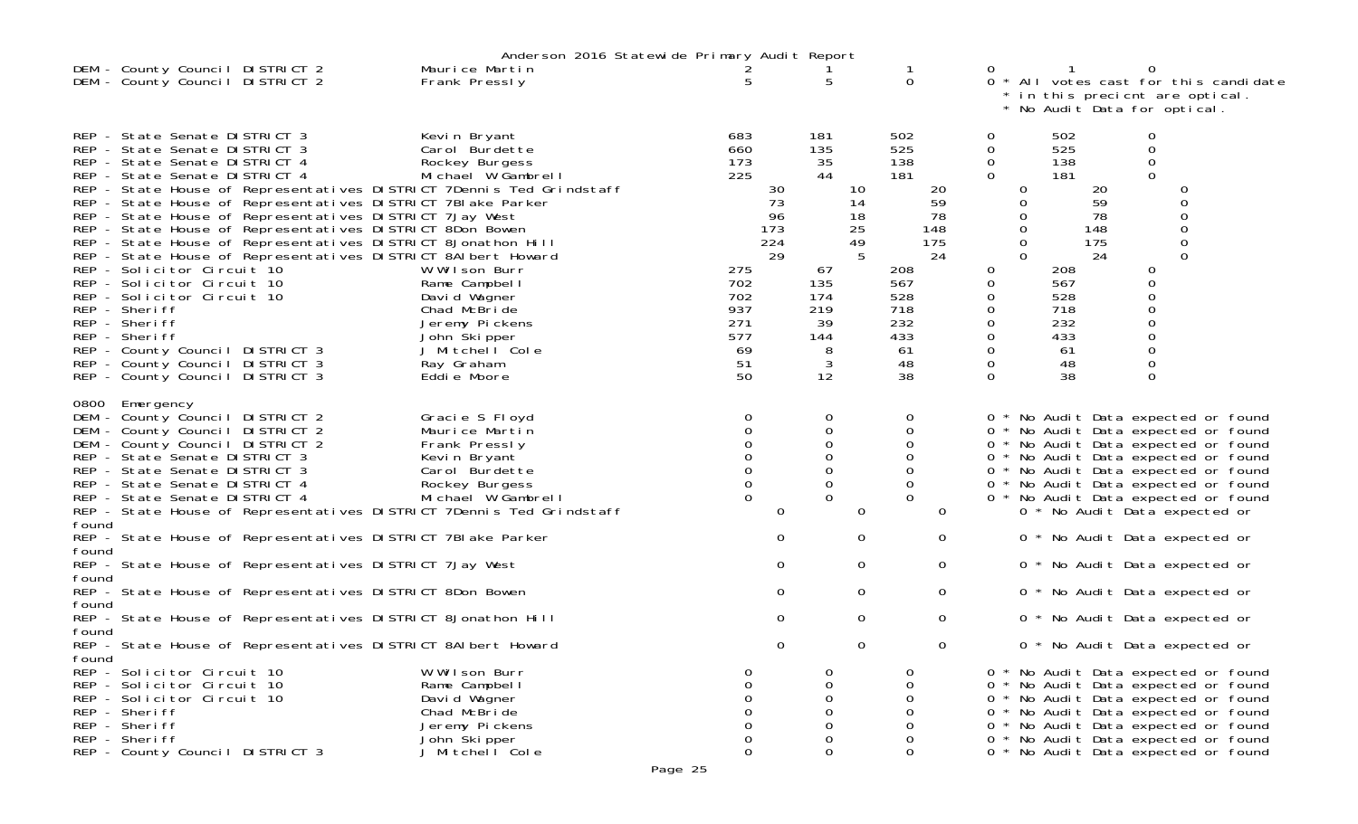Anderson 2016 Statewide Primary Audit Report

| Contest | Candidate | | | | | | | |
|---|---|---|---|---|---|---|---|---|
| DEM - County Council DISTRICT 2 | Maurice Martin | 2 | 1 | 1 | 0 | 1 | 0 | |
| DEM - County Council DISTRICT 2 | Frank Pressly | 5 | 5 | 0 | 0 | | | * All votes cast for this candidate * in this precicnt are optical. * No Audit Data for optical. |
| REP - State Senate DISTRICT 3 | Kevin Bryant | 683 | 181 | 502 | 0 | 502 | 0 | |
| REP - State Senate DISTRICT 3 | Carol Burdette | 660 | 135 | 525 | 0 | 525 | 0 | |
| REP - State Senate DISTRICT 4 | Rockey Burgess | 173 | 35 | 138 | 0 | 138 | 0 | |
| REP - State Senate DISTRICT 4 | Michael W Gambrell | 225 | 44 | 181 | 0 | 181 | 0 | |
| REP - State House of Representatives DISTRICT 7 | Dennis Ted Grindstaff | 30 | 10 | 20 | 0 | 20 | 0 | |
| REP - State House of Representatives DISTRICT 7 | Blake Parker | 73 | 14 | 59 | 0 | 59 | 0 | |
| REP - State House of Representatives DISTRICT 7 | Jay West | 96 | 18 | 78 | 0 | 78 | 0 | |
| REP - State House of Representatives DISTRICT 8 | Don Bowen | 173 | 25 | 148 | 0 | 148 | 0 | |
| REP - State House of Representatives DISTRICT 8 | Jonathon Hill | 224 | 49 | 175 | 0 | 175 | 0 | |
| REP - State House of Representatives DISTRICT 8 | Albert Howard | 29 | 5 | 24 | 0 | 24 | 0 | |
| REP - Solicitor Circuit 10 | W Wilson Burr | 275 | 67 | 208 | 0 | 208 | 0 | |
| REP - Solicitor Circuit 10 | Rame Campbell | 702 | 135 | 567 | 0 | 567 | 0 | |
| REP - Solicitor Circuit 10 | David Wagner | 702 | 174 | 528 | 0 | 528 | 0 | |
| REP - Sheriff | Chad McBride | 937 | 219 | 718 | 0 | 718 | 0 | |
| REP - Sheriff | Jeremy Pickens | 271 | 39 | 232 | 0 | 232 | 0 | |
| REP - Sheriff | John Skipper | 577 | 144 | 433 | 0 | 433 | 0 | |
| REP - County Council DISTRICT 3 | J Mitchell Cole | 69 | 8 | 61 | 0 | 61 | 0 | |
| REP - County Council DISTRICT 3 | Ray Graham | 51 | 3 | 48 | 0 | 48 | 0 | |
| REP - County Council DISTRICT 3 | Eddie Moore | 50 | 12 | 38 | 0 | 38 | 0 | |

0800 Emergency

| Contest | Candidate | | | | | |
|---|---|---|---|---|---|---|
| DEM - County Council DISTRICT 2 | Gracie S Floyd | 0 | 0 | 0 | 0 | * No Audit Data expected or found |
| DEM - County Council DISTRICT 2 | Maurice Martin | 0 | 0 | 0 | 0 | * No Audit Data expected or found |
| DEM - County Council DISTRICT 2 | Frank Pressly | 0 | 0 | 0 | 0 | * No Audit Data expected or found |
| REP - State Senate DISTRICT 3 | Kevin Bryant | 0 | 0 | 0 | 0 | * No Audit Data expected or found |
| REP - State Senate DISTRICT 3 | Carol Burdette | 0 | 0 | 0 | 0 | * No Audit Data expected or found |
| REP - State Senate DISTRICT 4 | Rockey Burgess | 0 | 0 | 0 | 0 | * No Audit Data expected or found |
| REP - State Senate DISTRICT 4 | Michael W Gambrell | 0 | 0 | 0 | 0 | * No Audit Data expected or found |
| REP - State House of Representatives DISTRICT 7 | Dennis Ted Grindstaff | 0 | 0 | 0 | 0 | * No Audit Data expected or found |
| REP - State House of Representatives DISTRICT 7 | Blake Parker | 0 | 0 | 0 | 0 | * No Audit Data expected or found |
| REP - State House of Representatives DISTRICT 7 | Jay West | 0 | 0 | 0 | 0 | * No Audit Data expected or found |
| REP - State House of Representatives DISTRICT 8 | Don Bowen | 0 | 0 | 0 | 0 | * No Audit Data expected or found |
| REP - State House of Representatives DISTRICT 8 | Jonathon Hill | 0 | 0 | 0 | 0 | * No Audit Data expected or found |
| REP - State House of Representatives DISTRICT 8 | Albert Howard | 0 | 0 | 0 | 0 | * No Audit Data expected or found |
| REP - Solicitor Circuit 10 | W Wilson Burr | 0 | 0 | 0 | 0 | * No Audit Data expected or found |
| REP - Solicitor Circuit 10 | Rame Campbell | 0 | 0 | 0 | 0 | * No Audit Data expected or found |
| REP - Solicitor Circuit 10 | David Wagner | 0 | 0 | 0 | 0 | * No Audit Data expected or found |
| REP - Sheriff | Chad McBride | 0 | 0 | 0 | 0 | * No Audit Data expected or found |
| REP - Sheriff | Jeremy Pickens | 0 | 0 | 0 | 0 | * No Audit Data expected or found |
| REP - Sheriff | John Skipper | 0 | 0 | 0 | 0 | * No Audit Data expected or found |
| REP - County Council DISTRICT 3 | J Mitchell Cole | 0 | 0 | 0 | 0 | * No Audit Data expected or found |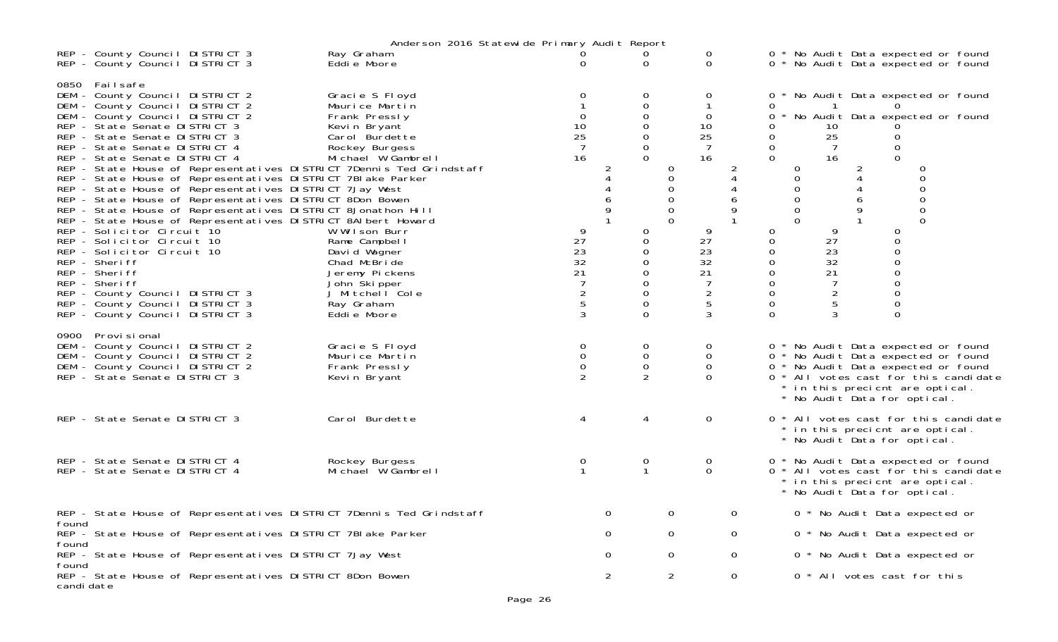Anderson 2016 Statewide Primary Audit Report

| Contest | Candidate | | | | | | | |
|---|---|---|---|---|---|---|---|---|
| REP - County Council DISTRICT 3 | Ray Graham | 0 | 0 | 0 | 0 * No Audit Data expected or found | | | |
| REP - County Council DISTRICT 3 | Eddie Moore | 0 | 0 | 0 | 0 * No Audit Data expected or found | | | |
| **0850 Failsafe** | | | | | | | | |
| DEM - County Council DISTRICT 2 | Gracie S Floyd | 0 | 0 | 0 | 0 * No Audit Data expected or found | | | |
| DEM - County Council DISTRICT 2 | Maurice Martin | 1 | 0 | 1 | 0 | 1 | 0 | |
| DEM - County Council DISTRICT 2 | Frank Pressly | 0 | 0 | 0 | 0 * No Audit Data expected or found | | | |
| REP - State Senate DISTRICT 3 | Kevin Bryant | 10 | 0 | 10 | 0 | 10 | 0 | |
| REP - State Senate DISTRICT 3 | Carol Burdette | 25 | 0 | 25 | 0 | 25 | 0 | |
| REP - State Senate DISTRICT 4 | Rockey Burgess | 7 | 0 | 7 | 0 | 7 | 0 | |
| REP - State Senate DISTRICT 4 | Michael W Gambrell | 16 | 0 | 16 | 0 | 16 | 0 | |
| REP - State House of Representatives DISTRICT 7 | Dennis Ted Grindstaff | 2 | 0 | 2 | 0 | 2 | 0 | |
| REP - State House of Representatives DISTRICT 7 | Blake Parker | 4 | 0 | 4 | 0 | 4 | 0 | |
| REP - State House of Representatives DISTRICT 7 | Jay West | 4 | 0 | 4 | 0 | 4 | 0 | |
| REP - State House of Representatives DISTRICT 8 | Don Bowen | 6 | 0 | 6 | 0 | 6 | 0 | |
| REP - State House of Representatives DISTRICT 8 | Jonathon Hill | 9 | 0 | 9 | 0 | 9 | 0 | |
| REP - State House of Representatives DISTRICT 8 | Albert Howard | 1 | 0 | 1 | 0 | 1 | 0 | |
| REP - Solicitor Circuit 10 | W Wilson Burr | 9 | 0 | 9 | 0 | 9 | 0 | |
| REP - Solicitor Circuit 10 | Rame Campbell | 27 | 0 | 27 | 0 | 27 | 0 | |
| REP - Solicitor Circuit 10 | David Wagner | 23 | 0 | 23 | 0 | 23 | 0 | |
| REP - Sheriff | Chad McBride | 32 | 0 | 32 | 0 | 32 | 0 | |
| REP - Sheriff | Jeremy Pickens | 21 | 0 | 21 | 0 | 21 | 0 | |
| REP - Sheriff | John Skipper | 7 | 0 | 7 | 0 | 7 | 0 | |
| REP - County Council DISTRICT 3 | J Mitchell Cole | 2 | 0 | 2 | 0 | 2 | 0 | |
| REP - County Council DISTRICT 3 | Ray Graham | 5 | 0 | 5 | 0 | 5 | 0 | |
| REP - County Council DISTRICT 3 | Eddie Moore | 3 | 0 | 3 | 0 | 3 | 0 | |
| **0900 Provisional** | | | | | | | | |
| DEM - County Council DISTRICT 2 | Gracie S Floyd | 0 | 0 | 0 | 0 * No Audit Data expected or found | | | |
| DEM - County Council DISTRICT 2 | Maurice Martin | 0 | 0 | 0 | 0 * No Audit Data expected or found | | | |
| DEM - County Council DISTRICT 2 | Frank Pressly | 0 | 0 | 0 | 0 * No Audit Data expected or found | | | |
| REP - State Senate DISTRICT 3 | Kevin Bryant | 2 | 2 | 0 | 0 * All votes cast for this candidate * in this precicnt are optical. * No Audit Data for optical. | | | |
| REP - State Senate DISTRICT 3 | Carol Burdette | 4 | 4 | 0 | 0 * All votes cast for this candidate * in this precicnt are optical. * No Audit Data for optical. | | | |
| REP - State Senate DISTRICT 4 | Rockey Burgess | 0 | 0 | 0 | 0 * No Audit Data expected or found | | | |
| REP - State Senate DISTRICT 4 | Michael W Gambrell | 1 | 1 | 0 | 0 * All votes cast for this candidate * in this precicnt are optical. * No Audit Data for optical. | | | |
| REP - State House of Representatives DISTRICT 7 | Dennis Ted Grindstaff | 0 | 0 | 0 | 0 * No Audit Data expected or found | | | |
| REP - State House of Representatives DISTRICT 7 | Blake Parker | 0 | 0 | 0 | 0 * No Audit Data expected or found | | | |
| REP - State House of Representatives DISTRICT 7 | Jay West | 0 | 0 | 0 | 0 * No Audit Data expected or found | | | |
| REP - State House of Representatives DISTRICT 8 | Don Bowen | 2 | 2 | 0 | 0 * All votes cast for this candidate | | | |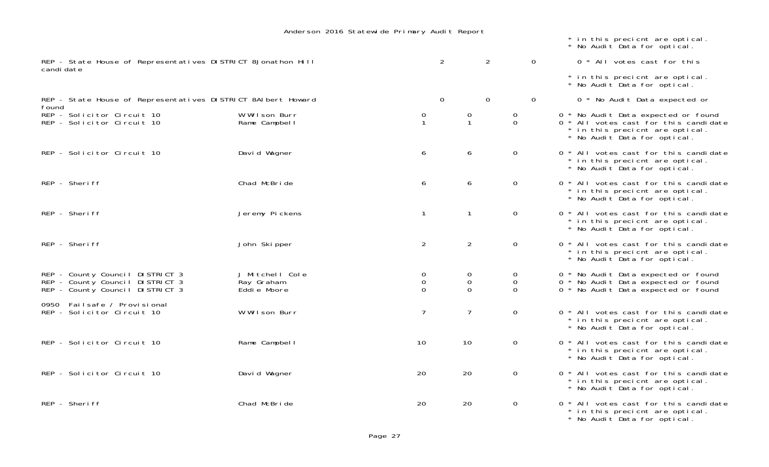Anderson 2016 Statewide Primary Audit Report

\* in this precicnt are optical.
\* No Audit Data for optical.

| Contest | Candidate | | | | Notes |
|---|---|---|---|---|---|
| REP - State House of Representatives DISTRICT 8 | Jonathon Hill | 2 | 2 | 0 | 0 * All votes cast for this candidate * in this precicnt are optical. * No Audit Data for optical. |
| REP - State House of Representatives DISTRICT 8 | Albert Howard | 0 | 0 | 0 | 0 * No Audit Data expected or found |
| REP - Solicitor Circuit 10 | W Wilson Burr | 0 | 0 | 0 | 0 * No Audit Data expected or found |
| REP - Solicitor Circuit 10 | Rame Campbell | 1 | 1 | 0 | 0 * All votes cast for this candidate * in this precicnt are optical. * No Audit Data for optical. |
| REP - Solicitor Circuit 10 | David Wagner | 6 | 6 | 0 | 0 * All votes cast for this candidate * in this precicnt are optical. * No Audit Data for optical. |
| REP - Sheriff | Chad McBride | 6 | 6 | 0 | 0 * All votes cast for this candidate * in this precicnt are optical. * No Audit Data for optical. |
| REP - Sheriff | Jeremy Pickens | 1 | 1 | 0 | 0 * All votes cast for this candidate * in this precicnt are optical. * No Audit Data for optical. |
| REP - Sheriff | John Skipper | 2 | 2 | 0 | 0 * All votes cast for this candidate * in this precicnt are optical. * No Audit Data for optical. |
| REP - County Council DISTRICT 3 | J Mitchell Cole | 0 | 0 | 0 | 0 * No Audit Data expected or found |
| REP - County Council DISTRICT 3 | Ray Graham | 0 | 0 | 0 | 0 * No Audit Data expected or found |
| REP - County Council DISTRICT 3 | Eddie Moore | 0 | 0 | 0 | 0 * No Audit Data expected or found |
| **0950 Failsafe / Provisional** | | | | | |
| REP - Solicitor Circuit 10 | W Wilson Burr | 7 | 7 | 0 | 0 * All votes cast for this candidate * in this precicnt are optical. * No Audit Data for optical. |
| REP - Solicitor Circuit 10 | Rame Campbell | 10 | 10 | 0 | 0 * All votes cast for this candidate * in this precicnt are optical. * No Audit Data for optical. |
| REP - Solicitor Circuit 10 | David Wagner | 20 | 20 | 0 | 0 * All votes cast for this candidate * in this precicnt are optical. * No Audit Data for optical. |
| REP - Sheriff | Chad McBride | 20 | 20 | 0 | 0 * All votes cast for this candidate * in this precicnt are optical. * No Audit Data for optical. |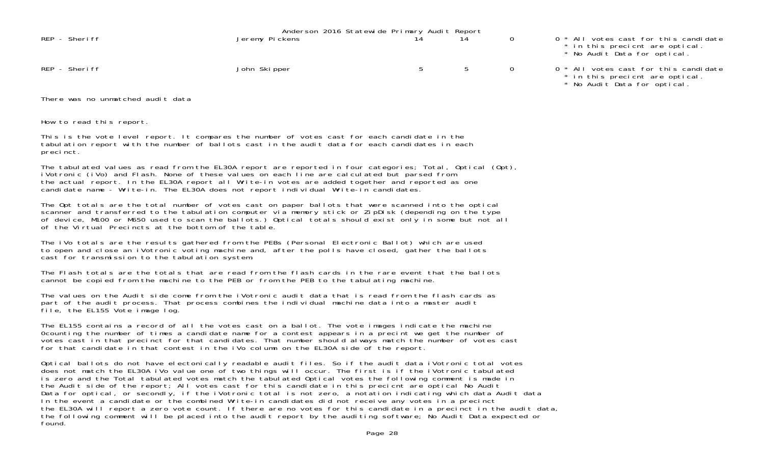Anderson 2016 Statewide Primary Audit Report

| | | | | | | |
|---|---|---|---|---|---|---|
| REP - Sheriff | Jeremy Pickens | 14 | 14 | 0 | 0 | * All votes cast for this candidate * in this precicnt are optical. * No Audit Data for optical. |
| REP - Sheriff | John Skipper | 5 | 5 | 0 | 0 | * All votes cast for this candidate * in this precicnt are optical. * No Audit Data for optical. |

There was no unmatched audit data

How to read this report.

This is the vote level report. It compares the number of votes cast for each candidate in the tabulation report with the number of ballots cast in the audit data for each candidates in each precinct.

The tabulated values as read from the EL30A report are reported in four categories; Total, Optical (Opt), iVotronic (iVo) and Flash. None of these values on each line are calculated but parsed from the actual report. In the EL30A report all Write-in votes are added together and reported as one candidate name - Write-in. The EL30A does not report individual Write-in candidates.

The Opt totals are the total number of votes cast on paper ballots that were scanned into the optical scanner and transferred to the tabulation computer via memory stick or ZipDisk (depending on the type of device, M100 or M650 used to scan the ballots.) Optical totals should exist only in some but not all of the Virtual Precincts at the bottom of the table.

The iVo totals are the results gathered from the PEBs (Personal Electronic Ballot) which are used to open and close an iVotronic voting machine and, after the polls have closed, gather the ballots cast for transmission to the tabulation system.

The Flash totals are the totals that are read from the flash cards in the rare event that the ballots cannot be copied from the machine to the PEB or from the PEB to the tabulating machine.

The values on the Audit side come from the iVotronic audit data that is read from the flash cards as part of the audit process. That process combines the individual machine data into a master audit file, the EL155 Vote image log.

The EL155 contains a record of all the votes cast on a ballot. The vote images indicate the machine 0counting the number of times a candidate name for a contest appears in a precint we get the number of votes cast in that precinct for that candidates. That number should always match the number of votes cast for that candidate in that contest in the iVo column on the EL30A side of the report.

Optical ballots do not have electonically readable audit files. So if the audit data iVotronic total votes does not match the EL30A iVo value one of two things will occur. The first is if the iVotronic tabulated is zero and the Total tabulated votes match the tabulated Optical votes the following comment is made in the Audit side of the report; All votes cast for this candidate in this precicnt are optical No Audit Data for optical, or secondly, if the iVotronic total is not zero, a notation indicating which data Audit data In the event a candidate or the combined Write-in candidates did not receive any votes in a precinct the EL30A will report a zero vote count. If there are no votes for this candidate in a precinct in the audit data, the following comment will be placed into the audit report by the auditing software; No Audit Data expected or found.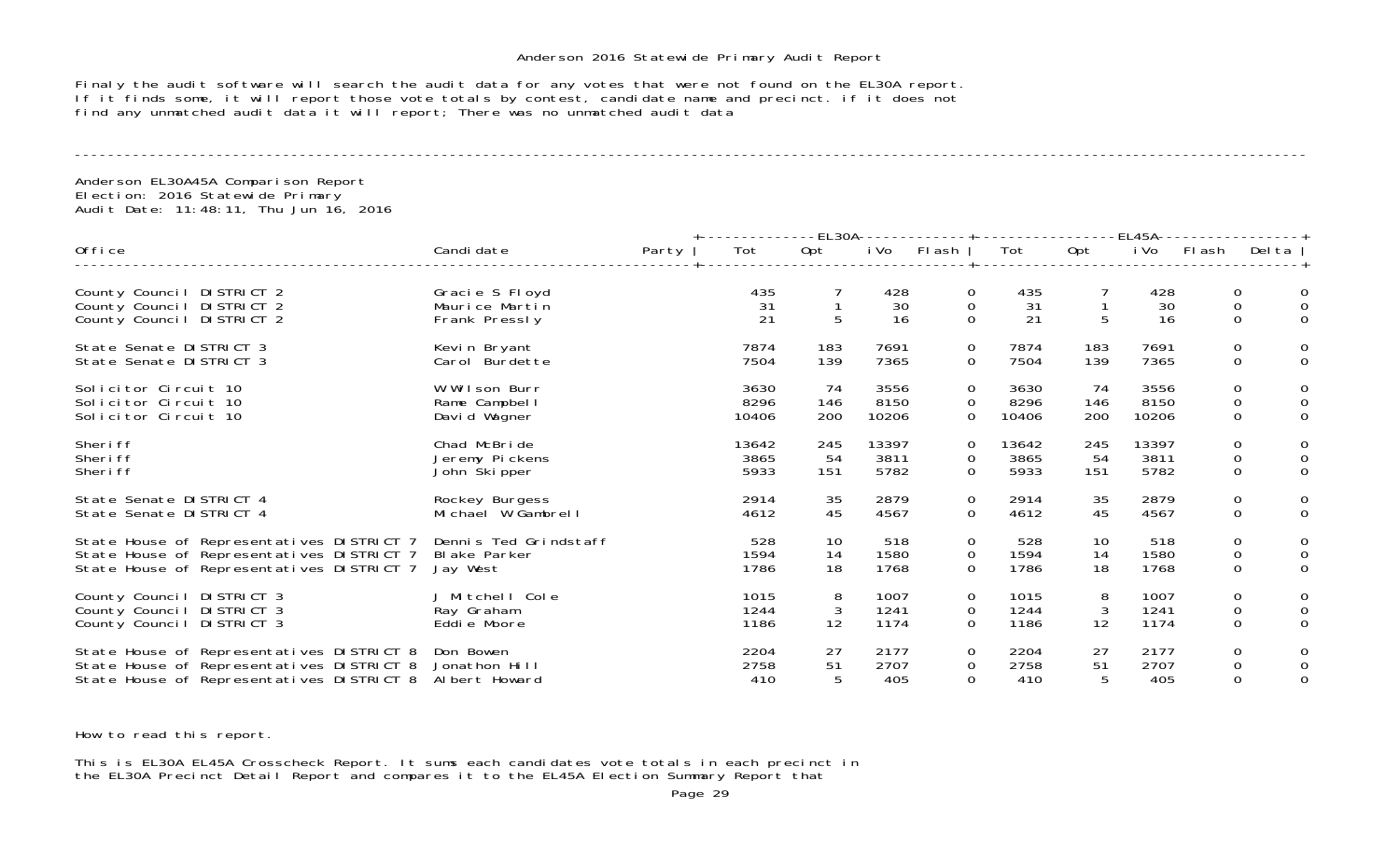Anderson 2016 Statewide Primary Audit Report

Finaly the audit software will search the audit data for any votes that were not found on the EL30A report. If it finds some, it will report those vote totals by contest, candidate name and precinct. if it does not find any unmatched audit data it will report; There was no unmatched audit data

---

Anderson EL30A45A Comparison Report
Election: 2016 Statewide Primary
Audit Date: 11:48:11, Thu Jun 16, 2016

| Office | Candidate | Party | EL30A Tot | EL30A Opt | EL30A iVo | EL30A Flash | EL45A Tot | EL45A Opt | EL45A iVo | EL45A Flash | Delta |
|---|---|---|---|---|---|---|---|---|---|---|---|
| County Council DISTRICT 2 | Gracie S Floyd | | 435 | 7 | 428 | 0 | 435 | 7 | 428 | 0 | 0 |
| County Council DISTRICT 2 | Maurice Martin | | 31 | 1 | 30 | 0 | 31 | 1 | 30 | 0 | 0 |
| County Council DISTRICT 2 | Frank Pressly | | 21 | 5 | 16 | 0 | 21 | 5 | 16 | 0 | 0 |
| State Senate DISTRICT 3 | Kevin Bryant | | 7874 | 183 | 7691 | 0 | 7874 | 183 | 7691 | 0 | 0 |
| State Senate DISTRICT 3 | Carol Burdette | | 7504 | 139 | 7365 | 0 | 7504 | 139 | 7365 | 0 | 0 |
| Solicitor Circuit 10 | W Wilson Burr | | 3630 | 74 | 3556 | 0 | 3630 | 74 | 3556 | 0 | 0 |
| Solicitor Circuit 10 | Rame Campbell | | 8296 | 146 | 8150 | 0 | 8296 | 146 | 8150 | 0 | 0 |
| Solicitor Circuit 10 | David Wagner | | 10406 | 200 | 10206 | 0 | 10406 | 200 | 10206 | 0 | 0 |
| Sheriff | Chad McBride | | 13642 | 245 | 13397 | 0 | 13642 | 245 | 13397 | 0 | 0 |
| Sheriff | Jeremy Pickens | | 3865 | 54 | 3811 | 0 | 3865 | 54 | 3811 | 0 | 0 |
| Sheriff | John Skipper | | 5933 | 151 | 5782 | 0 | 5933 | 151 | 5782 | 0 | 0 |
| State Senate DISTRICT 4 | Rockey Burgess | | 2914 | 35 | 2879 | 0 | 2914 | 35 | 2879 | 0 | 0 |
| State Senate DISTRICT 4 | Michael W Gambrell | | 4612 | 45 | 4567 | 0 | 4612 | 45 | 4567 | 0 | 0 |
| State House of Representatives DISTRICT 7 | Dennis Ted Grindstaff | | 528 | 10 | 518 | 0 | 528 | 10 | 518 | 0 | 0 |
| State House of Representatives DISTRICT 7 | Blake Parker | | 1594 | 14 | 1580 | 0 | 1594 | 14 | 1580 | 0 | 0 |
| State House of Representatives DISTRICT 7 | Jay West | | 1786 | 18 | 1768 | 0 | 1786 | 18 | 1768 | 0 | 0 |
| County Council DISTRICT 3 | J Mitchell Cole | | 1015 | 8 | 1007 | 0 | 1015 | 8 | 1007 | 0 | 0 |
| County Council DISTRICT 3 | Ray Graham | | 1244 | 3 | 1241 | 0 | 1244 | 3 | 1241 | 0 | 0 |
| County Council DISTRICT 3 | Eddie Moore | | 1186 | 12 | 1174 | 0 | 1186 | 12 | 1174 | 0 | 0 |
| State House of Representatives DISTRICT 8 | Don Bowen | | 2204 | 27 | 2177 | 0 | 2204 | 27 | 2177 | 0 | 0 |
| State House of Representatives DISTRICT 8 | Jonathon Hill | | 2758 | 51 | 2707 | 0 | 2758 | 51 | 2707 | 0 | 0 |
| State House of Representatives DISTRICT 8 | Albert Howard | | 410 | 5 | 405 | 0 | 410 | 5 | 405 | 0 | 0 |

How to read this report.

This is EL30A EL45A Crosscheck Report. It sums each candidates vote totals in each precinct in the EL30A Precinct Detail Report and compares it to the EL45A Election Summary Report that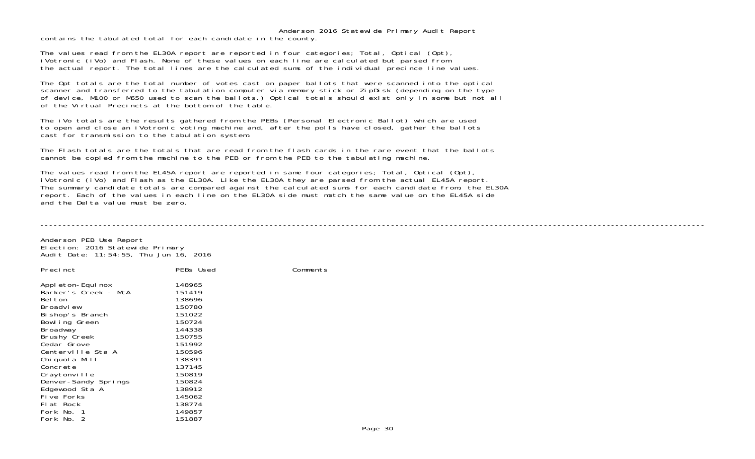contains the tabulated total for each candidate in the county.

The values read from the EL30A report are reported in four categories; Total, Optical (Opt), iVotronic (iVo) and Flash. None of these values on each line are calculated but parsed from the actual report. The total lines are the calculated sums of the individual precince line values.

The Opt totals are the total number of votes cast on paper ballots that were scanned into the optical scanner and transferred to the tabulation computer via memory stick or ZipDisk (depending on the type of device, M100 or M650 used to scan the ballots.) Optical totals should exist only in some but not all of the Virtual Precincts at the bottom of the table.

The iVo totals are the results gathered from the PEBs (Personal Electronic Ballot) which are used to open and close an iVotronic voting machine and, after the polls have closed, gather the ballots cast for transmission to the tabulation system.

The Flash totals are the totals that are read from the flash cards in the rare event that the ballots cannot be copied from the machine to the PEB or from the PEB to the tabulating machine.

The values read from the EL45A report are reported in same four categories; Total, Optical (Opt), iVotronic (iVo) and Flash as the EL30A. Like the EL30A they are parsed from the actual EL45A report. The summary candidate totals are compared against the calculated sums for each candidate from the EL30A report. Each of the values in each line on the EL30A side must match the same value on the EL45A side and the Delta value must be zero.

---

Anderson PEB Use Report
Election: 2016 Statewide Primary
Audit Date: 11:54:55, Thu Jun 16, 2016

| Precinct | PEBs Used | Comments |
|---|---|---|
| Appleton-Equinox | 148965 | |
| Barker's Creek - McA | 151419 | |
| Belton | 138696 | |
| Broadview | 150780 | |
| Bishop's Branch | 151022 | |
| Bowling Green | 150724 | |
| Broadway | 144338 | |
| Brushy Creek | 150755 | |
| Cedar Grove | 151992 | |
| Centerville Sta A | 150596 | |
| Chiquola Mill | 138391 | |
| Concrete | 137145 | |
| Craytonville | 150819 | |
| Denver-Sandy Springs | 150824 | |
| Edgewood Sta A | 138912 | |
| Five Forks | 145062 | |
| Flat Rock | 138774 | |
| Fork No. 1 | 149857 | |
| Fork No. 2 | 151887 | |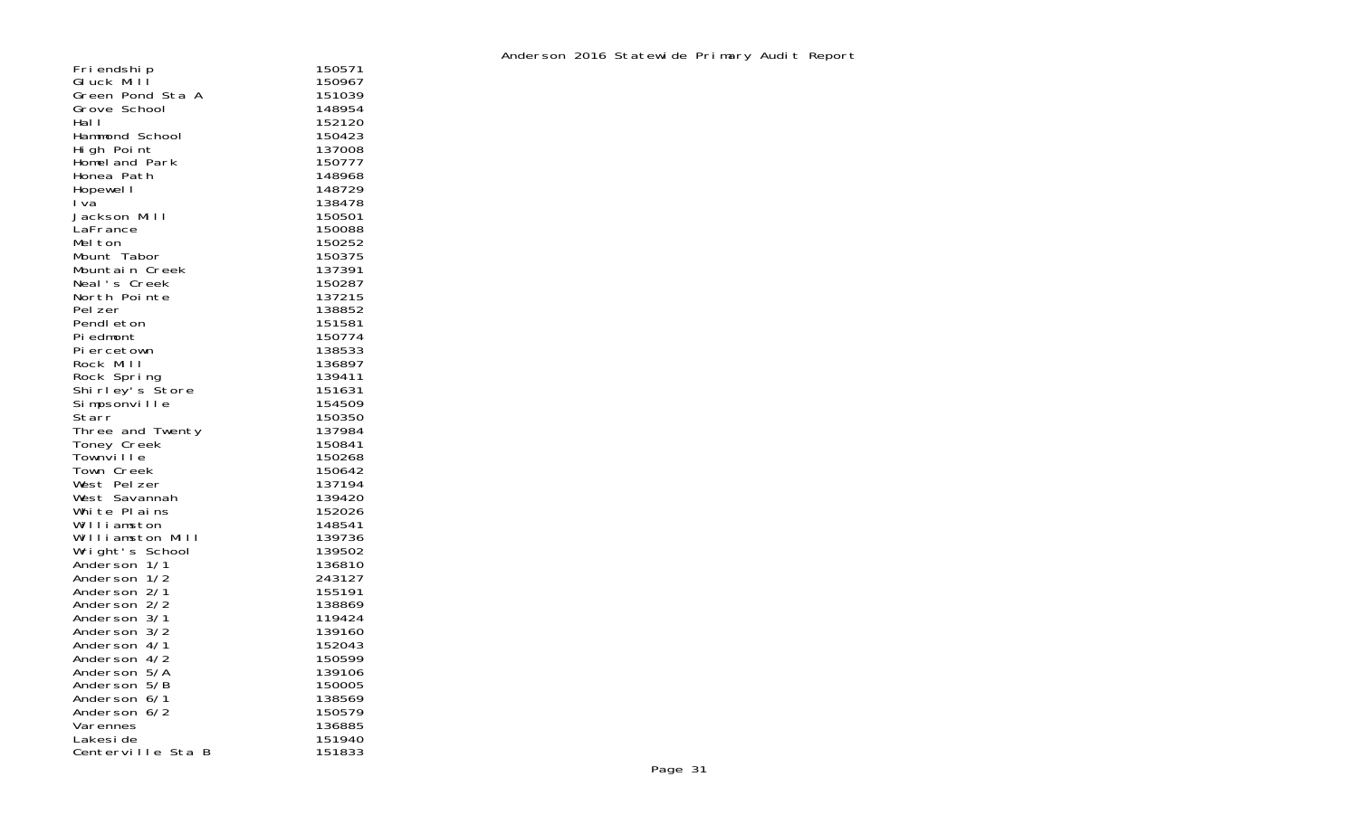# Anderson 2016 Statewide Primary Audit Report

| | |
|---|---|
| Friendship | 150571 |
| Gluck Mill | 150967 |
| Green Pond Sta A | 151039 |
| Grove School | 148954 |
| Hall | 152120 |
| Hammond School | 150423 |
| High Point | 137008 |
| Homeland Park | 150777 |
| Honea Path | 148968 |
| Hopewell | 148729 |
| Iva | 138478 |
| Jackson Mill | 150501 |
| LaFrance | 150088 |
| Melton | 150252 |
| Mount Tabor | 150375 |
| Mountain Creek | 137391 |
| Neal's Creek | 150287 |
| North Pointe | 137215 |
| Pelzer | 138852 |
| Pendleton | 151581 |
| Piedmont | 150774 |
| Piercetown | 138533 |
| Rock Mill | 136897 |
| Rock Spring | 139411 |
| Shirley's Store | 151631 |
| Simpsonville | 154509 |
| Starr | 150350 |
| Three and Twenty | 137984 |
| Toney Creek | 150841 |
| Townville | 150268 |
| Town Creek | 150642 |
| West Pelzer | 137194 |
| West Savannah | 139420 |
| White Plains | 152026 |
| Williamston | 148541 |
| Williamston Mill | 139736 |
| Wright's School | 139502 |
| Anderson 1/1 | 136810 |
| Anderson 1/2 | 243127 |
| Anderson 2/1 | 155191 |
| Anderson 2/2 | 138869 |
| Anderson 3/1 | 119424 |
| Anderson 3/2 | 139160 |
| Anderson 4/1 | 152043 |
| Anderson 4/2 | 150599 |
| Anderson 5/A | 139106 |
| Anderson 5/B | 150005 |
| Anderson 6/1 | 138569 |
| Anderson 6/2 | 150579 |
| Varennes | 136885 |
| Lakeside | 151940 |
| Centerville Sta B | 151833 |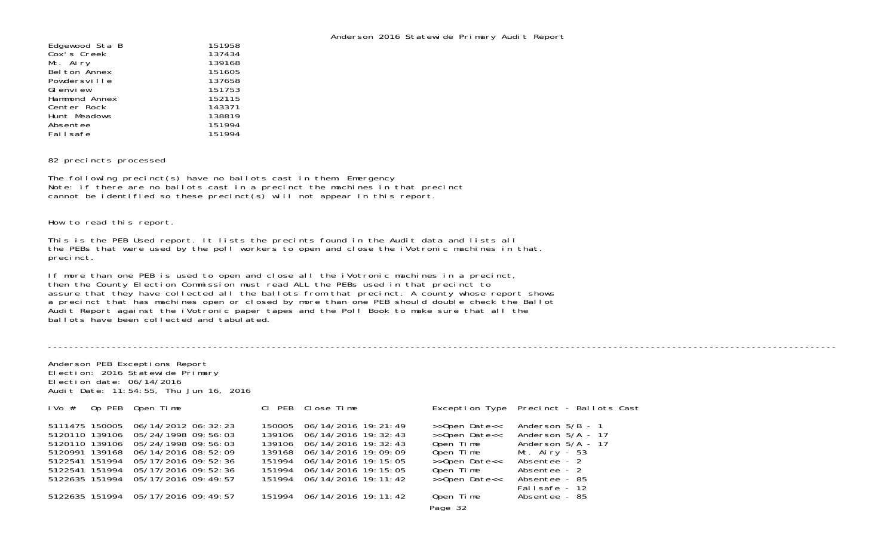| | |
|---|---|
| Edgewood Sta B | 151958 |
| Cox's Creek | 137434 |
| Mt. Airy | 139168 |
| Belton Annex | 151605 |
| Powdersville | 137658 |
| Glenview | 151753 |
| Hammond Annex | 152115 |
| Center Rock | 143371 |
| Hunt Meadows | 138819 |
| Absentee | 151994 |
| Failsafe | 151994 |

82 precincts processed

The following precinct(s) have no ballots cast in them: Emergency
Note: if there are no ballots cast in a precinct the machines in that precinct cannot be identified so these precinct(s) will not appear in this report.

How to read this report.

This is the PEB Used report. It lists the precints found in the Audit data and lists all the PEBs that were used by the poll workers to open and close the iVotronic machines in that. precinct.

If more than one PEB is used to open and close all the iVotronic machines in a precinct, then the County Election Commission must read ALL the PEBs used in that precinct to assure that they have collected all the ballots from that precinct. A county whose report shows a precinct that has machines open or closed by more than one PEB should double check the Ballot Audit Report against the iVotronic paper tapes and the Poll Book to make sure that all the ballots have been collected and tabulated.

---

Anderson PEB Exceptions Report
Election: 2016 Statewide Primary
Election date: 06/14/2016
Audit Date: 11:54:55, Thu Jun 16, 2016

| iVo # | Op PEB | Open Time | Cl PEB | Close Time | Exception Type | Precinct - Ballots Cast |
|---|---|---|---|---|---|---|
| 5111475 | 150005 | 06/14/2012 06:32:23 | 150005 | 06/14/2016 19:21:49 | >>Open Date<< | Anderson 5/B - 1 |
| 5120110 | 139106 | 05/24/1998 09:56:03 | 139106 | 06/14/2016 19:32:43 | >>Open Date<< | Anderson 5/A - 17 |
| 5120110 | 139106 | 05/24/1998 09:56:03 | 139106 | 06/14/2016 19:32:43 | Open Time | Anderson 5/A - 17 |
| 5120991 | 139168 | 06/14/2016 08:52:09 | 139168 | 06/14/2016 19:09:09 | Open Time | Mt. Airy - 53 |
| 5122541 | 151994 | 05/17/2016 09:52:36 | 151994 | 06/14/2016 19:15:05 | >>Open Date<< | Absentee - 2 |
| 5122541 | 151994 | 05/17/2016 09:52:36 | 151994 | 06/14/2016 19:15:05 | Open Time | Absentee - 2 |
| 5122635 | 151994 | 05/17/2016 09:49:57 | 151994 | 06/14/2016 19:11:42 | >>Open Date<< | Absentee - 85<br>Failsafe - 12 |
| 5122635 | 151994 | 05/17/2016 09:49:57 | 151994 | 06/14/2016 19:11:42 | Open Time | Absentee - 85 |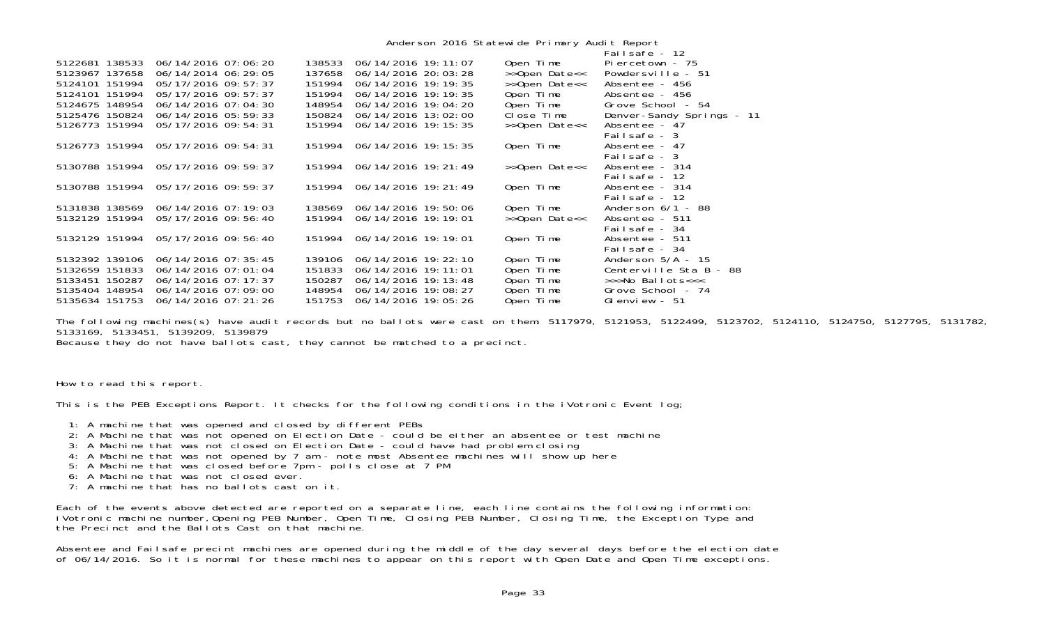# Anderson 2016 Statewide Primary Audit Report

| | | | | | | |
|---|---|---|---|---|---|---|
| | | | | | | Failsafe - 12 |
| 5122681 | 138533 | 06/14/2016 07:06:20 | 138533 | 06/14/2016 19:11:07 | Open Time | Piercetown - 75 |
| 5123967 | 137658 | 06/14/2014 06:29:05 | 137658 | 06/14/2016 20:03:28 | >>Open Date<< | Powdersville - 51 |
| 5124101 | 151994 | 05/17/2016 09:57:37 | 151994 | 06/14/2016 19:19:35 | >>Open Date<< | Absentee - 456 |
| 5124101 | 151994 | 05/17/2016 09:57:37 | 151994 | 06/14/2016 19:19:35 | Open Time | Absentee - 456 |
| 5124675 | 148954 | 06/14/2016 07:04:30 | 148954 | 06/14/2016 19:04:20 | Open Time | Grove School - 54 |
| 5125476 | 150824 | 06/14/2016 05:59:33 | 150824 | 06/14/2016 13:02:00 | Close Time | Denver-Sandy Springs - 11 |
| 5126773 | 151994 | 05/17/2016 09:54:31 | 151994 | 06/14/2016 19:15:35 | >>Open Date<< | Absentee - 47<br>Failsafe - 3 |
| 5126773 | 151994 | 05/17/2016 09:54:31 | 151994 | 06/14/2016 19:15:35 | Open Time | Absentee - 47<br>Failsafe - 3 |
| 5130788 | 151994 | 05/17/2016 09:59:37 | 151994 | 06/14/2016 19:21:49 | >>Open Date<< | Absentee - 314<br>Failsafe - 12 |
| 5130788 | 151994 | 05/17/2016 09:59:37 | 151994 | 06/14/2016 19:21:49 | Open Time | Absentee - 314<br>Failsafe - 12 |
| 5131838 | 138569 | 06/14/2016 07:19:03 | 138569 | 06/14/2016 19:50:06 | Open Time | Anderson 6/1 - 88 |
| 5132129 | 151994 | 05/17/2016 09:56:40 | 151994 | 06/14/2016 19:19:01 | >>Open Date<< | Absentee - 511<br>Failsafe - 34 |
| 5132129 | 151994 | 05/17/2016 09:56:40 | 151994 | 06/14/2016 19:19:01 | Open Time | Absentee - 511<br>Failsafe - 34 |
| 5132392 | 139106 | 06/14/2016 07:35:45 | 139106 | 06/14/2016 19:22:10 | Open Time | Anderson 5/A - 15 |
| 5132659 | 151833 | 06/14/2016 07:01:04 | 151833 | 06/14/2016 19:11:01 | Open Time | Centerville Sta B - 88 |
| 5133451 | 150287 | 06/14/2016 07:17:37 | 150287 | 06/14/2016 19:13:48 | Open Time | >>>No Ballots<<< |
| 5135404 | 148954 | 06/14/2016 07:09:00 | 148954 | 06/14/2016 19:08:27 | Open Time | Grove School - 74 |
| 5135634 | 151753 | 06/14/2016 07:21:26 | 151753 | 06/14/2016 19:05:26 | Open Time | Glenview - 51 |

The following machines(s) have audit records but no ballots were cast on them: 5117979, 5121953, 5122499, 5123702, 5124110, 5124750, 5127795, 5131782, 5133169, 5133451, 5139209, 5139879

Because they do not have ballots cast, they cannot be matched to a precinct.

How to read this report.

This is the PEB Exceptions Report. It checks for the following conditions in the iVotronic Event log;

1: A machine that was opened and closed by different PEBs
2: A Machine that was not opened on Election Date - could be either an absentee or test machine
3: A Machine that was not closed on Election Date - could have had problem closing
4: A Machine that was not opened by 7 am - note most Absentee machines will show up here
5: A Machine that was closed before 7pm - polls close at 7 PM
6: A Machine that was not closed ever.
7: A machine that has no ballots cast on it.

Each of the events above detected are reported on a separate line, each line contains the following information: iVotronic machine number,Opening PEB Number, Open Time, Closing PEB Number, Closing Time, the Exception Type and the Precinct and the Ballots Cast on that machine.

Absentee and Failsafe precint machines are opened during the middle of the day several days before the election date of 06/14/2016. So it is normal for these machines to appear on this report with Open Date and Open Time exceptions.